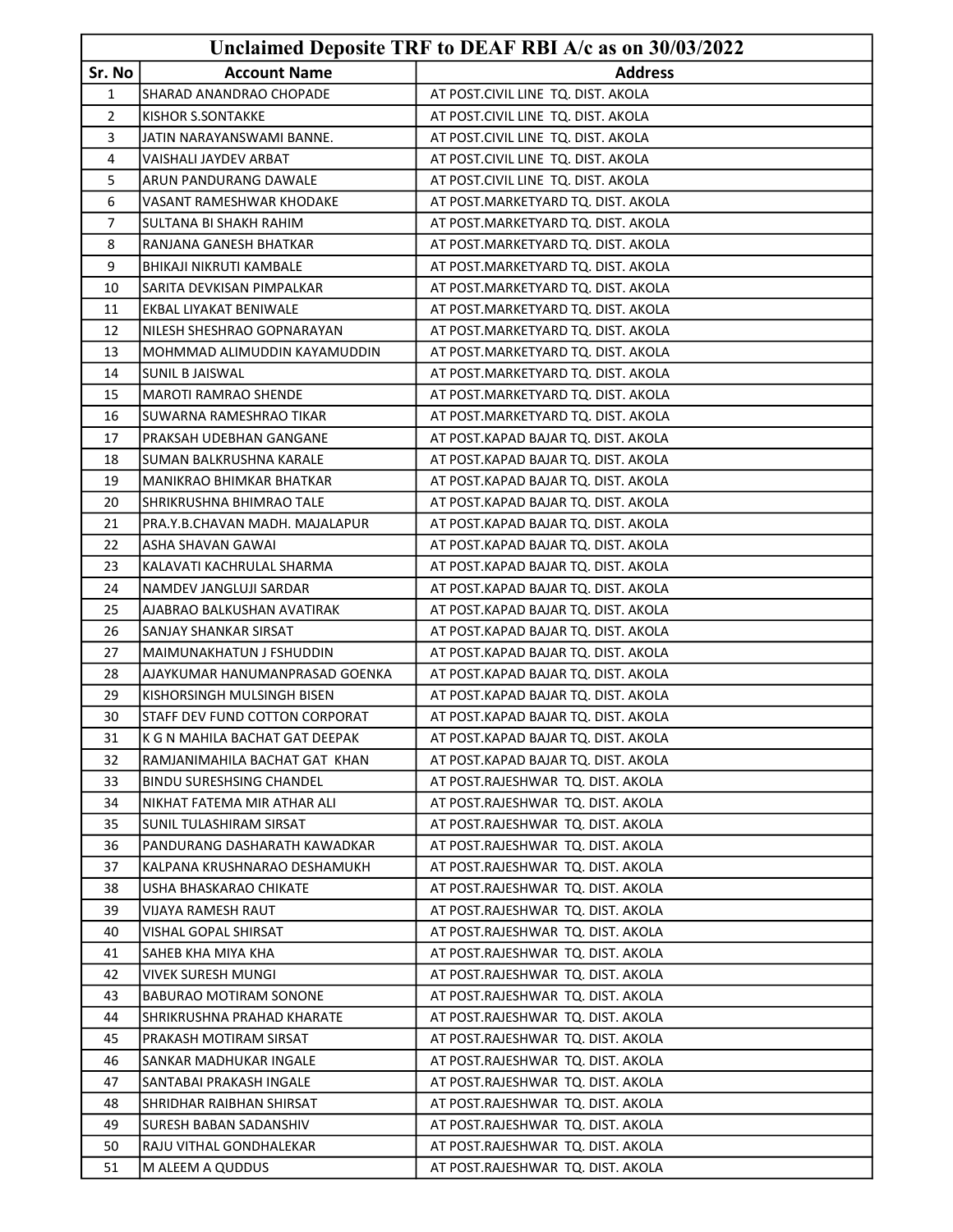| Unclaimed Deposite TRF to DEAF RBI A/c as on 30/03/2022 | | |
|---|---|---|
| Sr. No | Account Name | Address |
| 1 | SHARAD ANANDRAO CHOPADE | AT POST.CIVIL LINE TQ. DIST. AKOLA |
| 2 | KISHOR S.SONTAKKE | AT POST.CIVIL LINE TQ. DIST. AKOLA |
| 3 | JATIN NARAYANSWAMI BANNE. | AT POST.CIVIL LINE TQ. DIST. AKOLA |
| 4 | VAISHALI JAYDEV ARBAT | AT POST.CIVIL LINE TQ. DIST. AKOLA |
| 5 | ARUN PANDURANG DAWALE | AT POST.CIVIL LINE TQ. DIST. AKOLA |
| 6 | VASANT RAMESHWAR KHODAKE | AT POST.MARKETYARD TQ. DIST. AKOLA |
| 7 | SULTANA BI SHAKH RAHIM | AT POST.MARKETYARD TQ. DIST. AKOLA |
| 8 | RANJANA GANESH BHATKAR | AT POST.MARKETYARD TQ. DIST. AKOLA |
| 9 | BHIKAJI NIKRUTI KAMBALE | AT POST.MARKETYARD TQ. DIST. AKOLA |
| 10 | SARITA DEVKISAN PIMPALKAR | AT POST.MARKETYARD TQ. DIST. AKOLA |
| 11 | EKBAL LIYAKAT BENIWALE | AT POST.MARKETYARD TQ. DIST. AKOLA |
| 12 | NILESH SHESHRAO GOPNARAYAN | AT POST.MARKETYARD TQ. DIST. AKOLA |
| 13 | MOHMMAD ALIMUDDIN KAYAMUDDIN | AT POST.MARKETYARD TQ. DIST. AKOLA |
| 14 | SUNIL B JAISWAL | AT POST.MARKETYARD TQ. DIST. AKOLA |
| 15 | MAROTI RAMRAO SHENDE | AT POST.MARKETYARD TQ. DIST. AKOLA |
| 16 | SUWARNA RAMESHRAO TIKAR | AT POST.MARKETYARD TQ. DIST. AKOLA |
| 17 | PRAKSAH UDEBHAN GANGANE | AT POST.KAPAD BAJAR TQ. DIST. AKOLA |
| 18 | SUMAN BALKRUSHNA KARALE | AT POST.KAPAD BAJAR TQ. DIST. AKOLA |
| 19 | MANIKRAO BHIMKAR BHATKAR | AT POST.KAPAD BAJAR TQ. DIST. AKOLA |
| 20 | SHRIKRUSHNA BHIMRAO TALE | AT POST.KAPAD BAJAR TQ. DIST. AKOLA |
| 21 | PRA.Y.B.CHAVAN MADH. MAJALAPUR | AT POST.KAPAD BAJAR TQ. DIST. AKOLA |
| 22 | ASHA SHAVAN GAWAI | AT POST.KAPAD BAJAR TQ. DIST. AKOLA |
| 23 | KALAVATI KACHRULAL SHARMA | AT POST.KAPAD BAJAR TQ. DIST. AKOLA |
| 24 | NAMDEV JANGLUJI SARDAR | AT POST.KAPAD BAJAR TQ. DIST. AKOLA |
| 25 | AJABRAO BALKUSHAN AVATIRAK | AT POST.KAPAD BAJAR TQ. DIST. AKOLA |
| 26 | SANJAY SHANKAR SIRSAT | AT POST.KAPAD BAJAR TQ. DIST. AKOLA |
| 27 | MAIMUNAKHATUN J FSHUDDIN | AT POST.KAPAD BAJAR TQ. DIST. AKOLA |
| 28 | AJAYKUMAR HANUMANPRASAD GOENKA | AT POST.KAPAD BAJAR TQ. DIST. AKOLA |
| 29 | KISHORSINGH MULSINGH BISEN | AT POST.KAPAD BAJAR TQ. DIST. AKOLA |
| 30 | STAFF DEV FUND COTTON CORPORAT | AT POST.KAPAD BAJAR TQ. DIST. AKOLA |
| 31 | K G N MAHILA BACHAT GAT DEEPAK | AT POST.KAPAD BAJAR TQ. DIST. AKOLA |
| 32 | RAMJANIMAHILA BACHAT GAT KHAN | AT POST.KAPAD BAJAR TQ. DIST. AKOLA |
| 33 | BINDU SURESHSING CHANDEL | AT POST.RAJESHWAR TQ. DIST. AKOLA |
| 34 | NIKHAT FATEMA MIR ATHAR ALI | AT POST.RAJESHWAR TQ. DIST. AKOLA |
| 35 | SUNIL TULASHIRAM SIRSAT | AT POST.RAJESHWAR TQ. DIST. AKOLA |
| 36 | PANDURANG DASHARATH KAWADKAR | AT POST.RAJESHWAR TQ. DIST. AKOLA |
| 37 | KALPANA KRUSHNARAO DESHAMUKH | AT POST.RAJESHWAR TQ. DIST. AKOLA |
| 38 | USHA BHASKARAO CHIKATE | AT POST.RAJESHWAR TQ. DIST. AKOLA |
| 39 | VIJAYA RAMESH RAUT | AT POST.RAJESHWAR TQ. DIST. AKOLA |
| 40 | VISHAL GOPAL SHIRSAT | AT POST.RAJESHWAR TQ. DIST. AKOLA |
| 41 | SAHEB KHA MIYA KHA | AT POST.RAJESHWAR TQ. DIST. AKOLA |
| 42 | VIVEK SURESH MUNGI | AT POST.RAJESHWAR TQ. DIST. AKOLA |
| 43 | BABURAO MOTIRAM SONONE | AT POST.RAJESHWAR TQ. DIST. AKOLA |
| 44 | SHRIKRUSHNA PRAHAD KHARATE | AT POST.RAJESHWAR TQ. DIST. AKOLA |
| 45 | PRAKASH MOTIRAM SIRSAT | AT POST.RAJESHWAR TQ. DIST. AKOLA |
| 46 | SANKAR MADHUKAR INGALE | AT POST.RAJESHWAR TQ. DIST. AKOLA |
| 47 | SANTABAI PRAKASH INGALE | AT POST.RAJESHWAR TQ. DIST. AKOLA |
| 48 | SHRIDHAR RAIBHAN SHIRSAT | AT POST.RAJESHWAR TQ. DIST. AKOLA |
| 49 | SURESH BABAN SADANSHIV | AT POST.RAJESHWAR TQ. DIST. AKOLA |
| 50 | RAJU VITHAL GONDHALEKAR | AT POST.RAJESHWAR TQ. DIST. AKOLA |
| 51 | M ALEEM A QUDDUS | AT POST.RAJESHWAR TQ. DIST. AKOLA |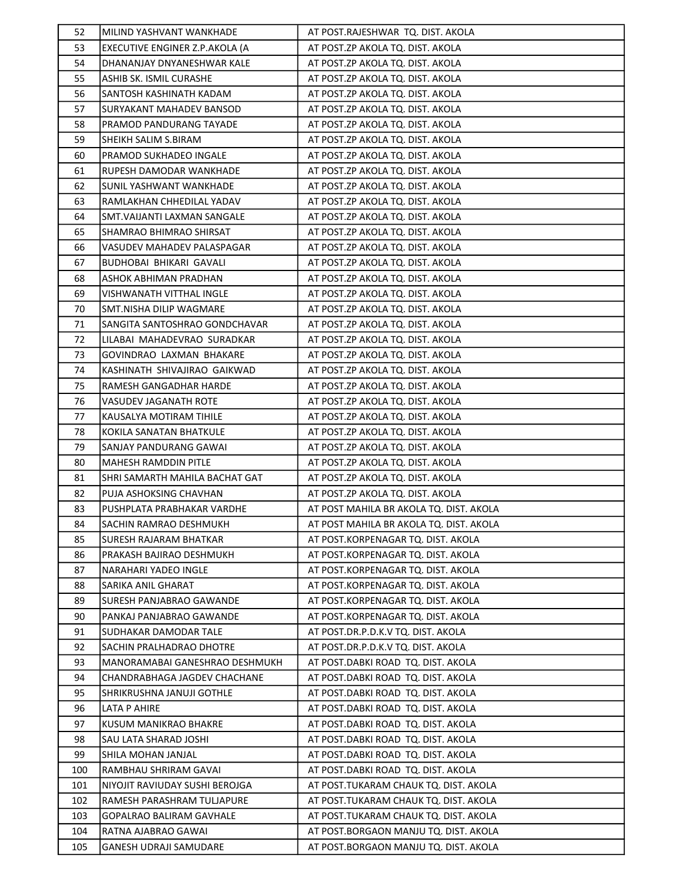| 52 | MILIND YASHVANT WANKHADE | AT POST.RAJESHWAR TQ. DIST. AKOLA |
|---|---|---|
| 53 | EXECUTIVE ENGINER Z.P.AKOLA (A | AT POST.ZP AKOLA TQ. DIST. AKOLA |
| 54 | DHANANJAY DNYANESHWAR KALE | AT POST.ZP AKOLA TQ. DIST. AKOLA |
| 55 | ASHIB SK. ISMIL CURASHE | AT POST.ZP AKOLA TQ. DIST. AKOLA |
| 56 | SANTOSH KASHINATH KADAM | AT POST.ZP AKOLA TQ. DIST. AKOLA |
| 57 | SURYAKANT MAHADEV BANSOD | AT POST.ZP AKOLA TQ. DIST. AKOLA |
| 58 | PRAMOD PANDURANG TAYADE | AT POST.ZP AKOLA TQ. DIST. AKOLA |
| 59 | SHEIKH SALIM S.BIRAM | AT POST.ZP AKOLA TQ. DIST. AKOLA |
| 60 | PRAMOD SUKHADEO INGALE | AT POST.ZP AKOLA TQ. DIST. AKOLA |
| 61 | RUPESH DAMODAR WANKHADE | AT POST.ZP AKOLA TQ. DIST. AKOLA |
| 62 | SUNIL YASHWANT WANKHADE | AT POST.ZP AKOLA TQ. DIST. AKOLA |
| 63 | RAMLAKHAN CHHEDILAL YADAV | AT POST.ZP AKOLA TQ. DIST. AKOLA |
| 64 | SMT.VAIJANTI LAXMAN SANGALE | AT POST.ZP AKOLA TQ. DIST. AKOLA |
| 65 | SHAMRAO BHIMRAO SHIRSAT | AT POST.ZP AKOLA TQ. DIST. AKOLA |
| 66 | VASUDEV MAHADEV PALASPAGAR | AT POST.ZP AKOLA TQ. DIST. AKOLA |
| 67 | BUDHOBAI BHIKARI GAVALI | AT POST.ZP AKOLA TQ. DIST. AKOLA |
| 68 | ASHOK ABHIMAN PRADHAN | AT POST.ZP AKOLA TQ. DIST. AKOLA |
| 69 | VISHWANATH VITTHAL INGLE | AT POST.ZP AKOLA TQ. DIST. AKOLA |
| 70 | SMT.NISHA DILIP WAGMARE | AT POST.ZP AKOLA TQ. DIST. AKOLA |
| 71 | SANGITA SANTOSHRAO GONDCHAVAR | AT POST.ZP AKOLA TQ. DIST. AKOLA |
| 72 | LILABAI MAHADEVRAO SURADKAR | AT POST.ZP AKOLA TQ. DIST. AKOLA |
| 73 | GOVINDRAO LAXMAN BHAKARE | AT POST.ZP AKOLA TQ. DIST. AKOLA |
| 74 | KASHINATH SHIVAJIRAO GAIKWAD | AT POST.ZP AKOLA TQ. DIST. AKOLA |
| 75 | RAMESH GANGADHAR HARDE | AT POST.ZP AKOLA TQ. DIST. AKOLA |
| 76 | VASUDEV JAGANATH ROTE | AT POST.ZP AKOLA TQ. DIST. AKOLA |
| 77 | KAUSALYA MOTIRAM TIHILE | AT POST.ZP AKOLA TQ. DIST. AKOLA |
| 78 | KOKILA SANATAN BHATKULE | AT POST.ZP AKOLA TQ. DIST. AKOLA |
| 79 | SANJAY PANDURANG GAWAI | AT POST.ZP AKOLA TQ. DIST. AKOLA |
| 80 | MAHESH RAMDDIN PITLE | AT POST.ZP AKOLA TQ. DIST. AKOLA |
| 81 | SHRI SAMARTH MAHILA BACHAT GAT | AT POST.ZP AKOLA TQ. DIST. AKOLA |
| 82 | PUJA ASHOKSING CHAVHAN | AT POST.ZP AKOLA TQ. DIST. AKOLA |
| 83 | PUSHPLATA PRABHAKAR VARDHE | AT POST MAHILA BR AKOLA TQ. DIST. AKOLA |
| 84 | SACHIN RAMRAO DESHMUKH | AT POST MAHILA BR AKOLA TQ. DIST. AKOLA |
| 85 | SURESH RAJARAM BHATKAR | AT POST.KORPENAGAR TQ. DIST. AKOLA |
| 86 | PRAKASH BAJIRAO DESHMUKH | AT POST.KORPENAGAR TQ. DIST. AKOLA |
| 87 | NARAHARI YADEO INGLE | AT POST.KORPENAGAR TQ. DIST. AKOLA |
| 88 | SARIKA ANIL GHARAT | AT POST.KORPENAGAR TQ. DIST. AKOLA |
| 89 | SURESH PANJABRAO GAWANDE | AT POST.KORPENAGAR TQ. DIST. AKOLA |
| 90 | PANKAJ PANJABRAO GAWANDE | AT POST.KORPENAGAR TQ. DIST. AKOLA |
| 91 | SUDHAKAR DAMODAR TALE | AT POST.DR.P.D.K.V TQ. DIST. AKOLA |
| 92 | SACHIN PRALHADRAO DHOTRE | AT POST.DR.P.D.K.V TQ. DIST. AKOLA |
| 93 | MANORAMABAI GANESHRAO DESHMUKH | AT POST.DABKI ROAD TQ. DIST. AKOLA |
| 94 | CHANDRABHAGA JAGDEV CHACHANE | AT POST.DABKI ROAD TQ. DIST. AKOLA |
| 95 | SHRIKRUSHNA JANUJI GOTHLE | AT POST.DABKI ROAD TQ. DIST. AKOLA |
| 96 | LATA P AHIRE | AT POST.DABKI ROAD TQ. DIST. AKOLA |
| 97 | KUSUM MANIKRAO BHAKRE | AT POST.DABKI ROAD TQ. DIST. AKOLA |
| 98 | SAU LATA SHARAD JOSHI | AT POST.DABKI ROAD TQ. DIST. AKOLA |
| 99 | SHILA MOHAN JANJAL | AT POST.DABKI ROAD TQ. DIST. AKOLA |
| 100 | RAMBHAU SHRIRAM GAVAI | AT POST.DABKI ROAD TQ. DIST. AKOLA |
| 101 | NIYOJIT RAVIUDAY SUSHI BEROJGA | AT POST.TUKARAM CHAUK TQ. DIST. AKOLA |
| 102 | RAMESH PARASHRAM TULJAPURE | AT POST.TUKARAM CHAUK TQ. DIST. AKOLA |
| 103 | GOPALRAO BALIRAM GAVHALE | AT POST.TUKARAM CHAUK TQ. DIST. AKOLA |
| 104 | RATNA AJABRAO GAWAI | AT POST.BORGAON MANJU TQ. DIST. AKOLA |
| 105 | GANESH UDRAJI SAMUDARE | AT POST.BORGAON MANJU TQ. DIST. AKOLA |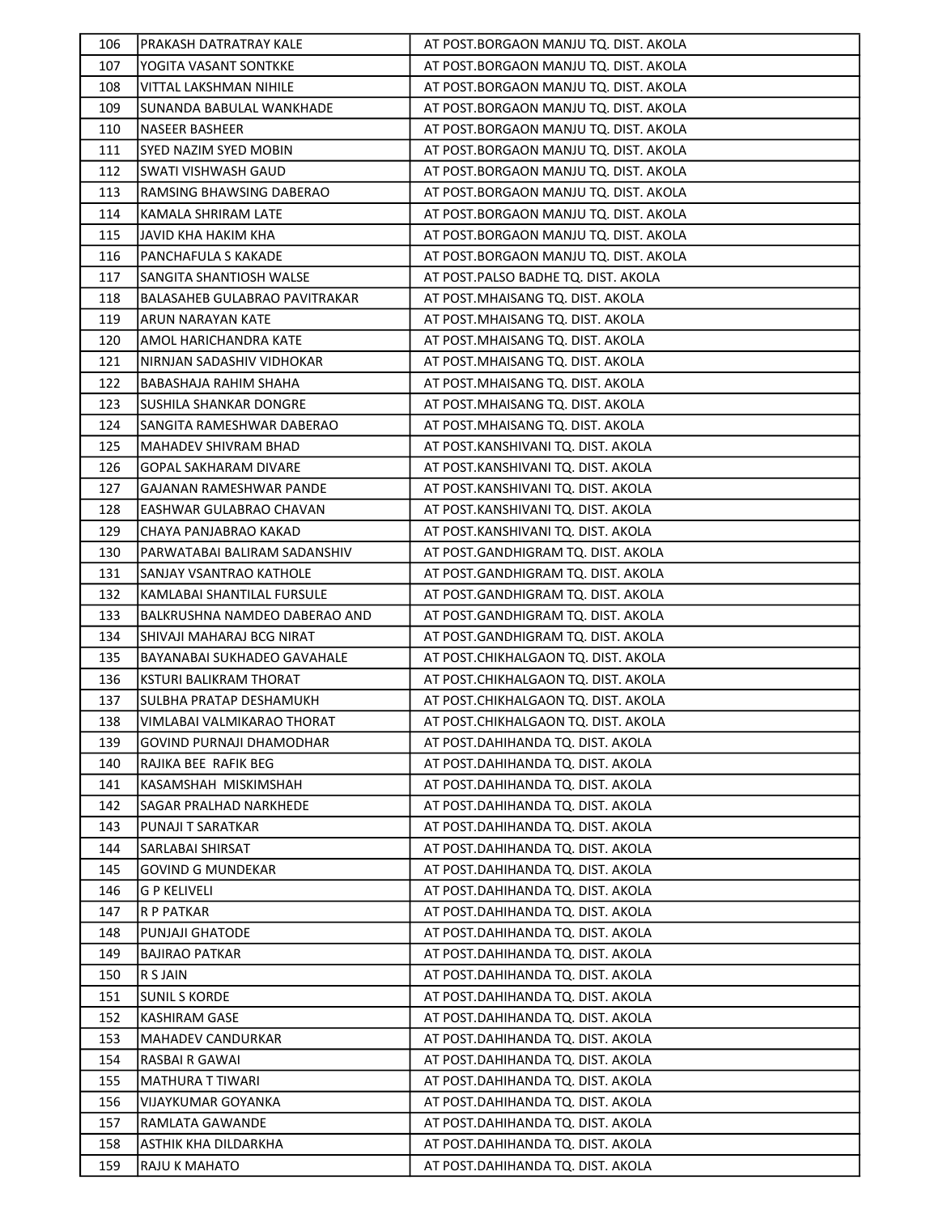| 106 | PRAKASH DATRATRAY KALE | AT POST.BORGAON MANJU TQ. DIST. AKOLA |
|---|---|---|
| 107 | YOGITA VASANT SONTKKE | AT POST.BORGAON MANJU TQ. DIST. AKOLA |
| 108 | VITTAL LAKSHMAN NIHILE | AT POST.BORGAON MANJU TQ. DIST. AKOLA |
| 109 | SUNANDA BABULAL WANKHADE | AT POST.BORGAON MANJU TQ. DIST. AKOLA |
| 110 | NASEER BASHEER | AT POST.BORGAON MANJU TQ. DIST. AKOLA |
| 111 | SYED NAZIM SYED MOBIN | AT POST.BORGAON MANJU TQ. DIST. AKOLA |
| 112 | SWATI VISHWASH GAUD | AT POST.BORGAON MANJU TQ. DIST. AKOLA |
| 113 | RAMSING BHAWSING DABERAO | AT POST.BORGAON MANJU TQ. DIST. AKOLA |
| 114 | KAMALA SHRIRAM LATE | AT POST.BORGAON MANJU TQ. DIST. AKOLA |
| 115 | JAVID KHA HAKIM KHA | AT POST.BORGAON MANJU TQ. DIST. AKOLA |
| 116 | PANCHAFULA S KAKADE | AT POST.BORGAON MANJU TQ. DIST. AKOLA |
| 117 | SANGITA SHANTIOSH WALSE | AT POST.PALSO BADHE TQ. DIST. AKOLA |
| 118 | BALASAHEB GULABRAO PAVITRAKAR | AT POST.MHAISANG TQ. DIST. AKOLA |
| 119 | ARUN NARAYAN KATE | AT POST.MHAISANG TQ. DIST. AKOLA |
| 120 | AMOL HARICHANDRA KATE | AT POST.MHAISANG TQ. DIST. AKOLA |
| 121 | NIRNJAN SADASHIV VIDHOKAR | AT POST.MHAISANG TQ. DIST. AKOLA |
| 122 | BABASHAJA RAHIM SHAHA | AT POST.MHAISANG TQ. DIST. AKOLA |
| 123 | SUSHILA SHANKAR DONGRE | AT POST.MHAISANG TQ. DIST. AKOLA |
| 124 | SANGITA RAMESHWAR DABERAO | AT POST.MHAISANG TQ. DIST. AKOLA |
| 125 | MAHADEV SHIVRAM BHAD | AT POST.KANSHIVANI TQ. DIST. AKOLA |
| 126 | GOPAL SAKHARAM DIVARE | AT POST.KANSHIVANI TQ. DIST. AKOLA |
| 127 | GAJANAN RAMESHWAR PANDE | AT POST.KANSHIVANI TQ. DIST. AKOLA |
| 128 | EASHWAR GULABRAO CHAVAN | AT POST.KANSHIVANI TQ. DIST. AKOLA |
| 129 | CHAYA PANJABRAO KAKAD | AT POST.KANSHIVANI TQ. DIST. AKOLA |
| 130 | PARWATABAI BALIRAM SADANSHIV | AT POST.GANDHIGRAM TQ. DIST. AKOLA |
| 131 | SANJAY VSANTRAO KATHOLE | AT POST.GANDHIGRAM TQ. DIST. AKOLA |
| 132 | KAMLABAI SHANTILAL FURSULE | AT POST.GANDHIGRAM TQ. DIST. AKOLA |
| 133 | BALKRUSHNA NAMDEO DABERAO AND | AT POST.GANDHIGRAM TQ. DIST. AKOLA |
| 134 | SHIVAJI MAHARAJ BCG NIRAT | AT POST.GANDHIGRAM TQ. DIST. AKOLA |
| 135 | BAYANABAI SUKHADEO GAVAHALE | AT POST.CHIKHALGAON TQ. DIST. AKOLA |
| 136 | KSTURI BALIKRAM THORAT | AT POST.CHIKHALGAON TQ. DIST. AKOLA |
| 137 | SULBHA PRATAP DESHAMUKH | AT POST.CHIKHALGAON TQ. DIST. AKOLA |
| 138 | VIMLABAI VALMIKARAO THORAT | AT POST.CHIKHALGAON TQ. DIST. AKOLA |
| 139 | GOVIND PURNAJI DHAMODHAR | AT POST.DAHIHANDA TQ. DIST. AKOLA |
| 140 | RAJIKA BEE RAFIK BEG | AT POST.DAHIHANDA TQ. DIST. AKOLA |
| 141 | KASAMSHAH MISKIMSHAH | AT POST.DAHIHANDA TQ. DIST. AKOLA |
| 142 | SAGAR PRALHAD NARKHEDE | AT POST.DAHIHANDA TQ. DIST. AKOLA |
| 143 | PUNAJI T SARATKAR | AT POST.DAHIHANDA TQ. DIST. AKOLA |
| 144 | SARLABAI SHIRSAT | AT POST.DAHIHANDA TQ. DIST. AKOLA |
| 145 | GOVIND G MUNDEKAR | AT POST.DAHIHANDA TQ. DIST. AKOLA |
| 146 | G P KELIVELI | AT POST.DAHIHANDA TQ. DIST. AKOLA |
| 147 | R P PATKAR | AT POST.DAHIHANDA TQ. DIST. AKOLA |
| 148 | PUNJAJI GHATODE | AT POST.DAHIHANDA TQ. DIST. AKOLA |
| 149 | BAJIRAO PATKAR | AT POST.DAHIHANDA TQ. DIST. AKOLA |
| 150 | R S JAIN | AT POST.DAHIHANDA TQ. DIST. AKOLA |
| 151 | SUNIL S KORDE | AT POST.DAHIHANDA TQ. DIST. AKOLA |
| 152 | KASHIRAM GASE | AT POST.DAHIHANDA TQ. DIST. AKOLA |
| 153 | MAHADEV CANDURKAR | AT POST.DAHIHANDA TQ. DIST. AKOLA |
| 154 | RASBAI R GAWAI | AT POST.DAHIHANDA TQ. DIST. AKOLA |
| 155 | MATHURA T TIWARI | AT POST.DAHIHANDA TQ. DIST. AKOLA |
| 156 | VIJAYKUMAR GOYANKA | AT POST.DAHIHANDA TQ. DIST. AKOLA |
| 157 | RAMLATA GAWANDE | AT POST.DAHIHANDA TQ. DIST. AKOLA |
| 158 | ASTHIK KHA DILDARKHA | AT POST.DAHIHANDA TQ. DIST. AKOLA |
| 159 | RAJU K MAHATO | AT POST.DAHIHANDA TQ. DIST. AKOLA |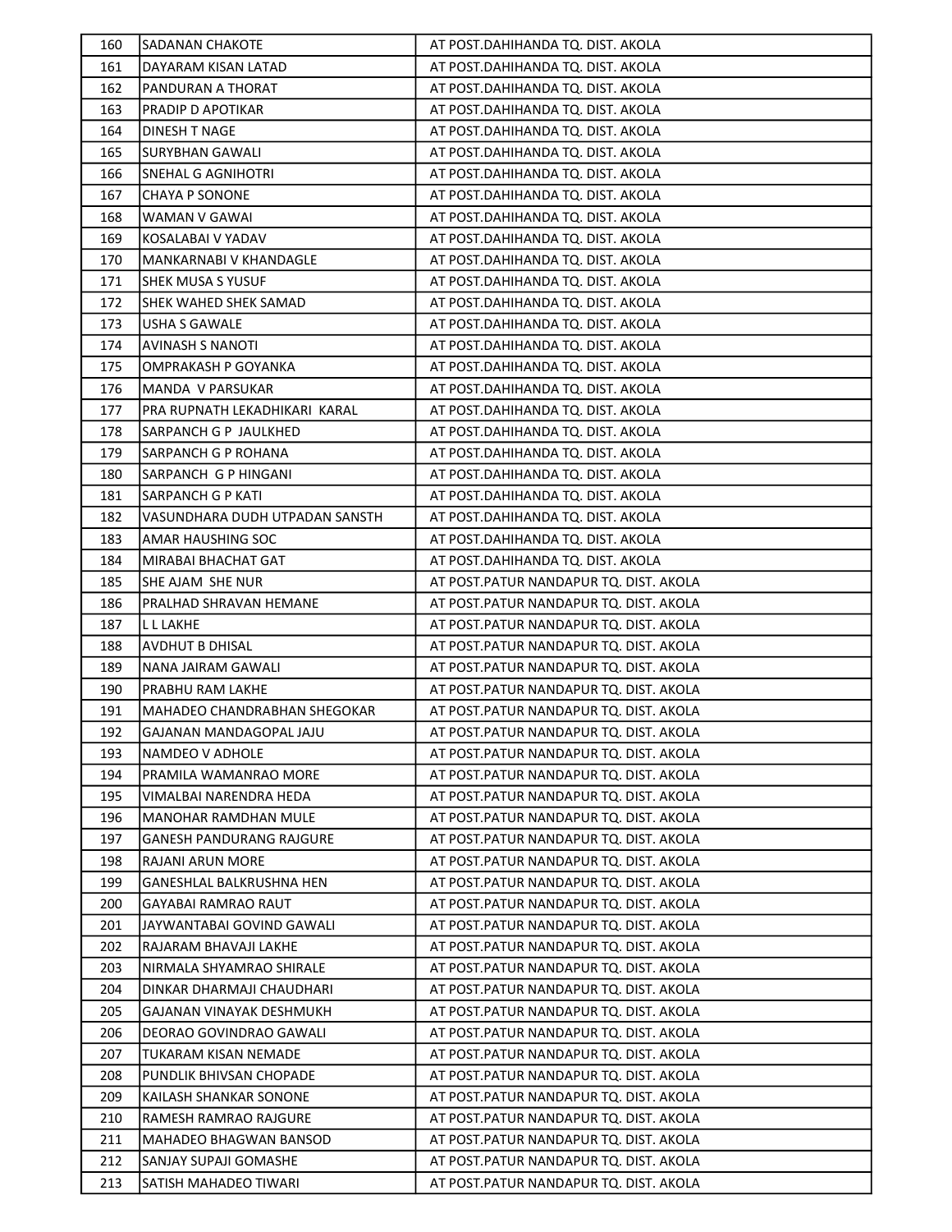| | | |
|---|---|---|
| 160 | SADANAN CHAKOTE | AT POST.DAHIHANDA TQ. DIST. AKOLA |
| 161 | DAYARAM KISAN LATAD | AT POST.DAHIHANDA TQ. DIST. AKOLA |
| 162 | PANDURAN A THORAT | AT POST.DAHIHANDA TQ. DIST. AKOLA |
| 163 | PRADIP D APOTIKAR | AT POST.DAHIHANDA TQ. DIST. AKOLA |
| 164 | DINESH T NAGE | AT POST.DAHIHANDA TQ. DIST. AKOLA |
| 165 | SURYBHAN GAWALI | AT POST.DAHIHANDA TQ. DIST. AKOLA |
| 166 | SNEHAL G AGNIHOTRI | AT POST.DAHIHANDA TQ. DIST. AKOLA |
| 167 | CHAYA P SONONE | AT POST.DAHIHANDA TQ. DIST. AKOLA |
| 168 | WAMAN V GAWAI | AT POST.DAHIHANDA TQ. DIST. AKOLA |
| 169 | KOSALABAI V YADAV | AT POST.DAHIHANDA TQ. DIST. AKOLA |
| 170 | MANKARNABI V KHANDAGLE | AT POST.DAHIHANDA TQ. DIST. AKOLA |
| 171 | SHEK MUSA S YUSUF | AT POST.DAHIHANDA TQ. DIST. AKOLA |
| 172 | SHEK WAHED SHEK SAMAD | AT POST.DAHIHANDA TQ. DIST. AKOLA |
| 173 | USHA S GAWALE | AT POST.DAHIHANDA TQ. DIST. AKOLA |
| 174 | AVINASH S NANOTI | AT POST.DAHIHANDA TQ. DIST. AKOLA |
| 175 | OMPRAKASH P GOYANKA | AT POST.DAHIHANDA TQ. DIST. AKOLA |
| 176 | MANDA V PARSUKAR | AT POST.DAHIHANDA TQ. DIST. AKOLA |
| 177 | PRA RUPNATH LEKADHIKARI KARAL | AT POST.DAHIHANDA TQ. DIST. AKOLA |
| 178 | SARPANCH G P JAULKHED | AT POST.DAHIHANDA TQ. DIST. AKOLA |
| 179 | SARPANCH G P ROHANA | AT POST.DAHIHANDA TQ. DIST. AKOLA |
| 180 | SARPANCH G P HINGANI | AT POST.DAHIHANDA TQ. DIST. AKOLA |
| 181 | SARPANCH G P KATI | AT POST.DAHIHANDA TQ. DIST. AKOLA |
| 182 | VASUNDHARA DUDH UTPADAN SANSTH | AT POST.DAHIHANDA TQ. DIST. AKOLA |
| 183 | AMAR HAUSHING SOC | AT POST.DAHIHANDA TQ. DIST. AKOLA |
| 184 | MIRABAI BHACHAT GAT | AT POST.DAHIHANDA TQ. DIST. AKOLA |
| 185 | SHE AJAM SHE NUR | AT POST.PATUR NANDAPUR TQ. DIST. AKOLA |
| 186 | PRALHAD SHRAVAN HEMANE | AT POST.PATUR NANDAPUR TQ. DIST. AKOLA |
| 187 | L L LAKHE | AT POST.PATUR NANDAPUR TQ. DIST. AKOLA |
| 188 | AVDHUT B DHISAL | AT POST.PATUR NANDAPUR TQ. DIST. AKOLA |
| 189 | NANA JAIRAM GAWALI | AT POST.PATUR NANDAPUR TQ. DIST. AKOLA |
| 190 | PRABHU RAM LAKHE | AT POST.PATUR NANDAPUR TQ. DIST. AKOLA |
| 191 | MAHADEO CHANDRABHAN SHEGOKAR | AT POST.PATUR NANDAPUR TQ. DIST. AKOLA |
| 192 | GAJANAN MANDAGOPAL JAJU | AT POST.PATUR NANDAPUR TQ. DIST. AKOLA |
| 193 | NAMDEO V ADHOLE | AT POST.PATUR NANDAPUR TQ. DIST. AKOLA |
| 194 | PRAMILA WAMANRAO MORE | AT POST.PATUR NANDAPUR TQ. DIST. AKOLA |
| 195 | VIMALBAI NARENDRA HEDA | AT POST.PATUR NANDAPUR TQ. DIST. AKOLA |
| 196 | MANOHAR RAMDHAN MULE | AT POST.PATUR NANDAPUR TQ. DIST. AKOLA |
| 197 | GANESH PANDURANG RAJGURE | AT POST.PATUR NANDAPUR TQ. DIST. AKOLA |
| 198 | RAJANI ARUN MORE | AT POST.PATUR NANDAPUR TQ. DIST. AKOLA |
| 199 | GANESHLAL BALKRUSHNA HEN | AT POST.PATUR NANDAPUR TQ. DIST. AKOLA |
| 200 | GAYABAI RAMRAO RAUT | AT POST.PATUR NANDAPUR TQ. DIST. AKOLA |
| 201 | JAYWANTABAI GOVIND GAWALI | AT POST.PATUR NANDAPUR TQ. DIST. AKOLA |
| 202 | RAJARAM BHAVAJI LAKHE | AT POST.PATUR NANDAPUR TQ. DIST. AKOLA |
| 203 | NIRMALA SHYAMRAO SHIRALE | AT POST.PATUR NANDAPUR TQ. DIST. AKOLA |
| 204 | DINKAR DHARMAJI CHAUDHARI | AT POST.PATUR NANDAPUR TQ. DIST. AKOLA |
| 205 | GAJANAN VINAYAK DESHMUKH | AT POST.PATUR NANDAPUR TQ. DIST. AKOLA |
| 206 | DEORAO GOVINDRAO GAWALI | AT POST.PATUR NANDAPUR TQ. DIST. AKOLA |
| 207 | TUKARAM KISAN NEMADE | AT POST.PATUR NANDAPUR TQ. DIST. AKOLA |
| 208 | PUNDLIK BHIVSAN CHOPADE | AT POST.PATUR NANDAPUR TQ. DIST. AKOLA |
| 209 | KAILASH SHANKAR SONONE | AT POST.PATUR NANDAPUR TQ. DIST. AKOLA |
| 210 | RAMESH RAMRAO RAJGURE | AT POST.PATUR NANDAPUR TQ. DIST. AKOLA |
| 211 | MAHADEO BHAGWAN BANSOD | AT POST.PATUR NANDAPUR TQ. DIST. AKOLA |
| 212 | SANJAY SUPAJI GOMASHE | AT POST.PATUR NANDAPUR TQ. DIST. AKOLA |
| 213 | SATISH MAHADEO TIWARI | AT POST.PATUR NANDAPUR TQ. DIST. AKOLA |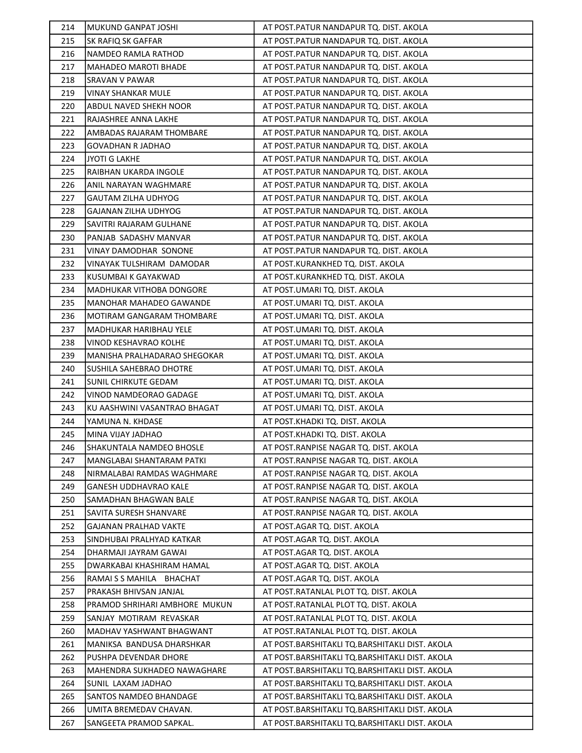| | | |
|---|---|---|
| 214 | MUKUND GANPAT JOSHI | AT POST.PATUR NANDAPUR TQ. DIST. AKOLA |
| 215 | SK RAFIQ SK GAFFAR | AT POST.PATUR NANDAPUR TQ. DIST. AKOLA |
| 216 | NAMDEO RAMLA RATHOD | AT POST.PATUR NANDAPUR TQ. DIST. AKOLA |
| 217 | MAHADEO MAROTI BHADE | AT POST.PATUR NANDAPUR TQ. DIST. AKOLA |
| 218 | SRAVAN V PAWAR | AT POST.PATUR NANDAPUR TQ. DIST. AKOLA |
| 219 | VINAY SHANKAR MULE | AT POST.PATUR NANDAPUR TQ. DIST. AKOLA |
| 220 | ABDUL NAVED SHEKH NOOR | AT POST.PATUR NANDAPUR TQ. DIST. AKOLA |
| 221 | RAJASHREE ANNA LAKHE | AT POST.PATUR NANDAPUR TQ. DIST. AKOLA |
| 222 | AMBADAS RAJARAM THOMBARE | AT POST.PATUR NANDAPUR TQ. DIST. AKOLA |
| 223 | GOVADHAN R JADHAO | AT POST.PATUR NANDAPUR TQ. DIST. AKOLA |
| 224 | JYOTI G LAKHE | AT POST.PATUR NANDAPUR TQ. DIST. AKOLA |
| 225 | RAIBHAN UKARDA INGOLE | AT POST.PATUR NANDAPUR TQ. DIST. AKOLA |
| 226 | ANIL NARAYAN WAGHMARE | AT POST.PATUR NANDAPUR TQ. DIST. AKOLA |
| 227 | GAUTAM ZILHA UDHYOG | AT POST.PATUR NANDAPUR TQ. DIST. AKOLA |
| 228 | GAJANAN ZILHA UDHYOG | AT POST.PATUR NANDAPUR TQ. DIST. AKOLA |
| 229 | SAVITRI RAJARAM GULHANE | AT POST.PATUR NANDAPUR TQ. DIST. AKOLA |
| 230 | PANJAB SADASHV MANVAR | AT POST.PATUR NANDAPUR TQ. DIST. AKOLA |
| 231 | VINAY DAMODHAR SONONE | AT POST.PATUR NANDAPUR TQ. DIST. AKOLA |
| 232 | VINAYAK TULSHIRAM DAMODAR | AT POST.KURANKHED TQ. DIST. AKOLA |
| 233 | KUSUMBAI K GAYAKWAD | AT POST.KURANKHED TQ. DIST. AKOLA |
| 234 | MADHUKAR VITHOBA DONGORE | AT POST.UMARI TQ. DIST. AKOLA |
| 235 | MANOHAR MAHADEO GAWANDE | AT POST.UMARI TQ. DIST. AKOLA |
| 236 | MOTIRAM GANGARAM THOMBARE | AT POST.UMARI TQ. DIST. AKOLA |
| 237 | MADHUKAR HARIBHAU YELE | AT POST.UMARI TQ. DIST. AKOLA |
| 238 | VINOD KESHAVRAO KOLHE | AT POST.UMARI TQ. DIST. AKOLA |
| 239 | MANISHA PRALHADARAO SHEGOKAR | AT POST.UMARI TQ. DIST. AKOLA |
| 240 | SUSHILA SAHEBRAO DHOTRE | AT POST.UMARI TQ. DIST. AKOLA |
| 241 | SUNIL CHIRKUTE GEDAM | AT POST.UMARI TQ. DIST. AKOLA |
| 242 | VINOD NAMDEORAO GADAGE | AT POST.UMARI TQ. DIST. AKOLA |
| 243 | KU AASHWINI VASANTRAO BHAGAT | AT POST.UMARI TQ. DIST. AKOLA |
| 244 | YAMUNA N. KHDASE | AT POST.KHADKI TQ. DIST. AKOLA |
| 245 | MINA VIJAY JADHAO | AT POST.KHADKI TQ. DIST. AKOLA |
| 246 | SHAKUNTALA NAMDEO BHOSLE | AT POST.RANPISE NAGAR TQ. DIST. AKOLA |
| 247 | MANGLABAI SHANTARAM PATKI | AT POST.RANPISE NAGAR TQ. DIST. AKOLA |
| 248 | NIRMALABAI RAMDAS WAGHMARE | AT POST.RANPISE NAGAR TQ. DIST. AKOLA |
| 249 | GANESH UDDHAVRAO KALE | AT POST.RANPISE NAGAR TQ. DIST. AKOLA |
| 250 | SAMADHAN BHAGWAN BALE | AT POST.RANPISE NAGAR TQ. DIST. AKOLA |
| 251 | SAVITA SURESH SHANVARE | AT POST.RANPISE NAGAR TQ. DIST. AKOLA |
| 252 | GAJANAN PRALHAD VAKTE | AT POST.AGAR TQ. DIST. AKOLA |
| 253 | SINDHUBAI PRALHYAD KATKAR | AT POST.AGAR TQ. DIST. AKOLA |
| 254 | DHARMAJI JAYRAM GAWAI | AT POST.AGAR TQ. DIST. AKOLA |
| 255 | DWARKABAI KHASHIRAM HAMAL | AT POST.AGAR TQ. DIST. AKOLA |
| 256 | RAMAI S S MAHILA BHACHAT | AT POST.AGAR TQ. DIST. AKOLA |
| 257 | PRAKASH BHIVSAN JANJAL | AT POST.RATANLAL PLOT TQ. DIST. AKOLA |
| 258 | PRAMOD SHRIHARI AMBHORE MUKUN | AT POST.RATANLAL PLOT TQ. DIST. AKOLA |
| 259 | SANJAY MOTIRAM REVASKAR | AT POST.RATANLAL PLOT TQ. DIST. AKOLA |
| 260 | MADHAV YASHWANT BHAGWANT | AT POST.RATANLAL PLOT TQ. DIST. AKOLA |
| 261 | MANIKSA BANDUSA DHARSHKAR | AT POST.BARSHITAKLI TQ.BARSHITAKLI DIST. AKOLA |
| 262 | PUSHPA DEVENDAR DHORE | AT POST.BARSHITAKLI TQ.BARSHITAKLI DIST. AKOLA |
| 263 | MAHENDRA SUKHADEO NAWAGHARE | AT POST.BARSHITAKLI TQ.BARSHITAKLI DIST. AKOLA |
| 264 | SUNIL LAXAM JADHAO | AT POST.BARSHITAKLI TQ.BARSHITAKLI DIST. AKOLA |
| 265 | SANTOS NAMDEO BHANDAGE | AT POST.BARSHITAKLI TQ.BARSHITAKLI DIST. AKOLA |
| 266 | UMITA BREMEDAV CHAVAN. | AT POST.BARSHITAKLI TQ.BARSHITAKLI DIST. AKOLA |
| 267 | SANGEETA PRAMOD SAPKAL. | AT POST.BARSHITAKLI TQ.BARSHITAKLI DIST. AKOLA |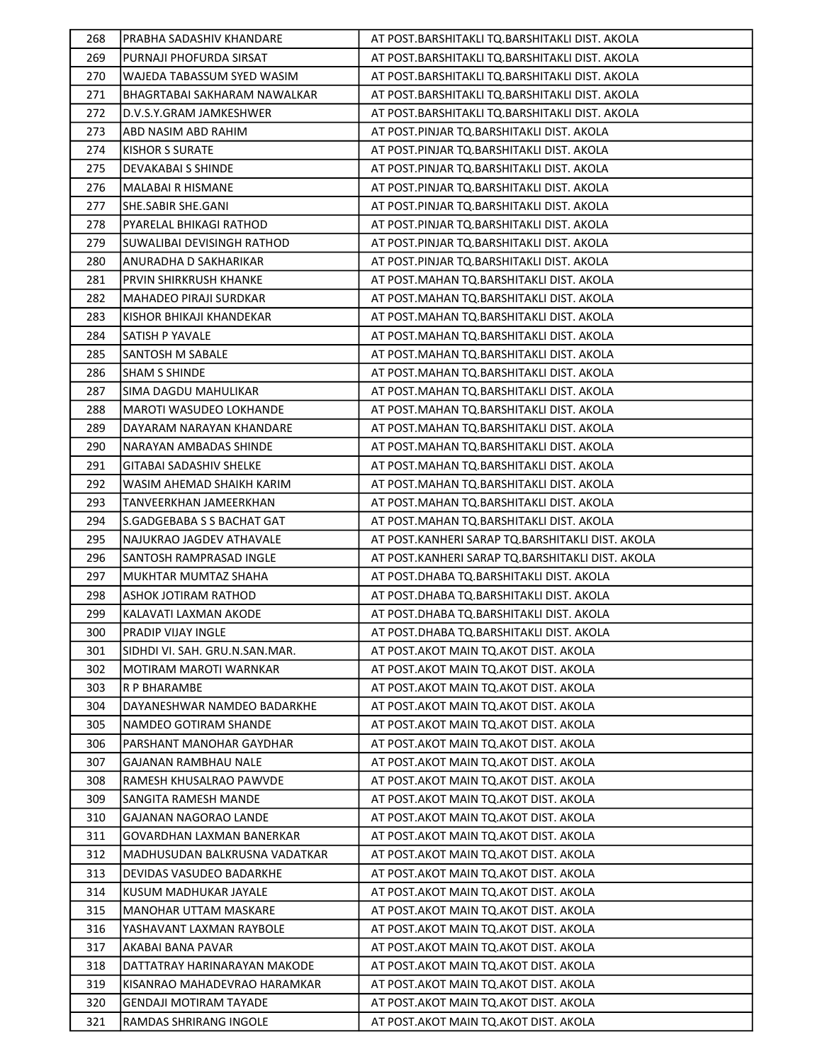| 268 | PRABHA SADASHIV KHANDARE | AT POST.BARSHITAKLI TQ.BARSHITAKLI DIST. AKOLA |
|---|---|---|
| 269 | PURNAJI PHOFURDA SIRSAT | AT POST.BARSHITAKLI TQ.BARSHITAKLI DIST. AKOLA |
| 270 | WAJEDA TABASSUM SYED WASIM | AT POST.BARSHITAKLI TQ.BARSHITAKLI DIST. AKOLA |
| 271 | BHAGRTABAI SAKHARAM NAWALKAR | AT POST.BARSHITAKLI TQ.BARSHITAKLI DIST. AKOLA |
| 272 | D.V.S.Y.GRAM JAMKESHWER | AT POST.BARSHITAKLI TQ.BARSHITAKLI DIST. AKOLA |
| 273 | ABD NASIM ABD RAHIM | AT POST.PINJAR TQ.BARSHITAKLI DIST. AKOLA |
| 274 | KISHOR S SURATE | AT POST.PINJAR TQ.BARSHITAKLI DIST. AKOLA |
| 275 | DEVAKABAI S SHINDE | AT POST.PINJAR TQ.BARSHITAKLI DIST. AKOLA |
| 276 | MALABAI R HISMANE | AT POST.PINJAR TQ.BARSHITAKLI DIST. AKOLA |
| 277 | SHE.SABIR SHE.GANI | AT POST.PINJAR TQ.BARSHITAKLI DIST. AKOLA |
| 278 | PYARELAL BHIKAGI RATHOD | AT POST.PINJAR TQ.BARSHITAKLI DIST. AKOLA |
| 279 | SUWALIBAI DEVISINGH RATHOD | AT POST.PINJAR TQ.BARSHITAKLI DIST. AKOLA |
| 280 | ANURADHA D SAKHARIKAR | AT POST.PINJAR TQ.BARSHITAKLI DIST. AKOLA |
| 281 | PRVIN SHIRKRUSH KHANKE | AT POST.MAHAN TQ.BARSHITAKLI DIST. AKOLA |
| 282 | MAHADEO PIRAJI SURDKAR | AT POST.MAHAN TQ.BARSHITAKLI DIST. AKOLA |
| 283 | KISHOR BHIKAJI KHANDEKAR | AT POST.MAHAN TQ.BARSHITAKLI DIST. AKOLA |
| 284 | SATISH P YAVALE | AT POST.MAHAN TQ.BARSHITAKLI DIST. AKOLA |
| 285 | SANTOSH M SABALE | AT POST.MAHAN TQ.BARSHITAKLI DIST. AKOLA |
| 286 | SHAM S SHINDE | AT POST.MAHAN TQ.BARSHITAKLI DIST. AKOLA |
| 287 | SIMA DAGDU MAHULIKAR | AT POST.MAHAN TQ.BARSHITAKLI DIST. AKOLA |
| 288 | MAROTI WASUDEO LOKHANDE | AT POST.MAHAN TQ.BARSHITAKLI DIST. AKOLA |
| 289 | DAYARAM NARAYAN KHANDARE | AT POST.MAHAN TQ.BARSHITAKLI DIST. AKOLA |
| 290 | NARAYAN AMBADAS SHINDE | AT POST.MAHAN TQ.BARSHITAKLI DIST. AKOLA |
| 291 | GITABAI SADASHIV SHELKE | AT POST.MAHAN TQ.BARSHITAKLI DIST. AKOLA |
| 292 | WASIM AHEMAD SHAIKH KARIM | AT POST.MAHAN TQ.BARSHITAKLI DIST. AKOLA |
| 293 | TANVEERKHAN JAMEERKHAN | AT POST.MAHAN TQ.BARSHITAKLI DIST. AKOLA |
| 294 | S.GADGEBABA S S BACHAT GAT | AT POST.MAHAN TQ.BARSHITAKLI DIST. AKOLA |
| 295 | NAJUKRAO JAGDEV ATHAVALE | AT POST.KANHERI SARAP TQ.BARSHITAKLI DIST. AKOLA |
| 296 | SANTOSH RAMPRASAD INGLE | AT POST.KANHERI SARAP TQ.BARSHITAKLI DIST. AKOLA |
| 297 | MUKHTAR MUMTAZ SHAHA | AT POST.DHABA TQ.BARSHITAKLI DIST. AKOLA |
| 298 | ASHOK JOTIRAM RATHOD | AT POST.DHABA TQ.BARSHITAKLI DIST. AKOLA |
| 299 | KALAVATI LAXMAN AKODE | AT POST.DHABA TQ.BARSHITAKLI DIST. AKOLA |
| 300 | PRADIP VIJAY INGLE | AT POST.DHABA TQ.BARSHITAKLI DIST. AKOLA |
| 301 | SIDHDI VI. SAH. GRU.N.SAN.MAR. | AT POST.AKOT MAIN TQ.AKOT DIST. AKOLA |
| 302 | MOTIRAM MAROTI WARNKAR | AT POST.AKOT MAIN TQ.AKOT DIST. AKOLA |
| 303 | R P BHARAMBE | AT POST.AKOT MAIN TQ.AKOT DIST. AKOLA |
| 304 | DAYANESHWAR NAMDEO BADARKHE | AT POST.AKOT MAIN TQ.AKOT DIST. AKOLA |
| 305 | NAMDEO GOTIRAM SHANDE | AT POST.AKOT MAIN TQ.AKOT DIST. AKOLA |
| 306 | PARSHANT MANOHAR GAYDHAR | AT POST.AKOT MAIN TQ.AKOT DIST. AKOLA |
| 307 | GAJANAN RAMBHAU NALE | AT POST.AKOT MAIN TQ.AKOT DIST. AKOLA |
| 308 | RAMESH KHUSALRAO PAWVDE | AT POST.AKOT MAIN TQ.AKOT DIST. AKOLA |
| 309 | SANGITA RAMESH MANDE | AT POST.AKOT MAIN TQ.AKOT DIST. AKOLA |
| 310 | GAJANAN NAGORAO LANDE | AT POST.AKOT MAIN TQ.AKOT DIST. AKOLA |
| 311 | GOVARDHAN LAXMAN BANERKAR | AT POST.AKOT MAIN TQ.AKOT DIST. AKOLA |
| 312 | MADHUSUDAN BALKRUSNA VADATKAR | AT POST.AKOT MAIN TQ.AKOT DIST. AKOLA |
| 313 | DEVIDAS VASUDEO BADARKHE | AT POST.AKOT MAIN TQ.AKOT DIST. AKOLA |
| 314 | KUSUM MADHUKAR JAYALE | AT POST.AKOT MAIN TQ.AKOT DIST. AKOLA |
| 315 | MANOHAR UTTAM MASKARE | AT POST.AKOT MAIN TQ.AKOT DIST. AKOLA |
| 316 | YASHAVANT LAXMAN RAYBOLE | AT POST.AKOT MAIN TQ.AKOT DIST. AKOLA |
| 317 | AKABAI BANA PAVAR | AT POST.AKOT MAIN TQ.AKOT DIST. AKOLA |
| 318 | DATTATRAY HARINARAYAN MAKODE | AT POST.AKOT MAIN TQ.AKOT DIST. AKOLA |
| 319 | KISANRAO MAHADEVRAO HARAMKAR | AT POST.AKOT MAIN TQ.AKOT DIST. AKOLA |
| 320 | GENDAJI MOTIRAM TAYADE | AT POST.AKOT MAIN TQ.AKOT DIST. AKOLA |
| 321 | RAMDAS SHRIRANG INGOLE | AT POST.AKOT MAIN TQ.AKOT DIST. AKOLA |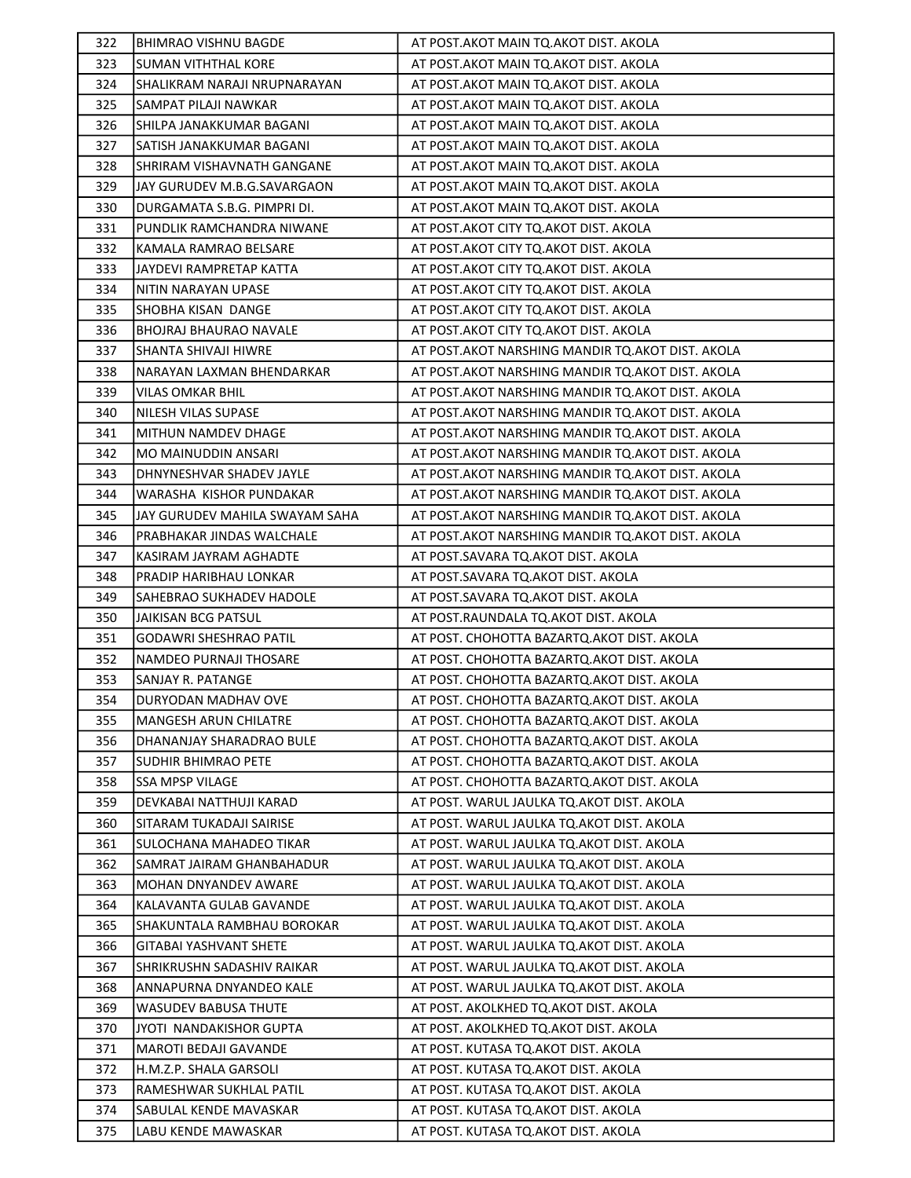| 322 | BHIMRAO VISHNU BAGDE | AT POST.AKOT MAIN TQ.AKOT DIST. AKOLA |
|---|---|---|
| 323 | SUMAN VITHTHAL KORE | AT POST.AKOT MAIN TQ.AKOT DIST. AKOLA |
| 324 | SHALIKRAM NARAJI NRUPNARAYAN | AT POST.AKOT MAIN TQ.AKOT DIST. AKOLA |
| 325 | SAMPAT PILAJI NAWKAR | AT POST.AKOT MAIN TQ.AKOT DIST. AKOLA |
| 326 | SHILPA JANAKKUMAR BAGANI | AT POST.AKOT MAIN TQ.AKOT DIST. AKOLA |
| 327 | SATISH JANAKKUMAR BAGANI | AT POST.AKOT MAIN TQ.AKOT DIST. AKOLA |
| 328 | SHRIRAM VISHAVNATH GANGANE | AT POST.AKOT MAIN TQ.AKOT DIST. AKOLA |
| 329 | JAY GURUDEV M.B.G.SAVARGAON | AT POST.AKOT MAIN TQ.AKOT DIST. AKOLA |
| 330 | DURGAMATA S.B.G. PIMPRI DI. | AT POST.AKOT MAIN TQ.AKOT DIST. AKOLA |
| 331 | PUNDLIK RAMCHANDRA NIWANE | AT POST.AKOT CITY TQ.AKOT DIST. AKOLA |
| 332 | KAMALA RAMRAO BELSARE | AT POST.AKOT CITY TQ.AKOT DIST. AKOLA |
| 333 | JAYDEVI RAMPRETAP KATTA | AT POST.AKOT CITY TQ.AKOT DIST. AKOLA |
| 334 | NITIN NARAYAN UPASE | AT POST.AKOT CITY TQ.AKOT DIST. AKOLA |
| 335 | SHOBHA KISAN DANGE | AT POST.AKOT CITY TQ.AKOT DIST. AKOLA |
| 336 | BHOJRAJ BHAURAO NAVALE | AT POST.AKOT CITY TQ.AKOT DIST. AKOLA |
| 337 | SHANTA SHIVAJI HIWRE | AT POST.AKOT NARSHING MANDIR TQ.AKOT DIST. AKOLA |
| 338 | NARAYAN LAXMAN BHENDARKAR | AT POST.AKOT NARSHING MANDIR TQ.AKOT DIST. AKOLA |
| 339 | VILAS OMKAR BHIL | AT POST.AKOT NARSHING MANDIR TQ.AKOT DIST. AKOLA |
| 340 | NILESH VILAS SUPASE | AT POST.AKOT NARSHING MANDIR TQ.AKOT DIST. AKOLA |
| 341 | MITHUN NAMDEV DHAGE | AT POST.AKOT NARSHING MANDIR TQ.AKOT DIST. AKOLA |
| 342 | MO MAINUDDIN ANSARI | AT POST.AKOT NARSHING MANDIR TQ.AKOT DIST. AKOLA |
| 343 | DHNYNESHVAR SHADEV JAYLE | AT POST.AKOT NARSHING MANDIR TQ.AKOT DIST. AKOLA |
| 344 | WARASHA KISHOR PUNDAKAR | AT POST.AKOT NARSHING MANDIR TQ.AKOT DIST. AKOLA |
| 345 | JAY GURUDEV MAHILA SWAYAM SAHA | AT POST.AKOT NARSHING MANDIR TQ.AKOT DIST. AKOLA |
| 346 | PRABHAKAR JINDAS WALCHALE | AT POST.AKOT NARSHING MANDIR TQ.AKOT DIST. AKOLA |
| 347 | KASIRAM JAYRAM AGHADTE | AT POST.SAVARA TQ.AKOT DIST. AKOLA |
| 348 | PRADIP HARIBHAU LONKAR | AT POST.SAVARA TQ.AKOT DIST. AKOLA |
| 349 | SAHEBRAO SUKHADEV HADOLE | AT POST.SAVARA TQ.AKOT DIST. AKOLA |
| 350 | JAIKISAN BCG PATSUL | AT POST.RAUNDALA TQ.AKOT DIST. AKOLA |
| 351 | GODAWRI SHESHRAO PATIL | AT POST. CHOHOTTA BAZARTQ.AKOT DIST. AKOLA |
| 352 | NAMDEO PURNAJI THOSARE | AT POST. CHOHOTTA BAZARTQ.AKOT DIST. AKOLA |
| 353 | SANJAY R. PATANGE | AT POST. CHOHOTTA BAZARTQ.AKOT DIST. AKOLA |
| 354 | DURYODAN MADHAV OVE | AT POST. CHOHOTTA BAZARTQ.AKOT DIST. AKOLA |
| 355 | MANGESH ARUN CHILATRE | AT POST. CHOHOTTA BAZARTQ.AKOT DIST. AKOLA |
| 356 | DHANANJAY SHARADRAO BULE | AT POST. CHOHOTTA BAZARTQ.AKOT DIST. AKOLA |
| 357 | SUDHIR BHIMRAO PETE | AT POST. CHOHOTTA BAZARTQ.AKOT DIST. AKOLA |
| 358 | SSA MPSP VILAGE | AT POST. CHOHOTTA BAZARTQ.AKOT DIST. AKOLA |
| 359 | DEVKABAI NATTHUJI KARAD | AT POST. WARUL JAULKA TQ.AKOT DIST. AKOLA |
| 360 | SITARAM TUKADAJI SAIRISE | AT POST. WARUL JAULKA TQ.AKOT DIST. AKOLA |
| 361 | SULOCHANA MAHADEO TIKAR | AT POST. WARUL JAULKA TQ.AKOT DIST. AKOLA |
| 362 | SAMRAT JAIRAM GHANBAHADUR | AT POST. WARUL JAULKA TQ.AKOT DIST. AKOLA |
| 363 | MOHAN DNYANDEV AWARE | AT POST. WARUL JAULKA TQ.AKOT DIST. AKOLA |
| 364 | KALAVANTA GULAB GAVANDE | AT POST. WARUL JAULKA TQ.AKOT DIST. AKOLA |
| 365 | SHAKUNTALA RAMBHAU BOROKAR | AT POST. WARUL JAULKA TQ.AKOT DIST. AKOLA |
| 366 | GITABAI YASHVANT SHETE | AT POST. WARUL JAULKA TQ.AKOT DIST. AKOLA |
| 367 | SHRIKRUSHN SADASHIV RAIKAR | AT POST. WARUL JAULKA TQ.AKOT DIST. AKOLA |
| 368 | ANNAPURNA DNYANDEO KALE | AT POST. WARUL JAULKA TQ.AKOT DIST. AKOLA |
| 369 | WASUDEV BABUSA THUTE | AT POST. AKOLKHED TQ.AKOT DIST. AKOLA |
| 370 | JYOTI NANDAKISHOR GUPTA | AT POST. AKOLKHED TQ.AKOT DIST. AKOLA |
| 371 | MAROTI BEDAJI GAVANDE | AT POST. KUTASA TQ.AKOT DIST. AKOLA |
| 372 | H.M.Z.P. SHALA GARSOLI | AT POST. KUTASA TQ.AKOT DIST. AKOLA |
| 373 | RAMESHWAR SUKHLAL PATIL | AT POST. KUTASA TQ.AKOT DIST. AKOLA |
| 374 | SABULAL KENDE MAVASKAR | AT POST. KUTASA TQ.AKOT DIST. AKOLA |
| 375 | LABU KENDE MAWASKAR | AT POST. KUTASA TQ.AKOT DIST. AKOLA |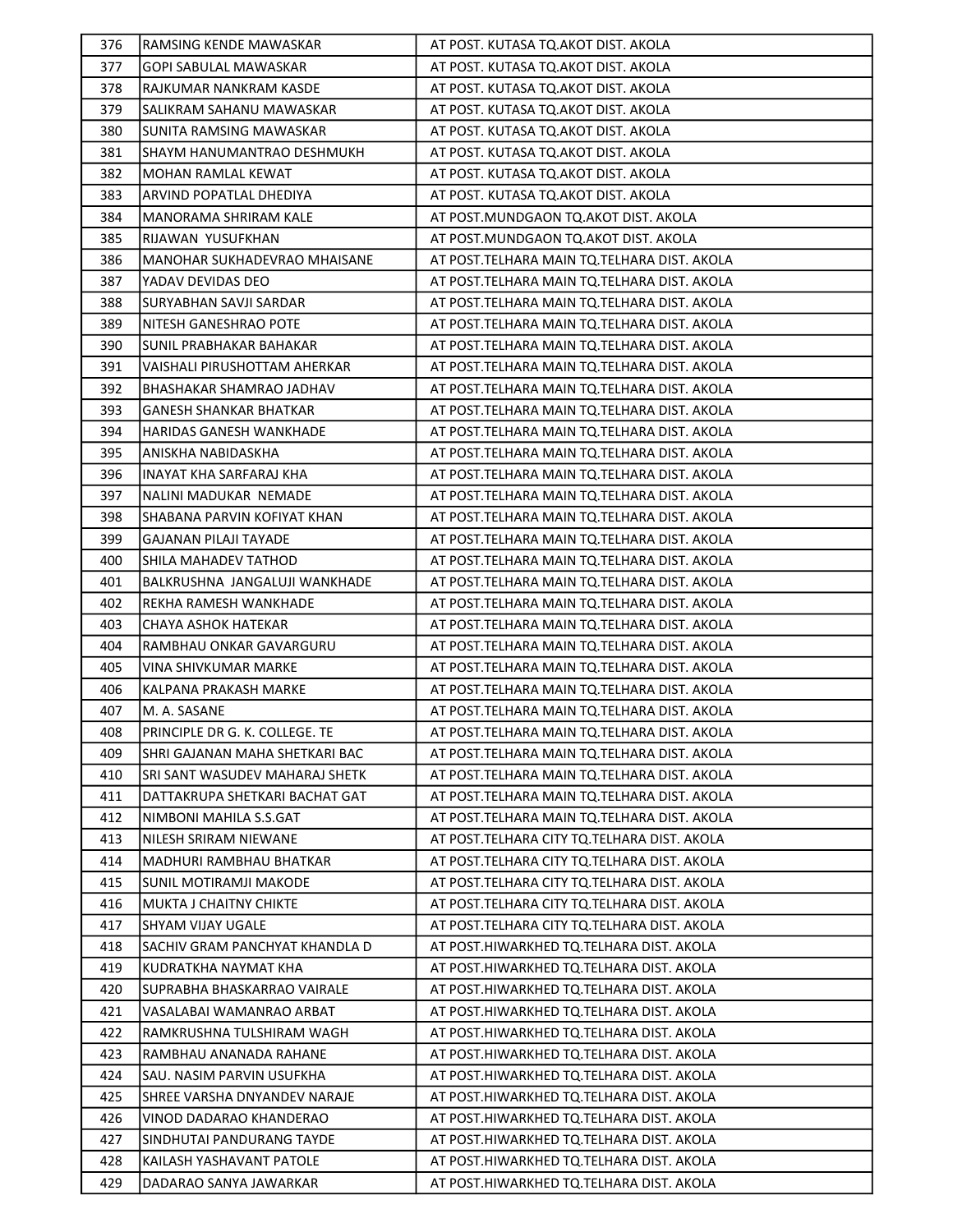| 376 | RAMSING KENDE MAWASKAR | AT POST. KUTASA TQ.AKOT DIST. AKOLA |
|---|---|---|
| 377 | GOPI SABULAL MAWASKAR | AT POST. KUTASA TQ.AKOT DIST. AKOLA |
| 378 | RAJKUMAR NANKRAM KASDE | AT POST. KUTASA TQ.AKOT DIST. AKOLA |
| 379 | SALIKRAM SAHANU MAWASKAR | AT POST. KUTASA TQ.AKOT DIST. AKOLA |
| 380 | SUNITA RAMSING MAWASKAR | AT POST. KUTASA TQ.AKOT DIST. AKOLA |
| 381 | SHAYM HANUMANTRAO DESHMUKH | AT POST. KUTASA TQ.AKOT DIST. AKOLA |
| 382 | MOHAN RAMLAL KEWAT | AT POST. KUTASA TQ.AKOT DIST. AKOLA |
| 383 | ARVIND POPATLAL DHEDIYA | AT POST. KUTASA TQ.AKOT DIST. AKOLA |
| 384 | MANORAMA SHRIRAM KALE | AT POST.MUNDGAON TQ.AKOT DIST. AKOLA |
| 385 | RIJAWAN YUSUFKHAN | AT POST.MUNDGAON TQ.AKOT DIST. AKOLA |
| 386 | MANOHAR SUKHADEVRAO MHAISANE | AT POST.TELHARA MAIN TQ.TELHARA DIST. AKOLA |
| 387 | YADAV DEVIDAS DEO | AT POST.TELHARA MAIN TQ.TELHARA DIST. AKOLA |
| 388 | SURYABHAN SAVJI SARDAR | AT POST.TELHARA MAIN TQ.TELHARA DIST. AKOLA |
| 389 | NITESH GANESHRAO POTE | AT POST.TELHARA MAIN TQ.TELHARA DIST. AKOLA |
| 390 | SUNIL PRABHAKAR BAHAKAR | AT POST.TELHARA MAIN TQ.TELHARA DIST. AKOLA |
| 391 | VAISHALI PIRUSHOTTAM AHERKAR | AT POST.TELHARA MAIN TQ.TELHARA DIST. AKOLA |
| 392 | BHASHAKAR SHAMRAO JADHAV | AT POST.TELHARA MAIN TQ.TELHARA DIST. AKOLA |
| 393 | GANESH SHANKAR BHATKAR | AT POST.TELHARA MAIN TQ.TELHARA DIST. AKOLA |
| 394 | HARIDAS GANESH WANKHADE | AT POST.TELHARA MAIN TQ.TELHARA DIST. AKOLA |
| 395 | ANISKHA NABIDASKHA | AT POST.TELHARA MAIN TQ.TELHARA DIST. AKOLA |
| 396 | INAYAT KHA SARFARAJ KHA | AT POST.TELHARA MAIN TQ.TELHARA DIST. AKOLA |
| 397 | NALINI MADUKAR NEMADE | AT POST.TELHARA MAIN TQ.TELHARA DIST. AKOLA |
| 398 | SHABANA PARVIN KOFIYAT KHAN | AT POST.TELHARA MAIN TQ.TELHARA DIST. AKOLA |
| 399 | GAJANAN PILAJI TAYADE | AT POST.TELHARA MAIN TQ.TELHARA DIST. AKOLA |
| 400 | SHILA MAHADEV TATHOD | AT POST.TELHARA MAIN TQ.TELHARA DIST. AKOLA |
| 401 | BALKRUSHNA JANGALUJI WANKHADE | AT POST.TELHARA MAIN TQ.TELHARA DIST. AKOLA |
| 402 | REKHA RAMESH WANKHADE | AT POST.TELHARA MAIN TQ.TELHARA DIST. AKOLA |
| 403 | CHAYA ASHOK HATEKAR | AT POST.TELHARA MAIN TQ.TELHARA DIST. AKOLA |
| 404 | RAMBHAU ONKAR GAVARGURU | AT POST.TELHARA MAIN TQ.TELHARA DIST. AKOLA |
| 405 | VINA SHIVKUMAR MARKE | AT POST.TELHARA MAIN TQ.TELHARA DIST. AKOLA |
| 406 | KALPANA PRAKASH MARKE | AT POST.TELHARA MAIN TQ.TELHARA DIST. AKOLA |
| 407 | M. A. SASANE | AT POST.TELHARA MAIN TQ.TELHARA DIST. AKOLA |
| 408 | PRINCIPLE DR G. K. COLLEGE. TE | AT POST.TELHARA MAIN TQ.TELHARA DIST. AKOLA |
| 409 | SHRI GAJANAN MAHA SHETKARI BAC | AT POST.TELHARA MAIN TQ.TELHARA DIST. AKOLA |
| 410 | SRI SANT WASUDEV MAHARAJ SHETK | AT POST.TELHARA MAIN TQ.TELHARA DIST. AKOLA |
| 411 | DATTAKRUPA SHETKARI BACHAT GAT | AT POST.TELHARA MAIN TQ.TELHARA DIST. AKOLA |
| 412 | NIMBONI MAHILA S.S.GAT | AT POST.TELHARA MAIN TQ.TELHARA DIST. AKOLA |
| 413 | NILESH SRIRAM NIEWANE | AT POST.TELHARA CITY TQ.TELHARA DIST. AKOLA |
| 414 | MADHURI RAMBHAU BHATKAR | AT POST.TELHARA CITY TQ.TELHARA DIST. AKOLA |
| 415 | SUNIL MOTIRAMJI MAKODE | AT POST.TELHARA CITY TQ.TELHARA DIST. AKOLA |
| 416 | MUKTA J CHAITNY CHIKTE | AT POST.TELHARA CITY TQ.TELHARA DIST. AKOLA |
| 417 | SHYAM VIJAY UGALE | AT POST.TELHARA CITY TQ.TELHARA DIST. AKOLA |
| 418 | SACHIV GRAM PANCHYAT KHANDLA D | AT POST.HIWARKHED TQ.TELHARA DIST. AKOLA |
| 419 | KUDRATKHA NAYMAT KHA | AT POST.HIWARKHED TQ.TELHARA DIST. AKOLA |
| 420 | SUPRABHA BHASKARRAO VAIRALE | AT POST.HIWARKHED TQ.TELHARA DIST. AKOLA |
| 421 | VASALABAI WAMANRAO ARBAT | AT POST.HIWARKHED TQ.TELHARA DIST. AKOLA |
| 422 | RAMKRUSHNA TULSHIRAM WAGH | AT POST.HIWARKHED TQ.TELHARA DIST. AKOLA |
| 423 | RAMBHAU ANANADA RAHANE | AT POST.HIWARKHED TQ.TELHARA DIST. AKOLA |
| 424 | SAU. NASIM PARVIN USUFKHA | AT POST.HIWARKHED TQ.TELHARA DIST. AKOLA |
| 425 | SHREE VARSHA DNYANDEV NARAJE | AT POST.HIWARKHED TQ.TELHARA DIST. AKOLA |
| 426 | VINOD DADARAO KHANDERAO | AT POST.HIWARKHED TQ.TELHARA DIST. AKOLA |
| 427 | SINDHUTAI PANDURANG TAYDE | AT POST.HIWARKHED TQ.TELHARA DIST. AKOLA |
| 428 | KAILASH YASHAVANT PATOLE | AT POST.HIWARKHED TQ.TELHARA DIST. AKOLA |
| 429 | DADARAO SANYA JAWARKAR | AT POST.HIWARKHED TQ.TELHARA DIST. AKOLA |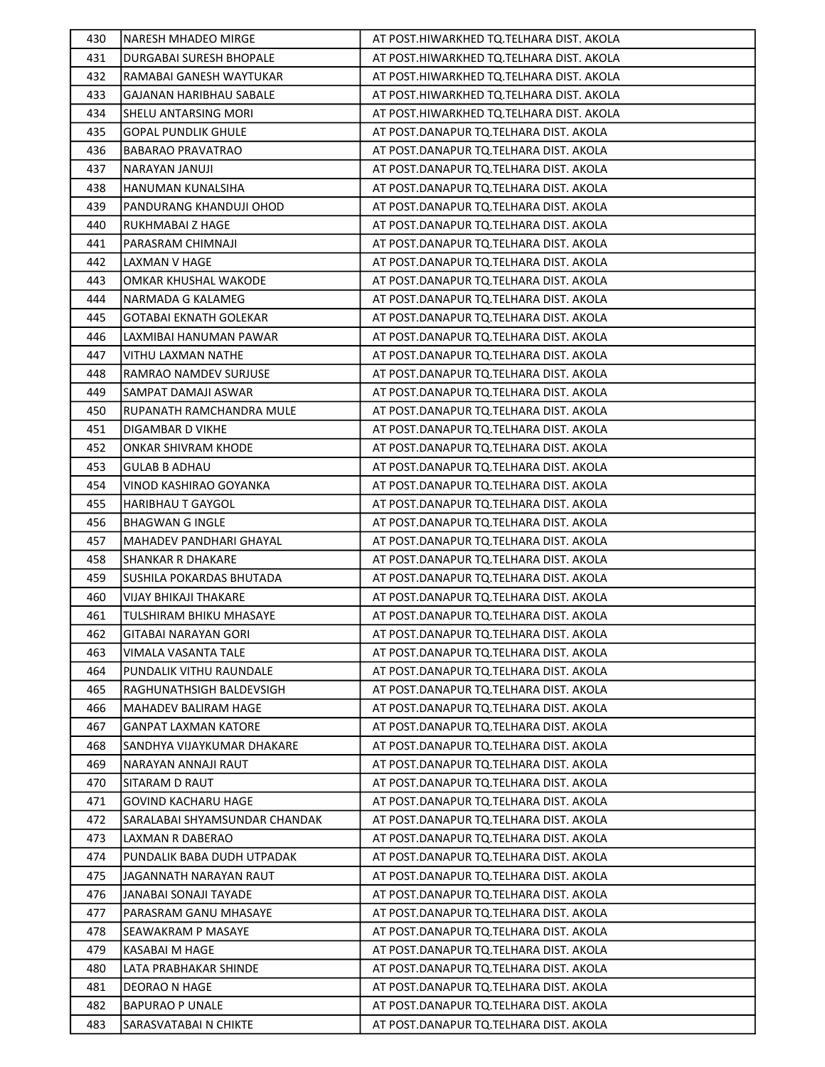| 430 | NARESH MHADEO MIRGE | AT POST.HIWARKHED TQ.TELHARA DIST. AKOLA |
|---|---|---|
| 431 | DURGABAI SURESH BHOPALE | AT POST.HIWARKHED TQ.TELHARA DIST. AKOLA |
| 432 | RAMABAI GANESH WAYTUKAR | AT POST.HIWARKHED TQ.TELHARA DIST. AKOLA |
| 433 | GAJANAN HARIBHAU SABALE | AT POST.HIWARKHED TQ.TELHARA DIST. AKOLA |
| 434 | SHELU ANTARSING MORI | AT POST.HIWARKHED TQ.TELHARA DIST. AKOLA |
| 435 | GOPAL PUNDLIK GHULE | AT POST.DANAPUR TQ.TELHARA DIST. AKOLA |
| 436 | BABARAO PRAVATRAO | AT POST.DANAPUR TQ.TELHARA DIST. AKOLA |
| 437 | NARAYAN JANUJI | AT POST.DANAPUR TQ.TELHARA DIST. AKOLA |
| 438 | HANUMAN KUNALSIHA | AT POST.DANAPUR TQ.TELHARA DIST. AKOLA |
| 439 | PANDURANG KHANDUJI OHOD | AT POST.DANAPUR TQ.TELHARA DIST. AKOLA |
| 440 | RUKHMABAI Z HAGE | AT POST.DANAPUR TQ.TELHARA DIST. AKOLA |
| 441 | PARASRAM CHIMNAJI | AT POST.DANAPUR TQ.TELHARA DIST. AKOLA |
| 442 | LAXMAN V HAGE | AT POST.DANAPUR TQ.TELHARA DIST. AKOLA |
| 443 | OMKAR KHUSHAL WAKODE | AT POST.DANAPUR TQ.TELHARA DIST. AKOLA |
| 444 | NARMADA G KALAMEG | AT POST.DANAPUR TQ.TELHARA DIST. AKOLA |
| 445 | GOTABAI EKNATH GOLEKAR | AT POST.DANAPUR TQ.TELHARA DIST. AKOLA |
| 446 | LAXMIBAI HANUMAN PAWAR | AT POST.DANAPUR TQ.TELHARA DIST. AKOLA |
| 447 | VITHU LAXMAN NATHE | AT POST.DANAPUR TQ.TELHARA DIST. AKOLA |
| 448 | RAMRAO NAMDEV SURJUSE | AT POST.DANAPUR TQ.TELHARA DIST. AKOLA |
| 449 | SAMPAT DAMAJI ASWAR | AT POST.DANAPUR TQ.TELHARA DIST. AKOLA |
| 450 | RUPANATH RAMCHANDRA MULE | AT POST.DANAPUR TQ.TELHARA DIST. AKOLA |
| 451 | DIGAMBAR D VIKHE | AT POST.DANAPUR TQ.TELHARA DIST. AKOLA |
| 452 | ONKAR SHIVRAM KHODE | AT POST.DANAPUR TQ.TELHARA DIST. AKOLA |
| 453 | GULAB B ADHAU | AT POST.DANAPUR TQ.TELHARA DIST. AKOLA |
| 454 | VINOD KASHIRAO GOYANKA | AT POST.DANAPUR TQ.TELHARA DIST. AKOLA |
| 455 | HARIBHAU T GAYGOL | AT POST.DANAPUR TQ.TELHARA DIST. AKOLA |
| 456 | BHAGWAN G INGLE | AT POST.DANAPUR TQ.TELHARA DIST. AKOLA |
| 457 | MAHADEV PANDHARI GHAYAL | AT POST.DANAPUR TQ.TELHARA DIST. AKOLA |
| 458 | SHANKAR R DHAKARE | AT POST.DANAPUR TQ.TELHARA DIST. AKOLA |
| 459 | SUSHILA POKARDAS BHUTADA | AT POST.DANAPUR TQ.TELHARA DIST. AKOLA |
| 460 | VIJAY BHIKAJI THAKARE | AT POST.DANAPUR TQ.TELHARA DIST. AKOLA |
| 461 | TULSHIRAM BHIKU MHASAYE | AT POST.DANAPUR TQ.TELHARA DIST. AKOLA |
| 462 | GITABAI NARAYAN GORI | AT POST.DANAPUR TQ.TELHARA DIST. AKOLA |
| 463 | VIMALA VASANTA TALE | AT POST.DANAPUR TQ.TELHARA DIST. AKOLA |
| 464 | PUNDALIK VITHU RAUNDALE | AT POST.DANAPUR TQ.TELHARA DIST. AKOLA |
| 465 | RAGHUNATHSIGH BALDEVSIGH | AT POST.DANAPUR TQ.TELHARA DIST. AKOLA |
| 466 | MAHADEV BALIRAM HAGE | AT POST.DANAPUR TQ.TELHARA DIST. AKOLA |
| 467 | GANPAT LAXMAN KATORE | AT POST.DANAPUR TQ.TELHARA DIST. AKOLA |
| 468 | SANDHYA VIJAYKUMAR DHAKARE | AT POST.DANAPUR TQ.TELHARA DIST. AKOLA |
| 469 | NARAYAN ANNAJI RAUT | AT POST.DANAPUR TQ.TELHARA DIST. AKOLA |
| 470 | SITARAM D RAUT | AT POST.DANAPUR TQ.TELHARA DIST. AKOLA |
| 471 | GOVIND KACHARU HAGE | AT POST.DANAPUR TQ.TELHARA DIST. AKOLA |
| 472 | SARALABAI SHYAMSUNDAR CHANDAK | AT POST.DANAPUR TQ.TELHARA DIST. AKOLA |
| 473 | LAXMAN R DABERAO | AT POST.DANAPUR TQ.TELHARA DIST. AKOLA |
| 474 | PUNDALIK BABA DUDH UTPADAK | AT POST.DANAPUR TQ.TELHARA DIST. AKOLA |
| 475 | JAGANNATH NARAYAN RAUT | AT POST.DANAPUR TQ.TELHARA DIST. AKOLA |
| 476 | JANABAI SONAJI TAYADE | AT POST.DANAPUR TQ.TELHARA DIST. AKOLA |
| 477 | PARASRAM GANU MHASAYE | AT POST.DANAPUR TQ.TELHARA DIST. AKOLA |
| 478 | SEAWAKRAM P MASAYE | AT POST.DANAPUR TQ.TELHARA DIST. AKOLA |
| 479 | KASABAI M HAGE | AT POST.DANAPUR TQ.TELHARA DIST. AKOLA |
| 480 | LATA PRABHAKAR SHINDE | AT POST.DANAPUR TQ.TELHARA DIST. AKOLA |
| 481 | DEORAO N HAGE | AT POST.DANAPUR TQ.TELHARA DIST. AKOLA |
| 482 | BAPURAO P UNALE | AT POST.DANAPUR TQ.TELHARA DIST. AKOLA |
| 483 | SARASVATABAI N CHIKTE | AT POST.DANAPUR TQ.TELHARA DIST. AKOLA |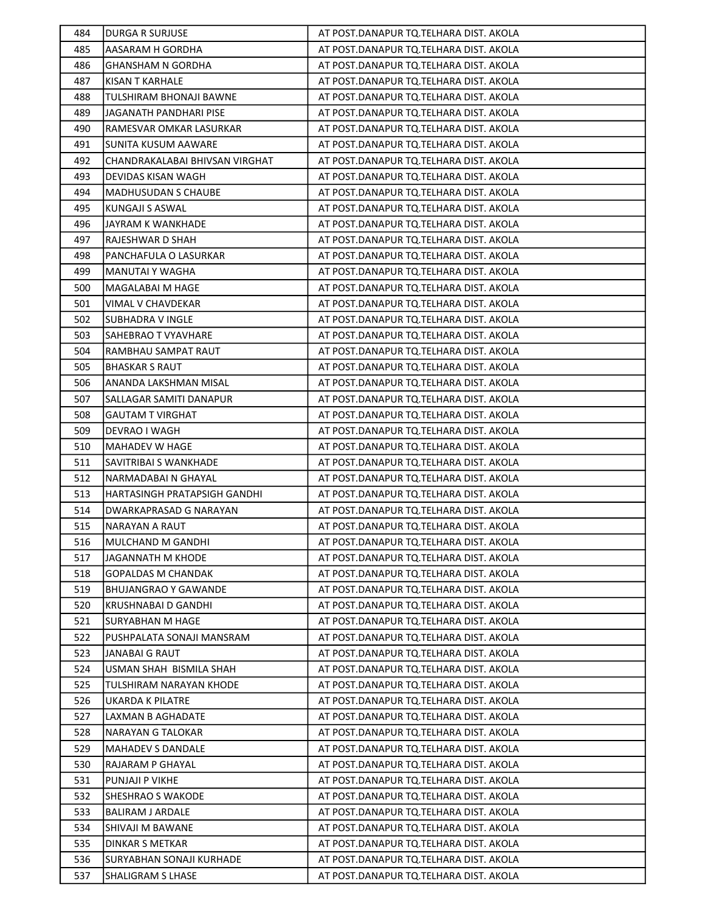| 484 | DURGA R SURJUSE | AT POST.DANAPUR TQ.TELHARA DIST. AKOLA |
|---|---|---|
| 485 | AASARAM H GORDHA | AT POST.DANAPUR TQ.TELHARA DIST. AKOLA |
| 486 | GHANSHAM N GORDHA | AT POST.DANAPUR TQ.TELHARA DIST. AKOLA |
| 487 | KISAN T KARHALE | AT POST.DANAPUR TQ.TELHARA DIST. AKOLA |
| 488 | TULSHIRAM BHONAJI BAWNE | AT POST.DANAPUR TQ.TELHARA DIST. AKOLA |
| 489 | JAGANATH PANDHARI PISE | AT POST.DANAPUR TQ.TELHARA DIST. AKOLA |
| 490 | RAMESVAR OMKAR LASURKAR | AT POST.DANAPUR TQ.TELHARA DIST. AKOLA |
| 491 | SUNITA KUSUM AAWARE | AT POST.DANAPUR TQ.TELHARA DIST. AKOLA |
| 492 | CHANDRAKALABAI BHIVSAN VIRGHAT | AT POST.DANAPUR TQ.TELHARA DIST. AKOLA |
| 493 | DEVIDAS KISAN WAGH | AT POST.DANAPUR TQ.TELHARA DIST. AKOLA |
| 494 | MADHUSUDAN S CHAUBE | AT POST.DANAPUR TQ.TELHARA DIST. AKOLA |
| 495 | KUNGAJI S ASWAL | AT POST.DANAPUR TQ.TELHARA DIST. AKOLA |
| 496 | JAYRAM K WANKHADE | AT POST.DANAPUR TQ.TELHARA DIST. AKOLA |
| 497 | RAJESHWAR D SHAH | AT POST.DANAPUR TQ.TELHARA DIST. AKOLA |
| 498 | PANCHAFULA O LASURKAR | AT POST.DANAPUR TQ.TELHARA DIST. AKOLA |
| 499 | MANUTAI Y WAGHA | AT POST.DANAPUR TQ.TELHARA DIST. AKOLA |
| 500 | MAGALABAI M HAGE | AT POST.DANAPUR TQ.TELHARA DIST. AKOLA |
| 501 | VIMAL V CHAVDEKAR | AT POST.DANAPUR TQ.TELHARA DIST. AKOLA |
| 502 | SUBHADRA V INGLE | AT POST.DANAPUR TQ.TELHARA DIST. AKOLA |
| 503 | SAHEBRAO T VYAVHARE | AT POST.DANAPUR TQ.TELHARA DIST. AKOLA |
| 504 | RAMBHAU SAMPAT RAUT | AT POST.DANAPUR TQ.TELHARA DIST. AKOLA |
| 505 | BHASKAR S RAUT | AT POST.DANAPUR TQ.TELHARA DIST. AKOLA |
| 506 | ANANDA LAKSHMAN MISAL | AT POST.DANAPUR TQ.TELHARA DIST. AKOLA |
| 507 | SALLAGAR SAMITI DANAPUR | AT POST.DANAPUR TQ.TELHARA DIST. AKOLA |
| 508 | GAUTAM T VIRGHAT | AT POST.DANAPUR TQ.TELHARA DIST. AKOLA |
| 509 | DEVRAO I WAGH | AT POST.DANAPUR TQ.TELHARA DIST. AKOLA |
| 510 | MAHADEV W HAGE | AT POST.DANAPUR TQ.TELHARA DIST. AKOLA |
| 511 | SAVITRIBAI S WANKHADE | AT POST.DANAPUR TQ.TELHARA DIST. AKOLA |
| 512 | NARMADABAI N GHAYAL | AT POST.DANAPUR TQ.TELHARA DIST. AKOLA |
| 513 | HARTASINGH PRATAPSIGH GANDHI | AT POST.DANAPUR TQ.TELHARA DIST. AKOLA |
| 514 | DWARKAPRASAD G NARAYAN | AT POST.DANAPUR TQ.TELHARA DIST. AKOLA |
| 515 | NARAYAN A RAUT | AT POST.DANAPUR TQ.TELHARA DIST. AKOLA |
| 516 | MULCHAND M GANDHI | AT POST.DANAPUR TQ.TELHARA DIST. AKOLA |
| 517 | JAGANNATH M KHODE | AT POST.DANAPUR TQ.TELHARA DIST. AKOLA |
| 518 | GOPALDAS M CHANDAK | AT POST.DANAPUR TQ.TELHARA DIST. AKOLA |
| 519 | BHUJANGRAO Y GAWANDE | AT POST.DANAPUR TQ.TELHARA DIST. AKOLA |
| 520 | KRUSHNABAI D GANDHI | AT POST.DANAPUR TQ.TELHARA DIST. AKOLA |
| 521 | SURYABHAN M HAGE | AT POST.DANAPUR TQ.TELHARA DIST. AKOLA |
| 522 | PUSHPALATA SONAJI MANSRAM | AT POST.DANAPUR TQ.TELHARA DIST. AKOLA |
| 523 | JANABAI G RAUT | AT POST.DANAPUR TQ.TELHARA DIST. AKOLA |
| 524 | USMAN SHAH BISMILA SHAH | AT POST.DANAPUR TQ.TELHARA DIST. AKOLA |
| 525 | TULSHIRAM NARAYAN KHODE | AT POST.DANAPUR TQ.TELHARA DIST. AKOLA |
| 526 | UKARDA K PILATRE | AT POST.DANAPUR TQ.TELHARA DIST. AKOLA |
| 527 | LAXMAN B AGHADATE | AT POST.DANAPUR TQ.TELHARA DIST. AKOLA |
| 528 | NARAYAN G TALOKAR | AT POST.DANAPUR TQ.TELHARA DIST. AKOLA |
| 529 | MAHADEV S DANDALE | AT POST.DANAPUR TQ.TELHARA DIST. AKOLA |
| 530 | RAJARAM P GHAYAL | AT POST.DANAPUR TQ.TELHARA DIST. AKOLA |
| 531 | PUNJAJI P VIKHE | AT POST.DANAPUR TQ.TELHARA DIST. AKOLA |
| 532 | SHESHRAO S WAKODE | AT POST.DANAPUR TQ.TELHARA DIST. AKOLA |
| 533 | BALIRAM J ARDALE | AT POST.DANAPUR TQ.TELHARA DIST. AKOLA |
| 534 | SHIVAJI M BAWANE | AT POST.DANAPUR TQ.TELHARA DIST. AKOLA |
| 535 | DINKAR S METKAR | AT POST.DANAPUR TQ.TELHARA DIST. AKOLA |
| 536 | SURYABHAN SONAJI KURHADE | AT POST.DANAPUR TQ.TELHARA DIST. AKOLA |
| 537 | SHALIGRAM S LHASE | AT POST.DANAPUR TQ.TELHARA DIST. AKOLA |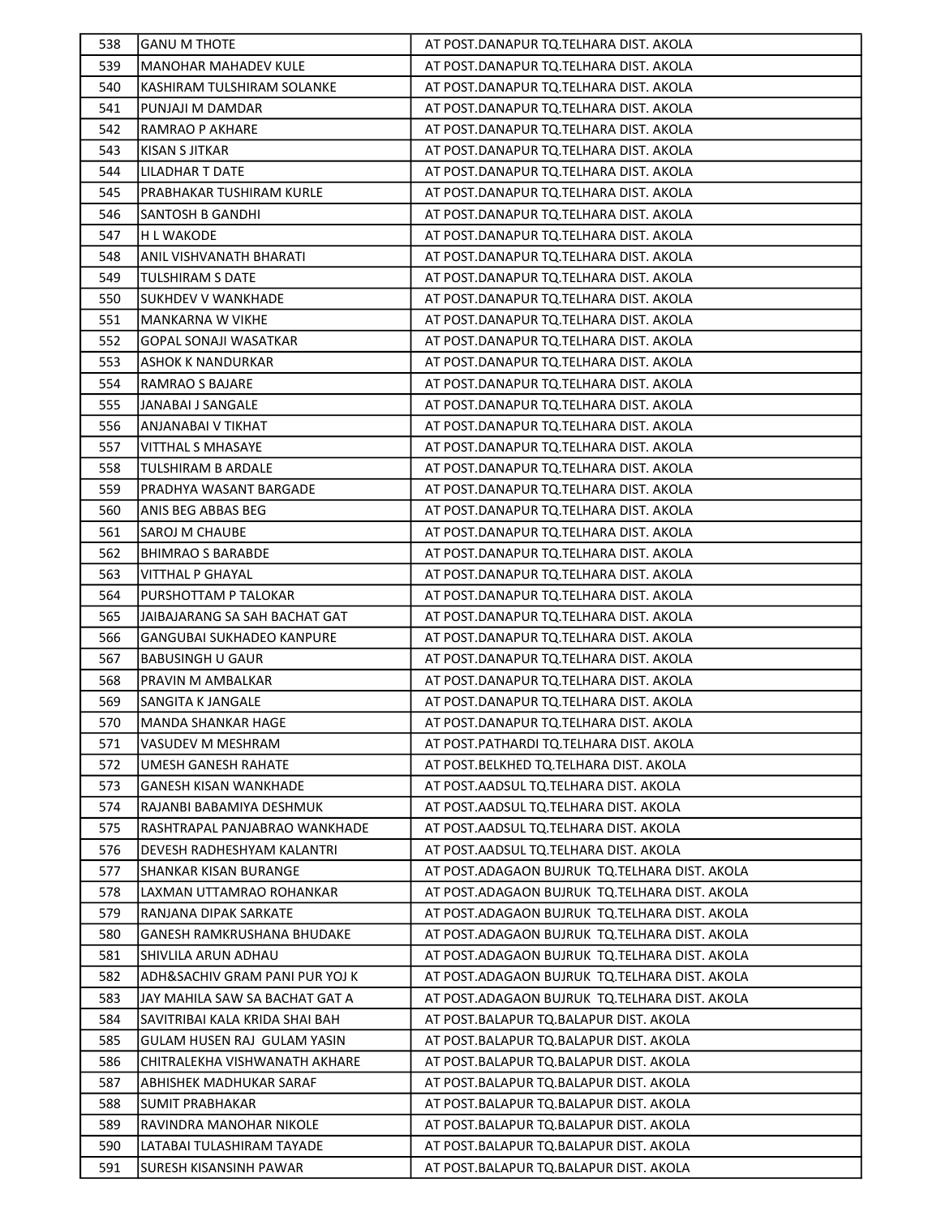| 538 | GANU M THOTE | AT POST.DANAPUR TQ.TELHARA DIST. AKOLA |
|---|---|---|
| 539 | MANOHAR MAHADEV KULE | AT POST.DANAPUR TQ.TELHARA DIST. AKOLA |
| 540 | KASHIRAM TULSHIRAM SOLANKE | AT POST.DANAPUR TQ.TELHARA DIST. AKOLA |
| 541 | PUNJAJI M DAMDAR | AT POST.DANAPUR TQ.TELHARA DIST. AKOLA |
| 542 | RAMRAO P AKHARE | AT POST.DANAPUR TQ.TELHARA DIST. AKOLA |
| 543 | KISAN S JITKAR | AT POST.DANAPUR TQ.TELHARA DIST. AKOLA |
| 544 | LILADHAR T DATE | AT POST.DANAPUR TQ.TELHARA DIST. AKOLA |
| 545 | PRABHAKAR TUSHIRAM KURLE | AT POST.DANAPUR TQ.TELHARA DIST. AKOLA |
| 546 | SANTOSH B GANDHI | AT POST.DANAPUR TQ.TELHARA DIST. AKOLA |
| 547 | H L WAKODE | AT POST.DANAPUR TQ.TELHARA DIST. AKOLA |
| 548 | ANIL VISHVANATH BHARATI | AT POST.DANAPUR TQ.TELHARA DIST. AKOLA |
| 549 | TULSHIRAM S DATE | AT POST.DANAPUR TQ.TELHARA DIST. AKOLA |
| 550 | SUKHDEV V WANKHADE | AT POST.DANAPUR TQ.TELHARA DIST. AKOLA |
| 551 | MANKARNA W VIKHE | AT POST.DANAPUR TQ.TELHARA DIST. AKOLA |
| 552 | GOPAL SONAJI WASATKAR | AT POST.DANAPUR TQ.TELHARA DIST. AKOLA |
| 553 | ASHOK K NANDURKAR | AT POST.DANAPUR TQ.TELHARA DIST. AKOLA |
| 554 | RAMRAO S BAJARE | AT POST.DANAPUR TQ.TELHARA DIST. AKOLA |
| 555 | JANABAI J SANGALE | AT POST.DANAPUR TQ.TELHARA DIST. AKOLA |
| 556 | ANJANABAI V TIKHAT | AT POST.DANAPUR TQ.TELHARA DIST. AKOLA |
| 557 | VITTHAL S MHASAYE | AT POST.DANAPUR TQ.TELHARA DIST. AKOLA |
| 558 | TULSHIRAM B ARDALE | AT POST.DANAPUR TQ.TELHARA DIST. AKOLA |
| 559 | PRADHYA WASANT BARGADE | AT POST.DANAPUR TQ.TELHARA DIST. AKOLA |
| 560 | ANIS BEG ABBAS BEG | AT POST.DANAPUR TQ.TELHARA DIST. AKOLA |
| 561 | SAROJ M CHAUBE | AT POST.DANAPUR TQ.TELHARA DIST. AKOLA |
| 562 | BHIMRAO S BARABDE | AT POST.DANAPUR TQ.TELHARA DIST. AKOLA |
| 563 | VITTHAL P GHAYAL | AT POST.DANAPUR TQ.TELHARA DIST. AKOLA |
| 564 | PURSHOTTAM P TALOKAR | AT POST.DANAPUR TQ.TELHARA DIST. AKOLA |
| 565 | JAIBAJARANG SA SAH BACHAT GAT | AT POST.DANAPUR TQ.TELHARA DIST. AKOLA |
| 566 | GANGUBAI SUKHADEO KANPURE | AT POST.DANAPUR TQ.TELHARA DIST. AKOLA |
| 567 | BABUSINGH U GAUR | AT POST.DANAPUR TQ.TELHARA DIST. AKOLA |
| 568 | PRAVIN M AMBALKAR | AT POST.DANAPUR TQ.TELHARA DIST. AKOLA |
| 569 | SANGITA K JANGALE | AT POST.DANAPUR TQ.TELHARA DIST. AKOLA |
| 570 | MANDA SHANKAR HAGE | AT POST.DANAPUR TQ.TELHARA DIST. AKOLA |
| 571 | VASUDEV M MESHRAM | AT POST.PATHARDI TQ.TELHARA DIST. AKOLA |
| 572 | UMESH GANESH RAHATE | AT POST.BELKHED TQ.TELHARA DIST. AKOLA |
| 573 | GANESH KISAN WANKHADE | AT POST.AADSUL TQ.TELHARA DIST. AKOLA |
| 574 | RAJANBI BABAMIYA DESHMUK | AT POST.AADSUL TQ.TELHARA DIST. AKOLA |
| 575 | RASHTRAPAL PANJABRAO WANKHADE | AT POST.AADSUL TQ.TELHARA DIST. AKOLA |
| 576 | DEVESH RADHESHYAM KALANTRI | AT POST.AADSUL TQ.TELHARA DIST. AKOLA |
| 577 | SHANKAR KISAN BURANGE | AT POST.ADAGAON BUJRUK TQ.TELHARA DIST. AKOLA |
| 578 | LAXMAN UTTAMRAO ROHANKAR | AT POST.ADAGAON BUJRUK TQ.TELHARA DIST. AKOLA |
| 579 | RANJANA DIPAK SARKATE | AT POST.ADAGAON BUJRUK TQ.TELHARA DIST. AKOLA |
| 580 | GANESH RAMKRUSHANA BHUDAKE | AT POST.ADAGAON BUJRUK TQ.TELHARA DIST. AKOLA |
| 581 | SHIVLILA ARUN ADHAU | AT POST.ADAGAON BUJRUK TQ.TELHARA DIST. AKOLA |
| 582 | ADH&SACHIV GRAM PANI PUR YOJ K | AT POST.ADAGAON BUJRUK TQ.TELHARA DIST. AKOLA |
| 583 | JAY MAHILA SAW SA BACHAT GAT A | AT POST.ADAGAON BUJRUK TQ.TELHARA DIST. AKOLA |
| 584 | SAVITRIBAI KALA KRIDA SHAI BAH | AT POST.BALAPUR TQ.BALAPUR DIST. AKOLA |
| 585 | GULAM HUSEN RAJ GULAM YASIN | AT POST.BALAPUR TQ.BALAPUR DIST. AKOLA |
| 586 | CHITRALEKHA VISHWANATH AKHARE | AT POST.BALAPUR TQ.BALAPUR DIST. AKOLA |
| 587 | ABHISHEK MADHUKAR SARAF | AT POST.BALAPUR TQ.BALAPUR DIST. AKOLA |
| 588 | SUMIT PRABHAKAR | AT POST.BALAPUR TQ.BALAPUR DIST. AKOLA |
| 589 | RAVINDRA MANOHAR NIKOLE | AT POST.BALAPUR TQ.BALAPUR DIST. AKOLA |
| 590 | LATABAI TULASHIRAM TAYADE | AT POST.BALAPUR TQ.BALAPUR DIST. AKOLA |
| 591 | SURESH KISANSINH PAWAR | AT POST.BALAPUR TQ.BALAPUR DIST. AKOLA |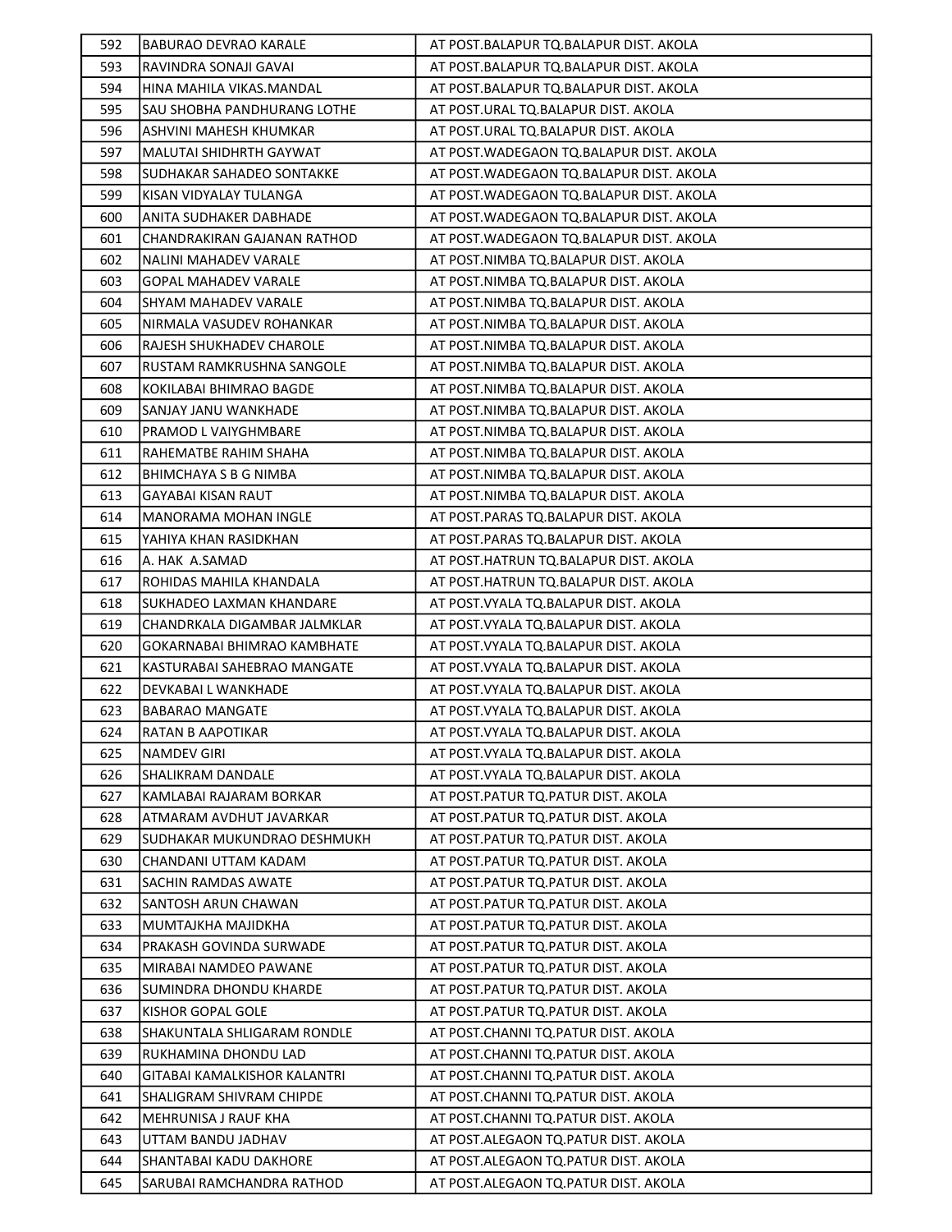| 592 | BABURAO DEVRAO KARALE | AT POST.BALAPUR TQ.BALAPUR DIST. AKOLA |
|---|---|---|
| 593 | RAVINDRA SONAJI GAVAI | AT POST.BALAPUR TQ.BALAPUR DIST. AKOLA |
| 594 | HINA MAHILA VIKAS.MANDAL | AT POST.BALAPUR TQ.BALAPUR DIST. AKOLA |
| 595 | SAU SHOBHA PANDHURANG LOTHE | AT POST.URAL TQ.BALAPUR DIST. AKOLA |
| 596 | ASHVINI MAHESH KHUMKAR | AT POST.URAL TQ.BALAPUR DIST. AKOLA |
| 597 | MALUTAI SHIDHRTH GAYWAT | AT POST.WADEGAON TQ.BALAPUR DIST. AKOLA |
| 598 | SUDHAKAR SAHADEO SONTAKKE | AT POST.WADEGAON TQ.BALAPUR DIST. AKOLA |
| 599 | KISAN VIDYALAY TULANGA | AT POST.WADEGAON TQ.BALAPUR DIST. AKOLA |
| 600 | ANITA SUDHAKER DABHADE | AT POST.WADEGAON TQ.BALAPUR DIST. AKOLA |
| 601 | CHANDRAKIRAN GAJANAN RATHOD | AT POST.WADEGAON TQ.BALAPUR DIST. AKOLA |
| 602 | NALINI MAHADEV VARALE | AT POST.NIMBA TQ.BALAPUR DIST. AKOLA |
| 603 | GOPAL MAHADEV VARALE | AT POST.NIMBA TQ.BALAPUR DIST. AKOLA |
| 604 | SHYAM MAHADEV VARALE | AT POST.NIMBA TQ.BALAPUR DIST. AKOLA |
| 605 | NIRMALA VASUDEV ROHANKAR | AT POST.NIMBA TQ.BALAPUR DIST. AKOLA |
| 606 | RAJESH SHUKHADEV CHAROLE | AT POST.NIMBA TQ.BALAPUR DIST. AKOLA |
| 607 | RUSTAM RAMKRUSHNA SANGOLE | AT POST.NIMBA TQ.BALAPUR DIST. AKOLA |
| 608 | KOKILABAI BHIMRAO BAGDE | AT POST.NIMBA TQ.BALAPUR DIST. AKOLA |
| 609 | SANJAY JANU WANKHADE | AT POST.NIMBA TQ.BALAPUR DIST. AKOLA |
| 610 | PRAMOD L VAIYGHMBARE | AT POST.NIMBA TQ.BALAPUR DIST. AKOLA |
| 611 | RAHEMATBE RAHIM SHAHA | AT POST.NIMBA TQ.BALAPUR DIST. AKOLA |
| 612 | BHIMCHAYA S B G NIMBA | AT POST.NIMBA TQ.BALAPUR DIST. AKOLA |
| 613 | GAYABAI KISAN RAUT | AT POST.NIMBA TQ.BALAPUR DIST. AKOLA |
| 614 | MANORAMA MOHAN INGLE | AT POST.PARAS TQ.BALAPUR DIST. AKOLA |
| 615 | YAHIYA KHAN RASIDKHAN | AT POST.PARAS TQ.BALAPUR DIST. AKOLA |
| 616 | A. HAK A.SAMAD | AT POST.HATRUN TQ.BALAPUR DIST. AKOLA |
| 617 | ROHIDAS MAHILA KHANDALA | AT POST.HATRUN TQ.BALAPUR DIST. AKOLA |
| 618 | SUKHADEO LAXMAN KHANDARE | AT POST.VYALA TQ.BALAPUR DIST. AKOLA |
| 619 | CHANDRKALA DIGAMBAR JALMKLAR | AT POST.VYALA TQ.BALAPUR DIST. AKOLA |
| 620 | GOKARNABAI BHIMRAO KAMBHATE | AT POST.VYALA TQ.BALAPUR DIST. AKOLA |
| 621 | KASTURABAI SAHEBRAO MANGATE | AT POST.VYALA TQ.BALAPUR DIST. AKOLA |
| 622 | DEVKABAI L WANKHADE | AT POST.VYALA TQ.BALAPUR DIST. AKOLA |
| 623 | BABARAO MANGATE | AT POST.VYALA TQ.BALAPUR DIST. AKOLA |
| 624 | RATAN B AAPOTIKAR | AT POST.VYALA TQ.BALAPUR DIST. AKOLA |
| 625 | NAMDEV GIRI | AT POST.VYALA TQ.BALAPUR DIST. AKOLA |
| 626 | SHALIKRAM DANDALE | AT POST.VYALA TQ.BALAPUR DIST. AKOLA |
| 627 | KAMLABAI RAJARAM BORKAR | AT POST.PATUR TQ.PATUR DIST. AKOLA |
| 628 | ATMARAM AVDHUT JAVARKAR | AT POST.PATUR TQ.PATUR DIST. AKOLA |
| 629 | SUDHAKAR MUKUNDRAO DESHMUKH | AT POST.PATUR TQ.PATUR DIST. AKOLA |
| 630 | CHANDANI UTTAM KADAM | AT POST.PATUR TQ.PATUR DIST. AKOLA |
| 631 | SACHIN RAMDAS AWATE | AT POST.PATUR TQ.PATUR DIST. AKOLA |
| 632 | SANTOSH ARUN CHAWAN | AT POST.PATUR TQ.PATUR DIST. AKOLA |
| 633 | MUMTAJKHA MAJIDKHA | AT POST.PATUR TQ.PATUR DIST. AKOLA |
| 634 | PRAKASH GOVINDA SURWADE | AT POST.PATUR TQ.PATUR DIST. AKOLA |
| 635 | MIRABAI NAMDEO PAWANE | AT POST.PATUR TQ.PATUR DIST. AKOLA |
| 636 | SUMINDRA DHONDU KHARDE | AT POST.PATUR TQ.PATUR DIST. AKOLA |
| 637 | KISHOR GOPAL GOLE | AT POST.PATUR TQ.PATUR DIST. AKOLA |
| 638 | SHAKUNTALA SHLIGARAM RONDLE | AT POST.CHANNI TQ.PATUR DIST. AKOLA |
| 639 | RUKHAMINA DHONDU LAD | AT POST.CHANNI TQ.PATUR DIST. AKOLA |
| 640 | GITABAI KAMALKISHOR KALANTRI | AT POST.CHANNI TQ.PATUR DIST. AKOLA |
| 641 | SHALIGRAM SHIVRAM CHIPDE | AT POST.CHANNI TQ.PATUR DIST. AKOLA |
| 642 | MEHRUNISA J RAUF KHA | AT POST.CHANNI TQ.PATUR DIST. AKOLA |
| 643 | UTTAM BANDU JADHAV | AT POST.ALEGAON TQ.PATUR DIST. AKOLA |
| 644 | SHANTABAI KADU DAKHORE | AT POST.ALEGAON TQ.PATUR DIST. AKOLA |
| 645 | SARUBAI RAMCHANDRA RATHOD | AT POST.ALEGAON TQ.PATUR DIST. AKOLA |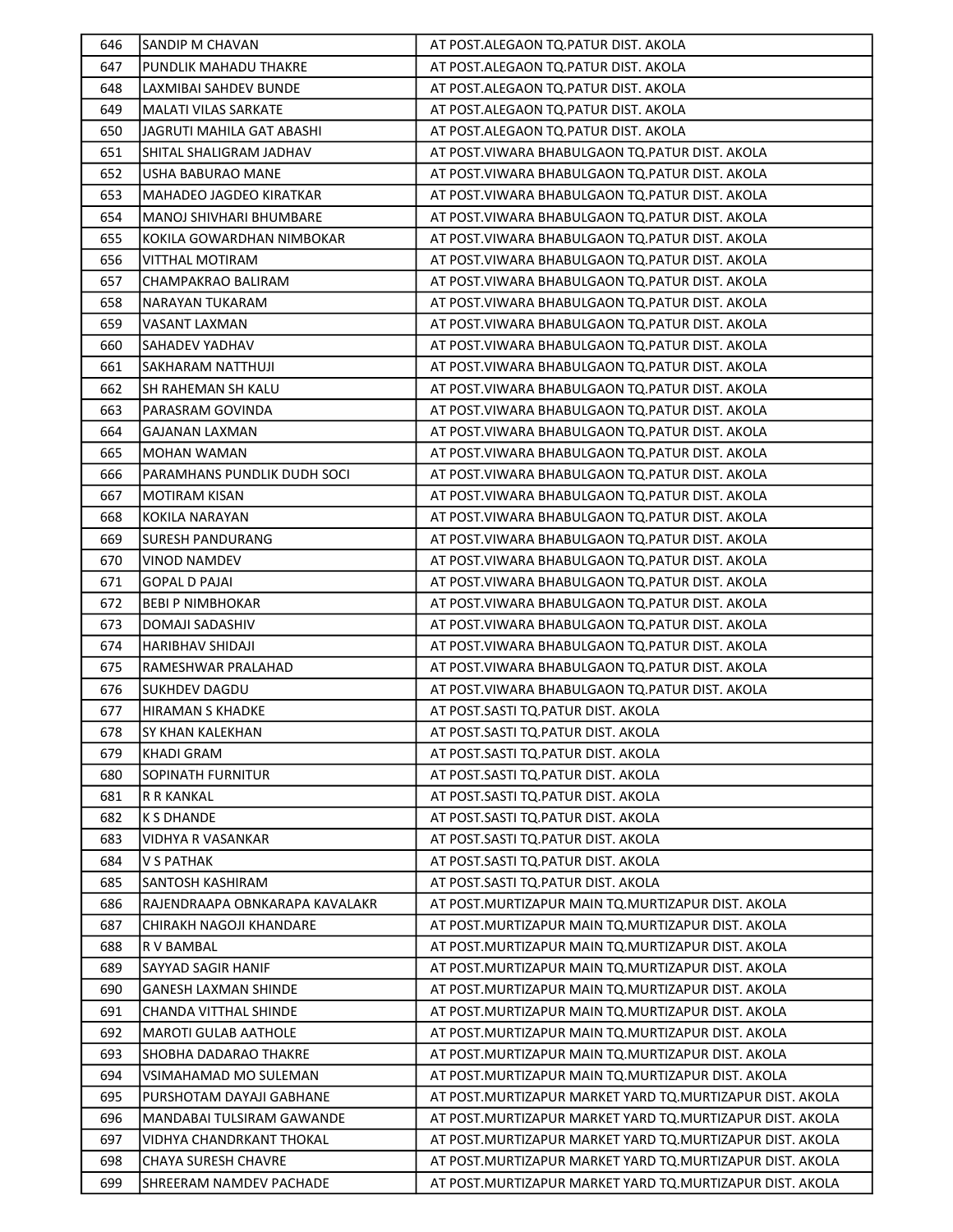| | | |
|---|---|---|
| 646 | SANDIP M CHAVAN | AT POST.ALEGAON TQ.PATUR DIST. AKOLA |
| 647 | PUNDLIK MAHADU THAKRE | AT POST.ALEGAON TQ.PATUR DIST. AKOLA |
| 648 | LAXMIBAI SAHDEV BUNDE | AT POST.ALEGAON TQ.PATUR DIST. AKOLA |
| 649 | MALATI VILAS SARKATE | AT POST.ALEGAON TQ.PATUR DIST. AKOLA |
| 650 | JAGRUTI MAHILA GAT ABASHI | AT POST.ALEGAON TQ.PATUR DIST. AKOLA |
| 651 | SHITAL SHALIGRAM JADHAV | AT POST.VIWARA BHABULGAON TQ.PATUR DIST. AKOLA |
| 652 | USHA BABURAO MANE | AT POST.VIWARA BHABULGAON TQ.PATUR DIST. AKOLA |
| 653 | MAHADEO JAGDEO KIRATKAR | AT POST.VIWARA BHABULGAON TQ.PATUR DIST. AKOLA |
| 654 | MANOJ SHIVHARI BHUMBARE | AT POST.VIWARA BHABULGAON TQ.PATUR DIST. AKOLA |
| 655 | KOKILA GOWARDHAN NIMBOKAR | AT POST.VIWARA BHABULGAON TQ.PATUR DIST. AKOLA |
| 656 | VITTHAL MOTIRAM | AT POST.VIWARA BHABULGAON TQ.PATUR DIST. AKOLA |
| 657 | CHAMPAKRAO BALIRAM | AT POST.VIWARA BHABULGAON TQ.PATUR DIST. AKOLA |
| 658 | NARAYAN TUKARAM | AT POST.VIWARA BHABULGAON TQ.PATUR DIST. AKOLA |
| 659 | VASANT LAXMAN | AT POST.VIWARA BHABULGAON TQ.PATUR DIST. AKOLA |
| 660 | SAHADEV YADHAV | AT POST.VIWARA BHABULGAON TQ.PATUR DIST. AKOLA |
| 661 | SAKHARAM NATTHUJI | AT POST.VIWARA BHABULGAON TQ.PATUR DIST. AKOLA |
| 662 | SH RAHEMAN SH KALU | AT POST.VIWARA BHABULGAON TQ.PATUR DIST. AKOLA |
| 663 | PARASRAM GOVINDA | AT POST.VIWARA BHABULGAON TQ.PATUR DIST. AKOLA |
| 664 | GAJANAN LAXMAN | AT POST.VIWARA BHABULGAON TQ.PATUR DIST. AKOLA |
| 665 | MOHAN WAMAN | AT POST.VIWARA BHABULGAON TQ.PATUR DIST. AKOLA |
| 666 | PARAMHANS PUNDLIK DUDH SOCI | AT POST.VIWARA BHABULGAON TQ.PATUR DIST. AKOLA |
| 667 | MOTIRAM KISAN | AT POST.VIWARA BHABULGAON TQ.PATUR DIST. AKOLA |
| 668 | KOKILA NARAYAN | AT POST.VIWARA BHABULGAON TQ.PATUR DIST. AKOLA |
| 669 | SURESH PANDURANG | AT POST.VIWARA BHABULGAON TQ.PATUR DIST. AKOLA |
| 670 | VINOD NAMDEV | AT POST.VIWARA BHABULGAON TQ.PATUR DIST. AKOLA |
| 671 | GOPAL D PAJAI | AT POST.VIWARA BHABULGAON TQ.PATUR DIST. AKOLA |
| 672 | BEBI P NIMBHOKAR | AT POST.VIWARA BHABULGAON TQ.PATUR DIST. AKOLA |
| 673 | DOMAJI SADASHIV | AT POST.VIWARA BHABULGAON TQ.PATUR DIST. AKOLA |
| 674 | HARIBHAV SHIDAJI | AT POST.VIWARA BHABULGAON TQ.PATUR DIST. AKOLA |
| 675 | RAMESHWAR PRALAHAD | AT POST.VIWARA BHABULGAON TQ.PATUR DIST. AKOLA |
| 676 | SUKHDEV DAGDU | AT POST.VIWARA BHABULGAON TQ.PATUR DIST. AKOLA |
| 677 | HIRAMAN S KHADKE | AT POST.SASTI TQ.PATUR DIST. AKOLA |
| 678 | SY KHAN KALEKHAN | AT POST.SASTI TQ.PATUR DIST. AKOLA |
| 679 | KHADI GRAM | AT POST.SASTI TQ.PATUR DIST. AKOLA |
| 680 | SOPINATH FURNITUR | AT POST.SASTI TQ.PATUR DIST. AKOLA |
| 681 | R R KANKAL | AT POST.SASTI TQ.PATUR DIST. AKOLA |
| 682 | K S DHANDE | AT POST.SASTI TQ.PATUR DIST. AKOLA |
| 683 | VIDHYA R VASANKAR | AT POST.SASTI TQ.PATUR DIST. AKOLA |
| 684 | V S PATHAK | AT POST.SASTI TQ.PATUR DIST. AKOLA |
| 685 | SANTOSH KASHIRAM | AT POST.SASTI TQ.PATUR DIST. AKOLA |
| 686 | RAJENDRAAPA OBNKARAPA KAVALAKR | AT POST.MURTIZAPUR MAIN TQ.MURTIZAPUR DIST. AKOLA |
| 687 | CHIRAKH NAGOJI KHANDARE | AT POST.MURTIZAPUR MAIN TQ.MURTIZAPUR DIST. AKOLA |
| 688 | R V BAMBAL | AT POST.MURTIZAPUR MAIN TQ.MURTIZAPUR DIST. AKOLA |
| 689 | SAYYAD SAGIR HANIF | AT POST.MURTIZAPUR MAIN TQ.MURTIZAPUR DIST. AKOLA |
| 690 | GANESH LAXMAN SHINDE | AT POST.MURTIZAPUR MAIN TQ.MURTIZAPUR DIST. AKOLA |
| 691 | CHANDA VITTHAL SHINDE | AT POST.MURTIZAPUR MAIN TQ.MURTIZAPUR DIST. AKOLA |
| 692 | MAROTI GULAB AATHOLE | AT POST.MURTIZAPUR MAIN TQ.MURTIZAPUR DIST. AKOLA |
| 693 | SHOBHA DADARAO THAKRE | AT POST.MURTIZAPUR MAIN TQ.MURTIZAPUR DIST. AKOLA |
| 694 | VSIMAHAMAD MO SULEMAN | AT POST.MURTIZAPUR MAIN TQ.MURTIZAPUR DIST. AKOLA |
| 695 | PURSHOTAM DAYAJI GABHANE | AT POST.MURTIZAPUR MARKET YARD TQ.MURTIZAPUR DIST. AKOLA |
| 696 | MANDABAI TULSIRAM GAWANDE | AT POST.MURTIZAPUR MARKET YARD TQ.MURTIZAPUR DIST. AKOLA |
| 697 | VIDHYA CHANDRKANT THOKAL | AT POST.MURTIZAPUR MARKET YARD TQ.MURTIZAPUR DIST. AKOLA |
| 698 | CHAYA SURESH CHAVRE | AT POST.MURTIZAPUR MARKET YARD TQ.MURTIZAPUR DIST. AKOLA |
| 699 | SHREERAM NAMDEV PACHADE | AT POST.MURTIZAPUR MARKET YARD TQ.MURTIZAPUR DIST. AKOLA |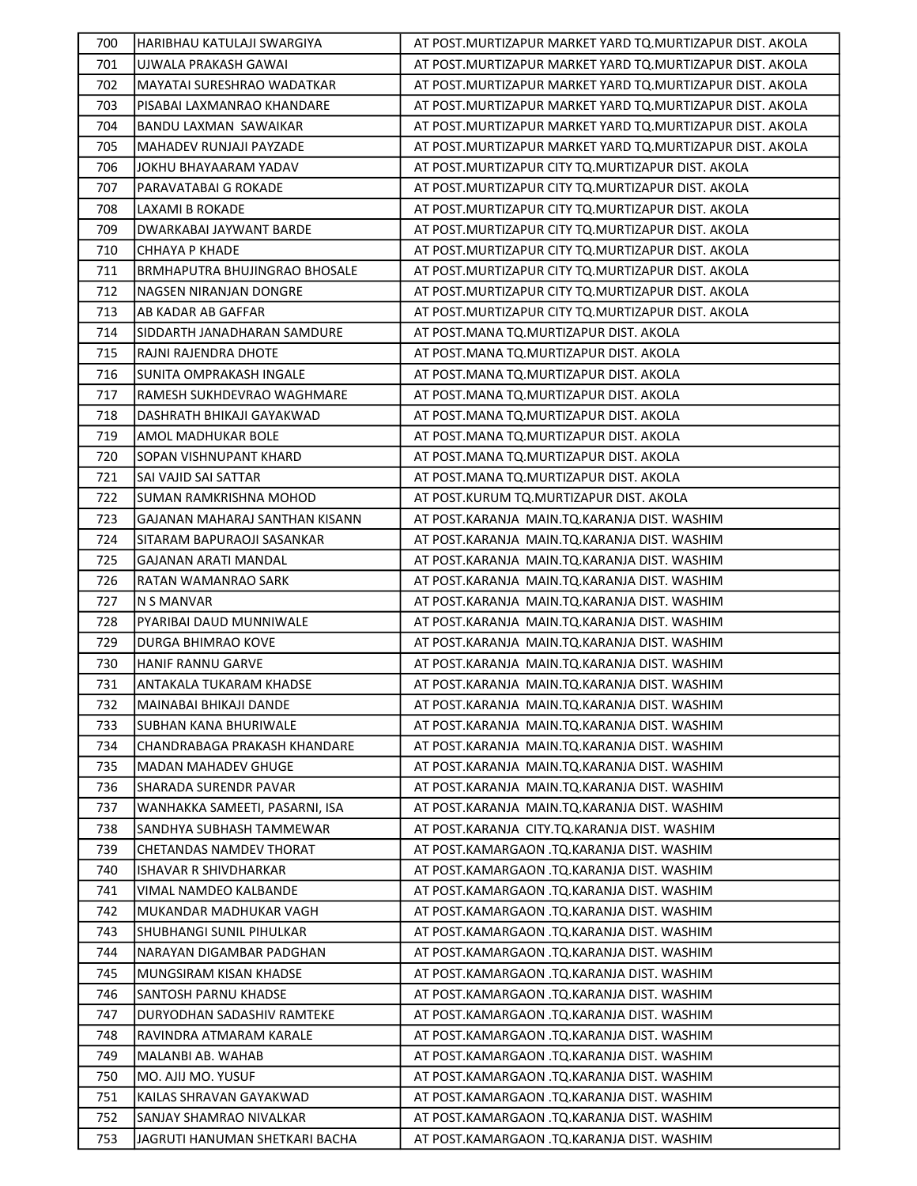| 700 | HARIBHAU KATULAJI SWARGIYA | AT POST.MURTIZAPUR MARKET YARD TQ.MURTIZAPUR DIST. AKOLA |
|---|---|---|
| 701 | UJWALA PRAKASH GAWAI | AT POST.MURTIZAPUR MARKET YARD TQ.MURTIZAPUR DIST. AKOLA |
| 702 | MAYATAI SURESHRAO WADATKAR | AT POST.MURTIZAPUR MARKET YARD TQ.MURTIZAPUR DIST. AKOLA |
| 703 | PISABAI LAXMANRAO KHANDARE | AT POST.MURTIZAPUR MARKET YARD TQ.MURTIZAPUR DIST. AKOLA |
| 704 | BANDU LAXMAN SAWAIKAR | AT POST.MURTIZAPUR MARKET YARD TQ.MURTIZAPUR DIST. AKOLA |
| 705 | MAHADEV RUNJAJI PAYZADE | AT POST.MURTIZAPUR MARKET YARD TQ.MURTIZAPUR DIST. AKOLA |
| 706 | JOKHU BHAYAARAM YADAV | AT POST.MURTIZAPUR CITY TQ.MURTIZAPUR DIST. AKOLA |
| 707 | PARAVATABAI G ROKADE | AT POST.MURTIZAPUR CITY TQ.MURTIZAPUR DIST. AKOLA |
| 708 | LAXAMI B ROKADE | AT POST.MURTIZAPUR CITY TQ.MURTIZAPUR DIST. AKOLA |
| 709 | DWARKABAI JAYWANT BARDE | AT POST.MURTIZAPUR CITY TQ.MURTIZAPUR DIST. AKOLA |
| 710 | CHHAYA P KHADE | AT POST.MURTIZAPUR CITY TQ.MURTIZAPUR DIST. AKOLA |
| 711 | BRMHAPUTRA BHUJINGRAO BHOSALE | AT POST.MURTIZAPUR CITY TQ.MURTIZAPUR DIST. AKOLA |
| 712 | NAGSEN NIRANJAN DONGRE | AT POST.MURTIZAPUR CITY TQ.MURTIZAPUR DIST. AKOLA |
| 713 | AB KADAR AB GAFFAR | AT POST.MURTIZAPUR CITY TQ.MURTIZAPUR DIST. AKOLA |
| 714 | SIDDARTH JANADHARAN SAMDURE | AT POST.MANA TQ.MURTIZAPUR DIST. AKOLA |
| 715 | RAJNI RAJENDRA DHOTE | AT POST.MANA TQ.MURTIZAPUR DIST. AKOLA |
| 716 | SUNITA OMPRAKASH INGALE | AT POST.MANA TQ.MURTIZAPUR DIST. AKOLA |
| 717 | RAMESH SUKHDEVRAO WAGHMARE | AT POST.MANA TQ.MURTIZAPUR DIST. AKOLA |
| 718 | DASHRATH BHIKAJI GAYAKWAD | AT POST.MANA TQ.MURTIZAPUR DIST. AKOLA |
| 719 | AMOL MADHUKAR BOLE | AT POST.MANA TQ.MURTIZAPUR DIST. AKOLA |
| 720 | SOPAN VISHNUPANT KHARD | AT POST.MANA TQ.MURTIZAPUR DIST. AKOLA |
| 721 | SAI VAJID SAI SATTAR | AT POST.MANA TQ.MURTIZAPUR DIST. AKOLA |
| 722 | SUMAN RAMKRISHNA MOHOD | AT POST.KURUM TQ.MURTIZAPUR DIST. AKOLA |
| 723 | GAJANAN MAHARAJ SANTHAN KISANN | AT POST.KARANJA MAIN.TQ.KARANJA DIST. WASHIM |
| 724 | SITARAM BAPURAOJI SASANKAR | AT POST.KARANJA MAIN.TQ.KARANJA DIST. WASHIM |
| 725 | GAJANAN ARATI MANDAL | AT POST.KARANJA MAIN.TQ.KARANJA DIST. WASHIM |
| 726 | RATAN WAMANRAO SARK | AT POST.KARANJA MAIN.TQ.KARANJA DIST. WASHIM |
| 727 | N S MANVAR | AT POST.KARANJA MAIN.TQ.KARANJA DIST. WASHIM |
| 728 | PYARIBAI DAUD MUNNIWALE | AT POST.KARANJA MAIN.TQ.KARANJA DIST. WASHIM |
| 729 | DURGA BHIMRAO KOVE | AT POST.KARANJA MAIN.TQ.KARANJA DIST. WASHIM |
| 730 | HANIF RANNU GARVE | AT POST.KARANJA MAIN.TQ.KARANJA DIST. WASHIM |
| 731 | ANTAKALA TUKARAM KHADSE | AT POST.KARANJA MAIN.TQ.KARANJA DIST. WASHIM |
| 732 | MAINABAI BHIKAJI DANDE | AT POST.KARANJA MAIN.TQ.KARANJA DIST. WASHIM |
| 733 | SUBHAN KANA BHURIWALE | AT POST.KARANJA MAIN.TQ.KARANJA DIST. WASHIM |
| 734 | CHANDRABAGA PRAKASH KHANDARE | AT POST.KARANJA MAIN.TQ.KARANJA DIST. WASHIM |
| 735 | MADAN MAHADEV GHUGE | AT POST.KARANJA MAIN.TQ.KARANJA DIST. WASHIM |
| 736 | SHARADA SURENDR PAVAR | AT POST.KARANJA MAIN.TQ.KARANJA DIST. WASHIM |
| 737 | WANHAKKA SAMEETI, PASARNI, ISA | AT POST.KARANJA MAIN.TQ.KARANJA DIST. WASHIM |
| 738 | SANDHYA SUBHASH TAMMEWAR | AT POST.KARANJA CITY.TQ.KARANJA DIST. WASHIM |
| 739 | CHETANDAS NAMDEV THORAT | AT POST.KAMARGAON .TQ.KARANJA DIST. WASHIM |
| 740 | ISHAVAR R SHIVDHARKAR | AT POST.KAMARGAON .TQ.KARANJA DIST. WASHIM |
| 741 | VIMAL NAMDEO KALBANDE | AT POST.KAMARGAON .TQ.KARANJA DIST. WASHIM |
| 742 | MUKANDAR MADHUKAR VAGH | AT POST.KAMARGAON .TQ.KARANJA DIST. WASHIM |
| 743 | SHUBHANGI SUNIL PIHULKAR | AT POST.KAMARGAON .TQ.KARANJA DIST. WASHIM |
| 744 | NARAYAN DIGAMBAR PADGHAN | AT POST.KAMARGAON .TQ.KARANJA DIST. WASHIM |
| 745 | MUNGSIRAM KISAN KHADSE | AT POST.KAMARGAON .TQ.KARANJA DIST. WASHIM |
| 746 | SANTOSH PARNU KHADSE | AT POST.KAMARGAON .TQ.KARANJA DIST. WASHIM |
| 747 | DURYODHAN SADASHIV RAMTEKE | AT POST.KAMARGAON .TQ.KARANJA DIST. WASHIM |
| 748 | RAVINDRA ATMARAM KARALE | AT POST.KAMARGAON .TQ.KARANJA DIST. WASHIM |
| 749 | MALANBI AB. WAHAB | AT POST.KAMARGAON .TQ.KARANJA DIST. WASHIM |
| 750 | MO. AJIJ MO. YUSUF | AT POST.KAMARGAON .TQ.KARANJA DIST. WASHIM |
| 751 | KAILAS SHRAVAN GAYAKWAD | AT POST.KAMARGAON .TQ.KARANJA DIST. WASHIM |
| 752 | SANJAY SHAMRAO NIVALKAR | AT POST.KAMARGAON .TQ.KARANJA DIST. WASHIM |
| 753 | JAGRUTI HANUMAN SHETKARI BACHA | AT POST.KAMARGAON .TQ.KARANJA DIST. WASHIM |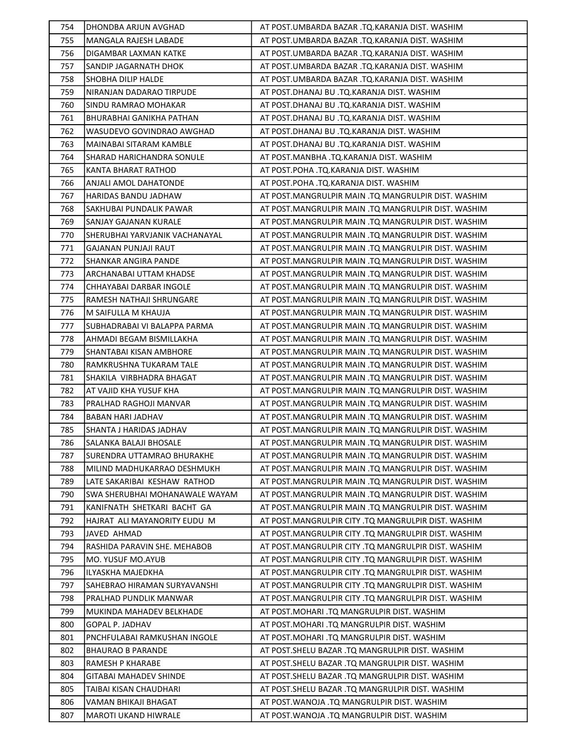| 754 | DHONDBA ARJUN AVGHAD | AT POST.UMBARDA BAZAR .TQ.KARANJA DIST. WASHIM |
|---|---|---|
| 755 | MANGALA RAJESH LABADE | AT POST.UMBARDA BAZAR .TQ.KARANJA DIST. WASHIM |
| 756 | DIGAMBAR LAXMAN KATKE | AT POST.UMBARDA BAZAR .TQ.KARANJA DIST. WASHIM |
| 757 | SANDIP JAGARNATH DHOK | AT POST.UMBARDA BAZAR .TQ.KARANJA DIST. WASHIM |
| 758 | SHOBHA DILIP HALDE | AT POST.UMBARDA BAZAR .TQ.KARANJA DIST. WASHIM |
| 759 | NIRANJAN DADARAO TIRPUDE | AT POST.DHANAJ BU .TQ.KARANJA DIST. WASHIM |
| 760 | SINDU RAMRAO MOHAKAR | AT POST.DHANAJ BU .TQ.KARANJA DIST. WASHIM |
| 761 | BHURABHAI GANIKHA PATHAN | AT POST.DHANAJ BU .TQ.KARANJA DIST. WASHIM |
| 762 | WASUDEVO GOVINDRAO AWGHAD | AT POST.DHANAJ BU .TQ.KARANJA DIST. WASHIM |
| 763 | MAINABAI SITARAM KAMBLE | AT POST.DHANAJ BU .TQ.KARANJA DIST. WASHIM |
| 764 | SHARAD HARICHANDRA SONULE | AT POST.MANBHA .TQ.KARANJA DIST. WASHIM |
| 765 | KANTA BHARAT RATHOD | AT POST.POHA .TQ.KARANJA DIST. WASHIM |
| 766 | ANJALI AMOL DAHATONDE | AT POST.POHA .TQ.KARANJA DIST. WASHIM |
| 767 | HARIDAS BANDU JADHAW | AT POST.MANGRULPIR MAIN .TQ MANGRULPIR DIST. WASHIM |
| 768 | SAKHUBAI PUNDALIK PAWAR | AT POST.MANGRULPIR MAIN .TQ MANGRULPIR DIST. WASHIM |
| 769 | SANJAY GAJANAN KURALE | AT POST.MANGRULPIR MAIN .TQ MANGRULPIR DIST. WASHIM |
| 770 | SHERUBHAI YARVJANIK VACHANAYAL | AT POST.MANGRULPIR MAIN .TQ MANGRULPIR DIST. WASHIM |
| 771 | GAJANAN PUNJAJI RAUT | AT POST.MANGRULPIR MAIN .TQ MANGRULPIR DIST. WASHIM |
| 772 | SHANKAR ANGIRA PANDE | AT POST.MANGRULPIR MAIN .TQ MANGRULPIR DIST. WASHIM |
| 773 | ARCHANABAI UTTAM KHADSE | AT POST.MANGRULPIR MAIN .TQ MANGRULPIR DIST. WASHIM |
| 774 | CHHAYABAI DARBAR INGOLE | AT POST.MANGRULPIR MAIN .TQ MANGRULPIR DIST. WASHIM |
| 775 | RAMESH NATHAJI SHRUNGARE | AT POST.MANGRULPIR MAIN .TQ MANGRULPIR DIST. WASHIM |
| 776 | M SAIFULLA M KHAUJA | AT POST.MANGRULPIR MAIN .TQ MANGRULPIR DIST. WASHIM |
| 777 | SUBHADRABAI VI BALAPPA PARMA | AT POST.MANGRULPIR MAIN .TQ MANGRULPIR DIST. WASHIM |
| 778 | AHMADI BEGAM BISMILLAKHA | AT POST.MANGRULPIR MAIN .TQ MANGRULPIR DIST. WASHIM |
| 779 | SHANTABAI KISAN AMBHORE | AT POST.MANGRULPIR MAIN .TQ MANGRULPIR DIST. WASHIM |
| 780 | RAMKRUSHNA TUKARAM TALE | AT POST.MANGRULPIR MAIN .TQ MANGRULPIR DIST. WASHIM |
| 781 | SHAKILA VIRBHADRA BHAGAT | AT POST.MANGRULPIR MAIN .TQ MANGRULPIR DIST. WASHIM |
| 782 | AT VAJID KHA YUSUF KHA | AT POST.MANGRULPIR MAIN .TQ MANGRULPIR DIST. WASHIM |
| 783 | PRALHAD RAGHOJI MANVAR | AT POST.MANGRULPIR MAIN .TQ MANGRULPIR DIST. WASHIM |
| 784 | BABAN HARI JADHAV | AT POST.MANGRULPIR MAIN .TQ MANGRULPIR DIST. WASHIM |
| 785 | SHANTA J HARIDAS JADHAV | AT POST.MANGRULPIR MAIN .TQ MANGRULPIR DIST. WASHIM |
| 786 | SALANKA BALAJI BHOSALE | AT POST.MANGRULPIR MAIN .TQ MANGRULPIR DIST. WASHIM |
| 787 | SURENDRA UTTAMRAO BHURAKHE | AT POST.MANGRULPIR MAIN .TQ MANGRULPIR DIST. WASHIM |
| 788 | MILIND MADHUKARRAO DESHMUKH | AT POST.MANGRULPIR MAIN .TQ MANGRULPIR DIST. WASHIM |
| 789 | LATE SAKARIBAI KESHAW RATHOD | AT POST.MANGRULPIR MAIN .TQ MANGRULPIR DIST. WASHIM |
| 790 | SWA SHERUBHAI MOHANAWALE WAYAM | AT POST.MANGRULPIR MAIN .TQ MANGRULPIR DIST. WASHIM |
| 791 | KANIFNATH SHETKARI BACHT GA | AT POST.MANGRULPIR MAIN .TQ MANGRULPIR DIST. WASHIM |
| 792 | HAJRAT ALI MAYANORITY EUDU M | AT POST.MANGRULPIR CITY .TQ MANGRULPIR DIST. WASHIM |
| 793 | JAVED AHMAD | AT POST.MANGRULPIR CITY .TQ MANGRULPIR DIST. WASHIM |
| 794 | RASHIDA PARAVIN SHE. MEHABOB | AT POST.MANGRULPIR CITY .TQ MANGRULPIR DIST. WASHIM |
| 795 | MO. YUSUF MO.AYUB | AT POST.MANGRULPIR CITY .TQ MANGRULPIR DIST. WASHIM |
| 796 | ILYASKHA MAJEDKHA | AT POST.MANGRULPIR CITY .TQ MANGRULPIR DIST. WASHIM |
| 797 | SAHEBRAO HIRAMAN SURYAVANSHI | AT POST.MANGRULPIR CITY .TQ MANGRULPIR DIST. WASHIM |
| 798 | PRALHAD PUNDLIK MANWAR | AT POST.MANGRULPIR CITY .TQ MANGRULPIR DIST. WASHIM |
| 799 | MUKINDA MAHADEV BELKHADE | AT POST.MOHARI .TQ MANGRULPIR DIST. WASHIM |
| 800 | GOPAL P. JADHAV | AT POST.MOHARI .TQ MANGRULPIR DIST. WASHIM |
| 801 | PNCHFULABAI RAMKUSHAN INGOLE | AT POST.MOHARI .TQ MANGRULPIR DIST. WASHIM |
| 802 | BHAURAO B PARANDE | AT POST.SHELU BAZAR .TQ MANGRULPIR DIST. WASHIM |
| 803 | RAMESH P KHARABE | AT POST.SHELU BAZAR .TQ MANGRULPIR DIST. WASHIM |
| 804 | GITABAI MAHADEV SHINDE | AT POST.SHELU BAZAR .TQ MANGRULPIR DIST. WASHIM |
| 805 | TAIBAI KISAN CHAUDHARI | AT POST.SHELU BAZAR .TQ MANGRULPIR DIST. WASHIM |
| 806 | VAMAN BHIKAJI BHAGAT | AT POST.WANOJA .TQ MANGRULPIR DIST. WASHIM |
| 807 | MAROTI UKAND HIWRALE | AT POST.WANOJA .TQ MANGRULPIR DIST. WASHIM |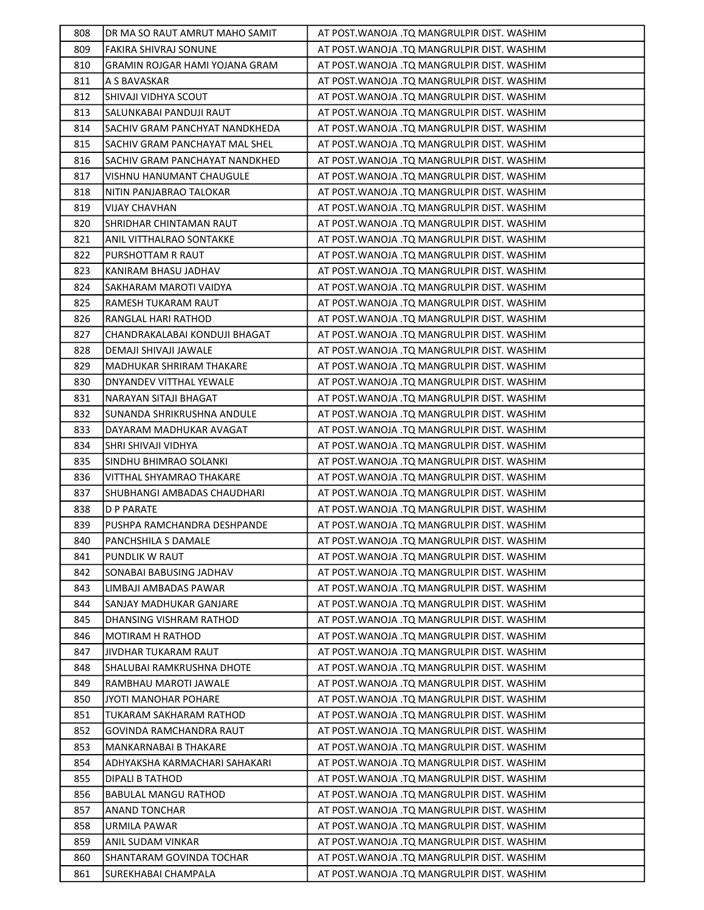| 808 | DR MA SO RAUT AMRUT MAHO SAMIT | AT POST.WANOJA .TQ MANGRULPIR DIST. WASHIM |
|---|---|---|
| 809 | FAKIRA SHIVRAJ SONUNE | AT POST.WANOJA .TQ MANGRULPIR DIST. WASHIM |
| 810 | GRAMIN ROJGAR HAMI YOJANA GRAM | AT POST.WANOJA .TQ MANGRULPIR DIST. WASHIM |
| 811 | A S BAVASKAR | AT POST.WANOJA .TQ MANGRULPIR DIST. WASHIM |
| 812 | SHIVAJI VIDHYA SCOUT | AT POST.WANOJA .TQ MANGRULPIR DIST. WASHIM |
| 813 | SALUNKABAI PANDUJI RAUT | AT POST.WANOJA .TQ MANGRULPIR DIST. WASHIM |
| 814 | SACHIV GRAM PANCHYAT NANDKHEDA | AT POST.WANOJA .TQ MANGRULPIR DIST. WASHIM |
| 815 | SACHIV GRAM PANCHAYAT MAL SHEL | AT POST.WANOJA .TQ MANGRULPIR DIST. WASHIM |
| 816 | SACHIV GRAM PANCHAYAT NANDKHED | AT POST.WANOJA .TQ MANGRULPIR DIST. WASHIM |
| 817 | VISHNU HANUMANT CHAUGULE | AT POST.WANOJA .TQ MANGRULPIR DIST. WASHIM |
| 818 | NITIN PANJABRAO TALOKAR | AT POST.WANOJA .TQ MANGRULPIR DIST. WASHIM |
| 819 | VIJAY CHAVHAN | AT POST.WANOJA .TQ MANGRULPIR DIST. WASHIM |
| 820 | SHRIDHAR CHINTAMAN RAUT | AT POST.WANOJA .TQ MANGRULPIR DIST. WASHIM |
| 821 | ANIL VITTHALRAO SONTAKKE | AT POST.WANOJA .TQ MANGRULPIR DIST. WASHIM |
| 822 | PURSHOTTAM R RAUT | AT POST.WANOJA .TQ MANGRULPIR DIST. WASHIM |
| 823 | KANIRAM BHASU JADHAV | AT POST.WANOJA .TQ MANGRULPIR DIST. WASHIM |
| 824 | SAKHARAM MAROTI VAIDYA | AT POST.WANOJA .TQ MANGRULPIR DIST. WASHIM |
| 825 | RAMESH TUKARAM RAUT | AT POST.WANOJA .TQ MANGRULPIR DIST. WASHIM |
| 826 | RANGLAL HARI RATHOD | AT POST.WANOJA .TQ MANGRULPIR DIST. WASHIM |
| 827 | CHANDRAKALABAI KONDUJI BHAGAT | AT POST.WANOJA .TQ MANGRULPIR DIST. WASHIM |
| 828 | DEMAJI SHIVAJI JAWALE | AT POST.WANOJA .TQ MANGRULPIR DIST. WASHIM |
| 829 | MADHUKAR SHRIRAM THAKARE | AT POST.WANOJA .TQ MANGRULPIR DIST. WASHIM |
| 830 | DNYANDEV VITTHAL YEWALE | AT POST.WANOJA .TQ MANGRULPIR DIST. WASHIM |
| 831 | NARAYAN SITAJI BHAGAT | AT POST.WANOJA .TQ MANGRULPIR DIST. WASHIM |
| 832 | SUNANDA SHRIKRUSHNA ANDULE | AT POST.WANOJA .TQ MANGRULPIR DIST. WASHIM |
| 833 | DAYARAM MADHUKAR AVAGAT | AT POST.WANOJA .TQ MANGRULPIR DIST. WASHIM |
| 834 | SHRI SHIVAJI VIDHYA | AT POST.WANOJA .TQ MANGRULPIR DIST. WASHIM |
| 835 | SINDHU BHIMRAO SOLANKI | AT POST.WANOJA .TQ MANGRULPIR DIST. WASHIM |
| 836 | VITTHAL SHYAMRAO THAKARE | AT POST.WANOJA .TQ MANGRULPIR DIST. WASHIM |
| 837 | SHUBHANGI AMBADAS CHAUDHARI | AT POST.WANOJA .TQ MANGRULPIR DIST. WASHIM |
| 838 | D P PARATE | AT POST.WANOJA .TQ MANGRULPIR DIST. WASHIM |
| 839 | PUSHPA RAMCHANDRA DESHPANDE | AT POST.WANOJA .TQ MANGRULPIR DIST. WASHIM |
| 840 | PANCHSHILA S DAMALE | AT POST.WANOJA .TQ MANGRULPIR DIST. WASHIM |
| 841 | PUNDLIK W RAUT | AT POST.WANOJA .TQ MANGRULPIR DIST. WASHIM |
| 842 | SONABAI BABUSING JADHAV | AT POST.WANOJA .TQ MANGRULPIR DIST. WASHIM |
| 843 | LIMBAJI AMBADAS PAWAR | AT POST.WANOJA .TQ MANGRULPIR DIST. WASHIM |
| 844 | SANJAY MADHUKAR GANJARE | AT POST.WANOJA .TQ MANGRULPIR DIST. WASHIM |
| 845 | DHANSING VISHRAM RATHOD | AT POST.WANOJA .TQ MANGRULPIR DIST. WASHIM |
| 846 | MOTIRAM H RATHOD | AT POST.WANOJA .TQ MANGRULPIR DIST. WASHIM |
| 847 | JIVDHAR TUKARAM RAUT | AT POST.WANOJA .TQ MANGRULPIR DIST. WASHIM |
| 848 | SHALUBAI RAMKRUSHNA DHOTE | AT POST.WANOJA .TQ MANGRULPIR DIST. WASHIM |
| 849 | RAMBHAU MAROTI JAWALE | AT POST.WANOJA .TQ MANGRULPIR DIST. WASHIM |
| 850 | JYOTI MANOHAR POHARE | AT POST.WANOJA .TQ MANGRULPIR DIST. WASHIM |
| 851 | TUKARAM SAKHARAM RATHOD | AT POST.WANOJA .TQ MANGRULPIR DIST. WASHIM |
| 852 | GOVINDA RAMCHANDRA RAUT | AT POST.WANOJA .TQ MANGRULPIR DIST. WASHIM |
| 853 | MANKARNABAI B THAKARE | AT POST.WANOJA .TQ MANGRULPIR DIST. WASHIM |
| 854 | ADHYAKSHA KARMACHARI SAHAKARI | AT POST.WANOJA .TQ MANGRULPIR DIST. WASHIM |
| 855 | DIPALI B TATHOD | AT POST.WANOJA .TQ MANGRULPIR DIST. WASHIM |
| 856 | BABULAL MANGU RATHOD | AT POST.WANOJA .TQ MANGRULPIR DIST. WASHIM |
| 857 | ANAND TONCHAR | AT POST.WANOJA .TQ MANGRULPIR DIST. WASHIM |
| 858 | URMILA PAWAR | AT POST.WANOJA .TQ MANGRULPIR DIST. WASHIM |
| 859 | ANIL SUDAM VINKAR | AT POST.WANOJA .TQ MANGRULPIR DIST. WASHIM |
| 860 | SHANTARAM GOVINDA TOCHAR | AT POST.WANOJA .TQ MANGRULPIR DIST. WASHIM |
| 861 | SUREKHABAI CHAMPALA | AT POST.WANOJA .TQ MANGRULPIR DIST. WASHIM |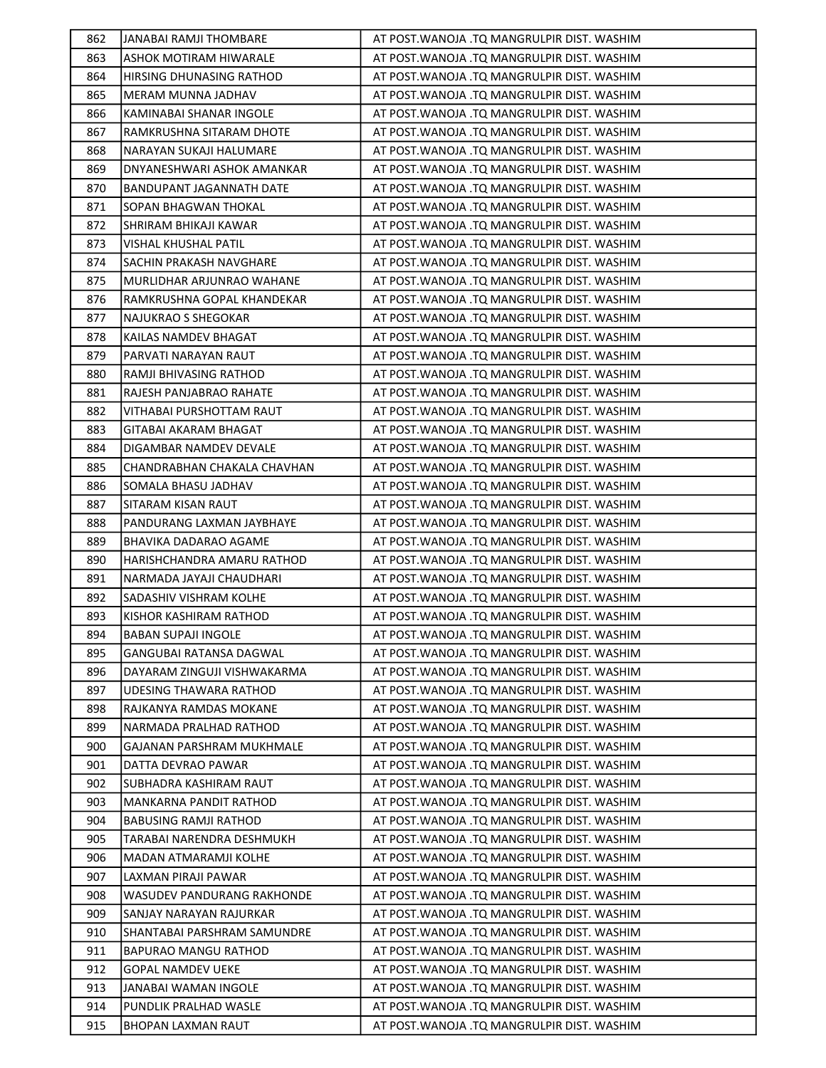| 862 | JANABAI RAMJI THOMBARE | AT POST.WANOJA .TQ MANGRULPIR DIST. WASHIM |
|---|---|---|
| 863 | ASHOK MOTIRAM HIWARALE | AT POST.WANOJA .TQ MANGRULPIR DIST. WASHIM |
| 864 | HIRSING DHUNASING RATHOD | AT POST.WANOJA .TQ MANGRULPIR DIST. WASHIM |
| 865 | MERAM MUNNA JADHAV | AT POST.WANOJA .TQ MANGRULPIR DIST. WASHIM |
| 866 | KAMINABAI SHANAR INGOLE | AT POST.WANOJA .TQ MANGRULPIR DIST. WASHIM |
| 867 | RAMKRUSHNA SITARAM DHOTE | AT POST.WANOJA .TQ MANGRULPIR DIST. WASHIM |
| 868 | NARAYAN SUKAJI HALUMARE | AT POST.WANOJA .TQ MANGRULPIR DIST. WASHIM |
| 869 | DNYANESHWARI ASHOK AMANKAR | AT POST.WANOJA .TQ MANGRULPIR DIST. WASHIM |
| 870 | BANDUPANT JAGANNATH DATE | AT POST.WANOJA .TQ MANGRULPIR DIST. WASHIM |
| 871 | SOPAN BHAGWAN THOKAL | AT POST.WANOJA .TQ MANGRULPIR DIST. WASHIM |
| 872 | SHRIRAM BHIKAJI KAWAR | AT POST.WANOJA .TQ MANGRULPIR DIST. WASHIM |
| 873 | VISHAL KHUSHAL PATIL | AT POST.WANOJA .TQ MANGRULPIR DIST. WASHIM |
| 874 | SACHIN PRAKASH NAVGHARE | AT POST.WANOJA .TQ MANGRULPIR DIST. WASHIM |
| 875 | MURLIDHAR ARJUNRAO WAHANE | AT POST.WANOJA .TQ MANGRULPIR DIST. WASHIM |
| 876 | RAMKRUSHNA GOPAL KHANDEKAR | AT POST.WANOJA .TQ MANGRULPIR DIST. WASHIM |
| 877 | NAJUKRAO S SHEGOKAR | AT POST.WANOJA .TQ MANGRULPIR DIST. WASHIM |
| 878 | KAILAS NAMDEV BHAGAT | AT POST.WANOJA .TQ MANGRULPIR DIST. WASHIM |
| 879 | PARVATI NARAYAN RAUT | AT POST.WANOJA .TQ MANGRULPIR DIST. WASHIM |
| 880 | RAMJI BHIVASING RATHOD | AT POST.WANOJA .TQ MANGRULPIR DIST. WASHIM |
| 881 | RAJESH PANJABRAO RAHATE | AT POST.WANOJA .TQ MANGRULPIR DIST. WASHIM |
| 882 | VITHABAI PURSHOTTAM RAUT | AT POST.WANOJA .TQ MANGRULPIR DIST. WASHIM |
| 883 | GITABAI AKARAM BHAGAT | AT POST.WANOJA .TQ MANGRULPIR DIST. WASHIM |
| 884 | DIGAMBAR NAMDEV DEVALE | AT POST.WANOJA .TQ MANGRULPIR DIST. WASHIM |
| 885 | CHANDRABHAN CHAKALA CHAVHAN | AT POST.WANOJA .TQ MANGRULPIR DIST. WASHIM |
| 886 | SOMALA BHASU JADHAV | AT POST.WANOJA .TQ MANGRULPIR DIST. WASHIM |
| 887 | SITARAM KISAN RAUT | AT POST.WANOJA .TQ MANGRULPIR DIST. WASHIM |
| 888 | PANDURANG LAXMAN JAYBHAYE | AT POST.WANOJA .TQ MANGRULPIR DIST. WASHIM |
| 889 | BHAVIKA DADARAO AGAME | AT POST.WANOJA .TQ MANGRULPIR DIST. WASHIM |
| 890 | HARISHCHANDRA AMARU RATHOD | AT POST.WANOJA .TQ MANGRULPIR DIST. WASHIM |
| 891 | NARMADA JAYAJI CHAUDHARI | AT POST.WANOJA .TQ MANGRULPIR DIST. WASHIM |
| 892 | SADASHIV VISHRAM KOLHE | AT POST.WANOJA .TQ MANGRULPIR DIST. WASHIM |
| 893 | KISHOR KASHIRAM RATHOD | AT POST.WANOJA .TQ MANGRULPIR DIST. WASHIM |
| 894 | BABAN SUPAJI INGOLE | AT POST.WANOJA .TQ MANGRULPIR DIST. WASHIM |
| 895 | GANGUBAI RATANSA DAGWAL | AT POST.WANOJA .TQ MANGRULPIR DIST. WASHIM |
| 896 | DAYARAM ZINGUJI VISHWAKARMA | AT POST.WANOJA .TQ MANGRULPIR DIST. WASHIM |
| 897 | UDESING THAWARA RATHOD | AT POST.WANOJA .TQ MANGRULPIR DIST. WASHIM |
| 898 | RAJKANYA RAMDAS MOKANE | AT POST.WANOJA .TQ MANGRULPIR DIST. WASHIM |
| 899 | NARMADA PRALHAD RATHOD | AT POST.WANOJA .TQ MANGRULPIR DIST. WASHIM |
| 900 | GAJANAN PARSHRAM MUKHMALE | AT POST.WANOJA .TQ MANGRULPIR DIST. WASHIM |
| 901 | DATTA DEVRAO PAWAR | AT POST.WANOJA .TQ MANGRULPIR DIST. WASHIM |
| 902 | SUBHADRA KASHIRAM RAUT | AT POST.WANOJA .TQ MANGRULPIR DIST. WASHIM |
| 903 | MANKARNA PANDIT RATHOD | AT POST.WANOJA .TQ MANGRULPIR DIST. WASHIM |
| 904 | BABUSING RAMJI RATHOD | AT POST.WANOJA .TQ MANGRULPIR DIST. WASHIM |
| 905 | TARABAI NARENDRA DESHMUKH | AT POST.WANOJA .TQ MANGRULPIR DIST. WASHIM |
| 906 | MADAN ATMARAMJI KOLHE | AT POST.WANOJA .TQ MANGRULPIR DIST. WASHIM |
| 907 | LAXMAN PIRAJI PAWAR | AT POST.WANOJA .TQ MANGRULPIR DIST. WASHIM |
| 908 | WASUDEV PANDURANG RAKHONDE | AT POST.WANOJA .TQ MANGRULPIR DIST. WASHIM |
| 909 | SANJAY NARAYAN RAJURKAR | AT POST.WANOJA .TQ MANGRULPIR DIST. WASHIM |
| 910 | SHANTABAI PARSHRAM SAMUNDRE | AT POST.WANOJA .TQ MANGRULPIR DIST. WASHIM |
| 911 | BAPURAO MANGU RATHOD | AT POST.WANOJA .TQ MANGRULPIR DIST. WASHIM |
| 912 | GOPAL NAMDEV UEKE | AT POST.WANOJA .TQ MANGRULPIR DIST. WASHIM |
| 913 | JANABAI WAMAN INGOLE | AT POST.WANOJA .TQ MANGRULPIR DIST. WASHIM |
| 914 | PUNDLIK PRALHAD WASLE | AT POST.WANOJA .TQ MANGRULPIR DIST. WASHIM |
| 915 | BHOPAN LAXMAN RAUT | AT POST.WANOJA .TQ MANGRULPIR DIST. WASHIM |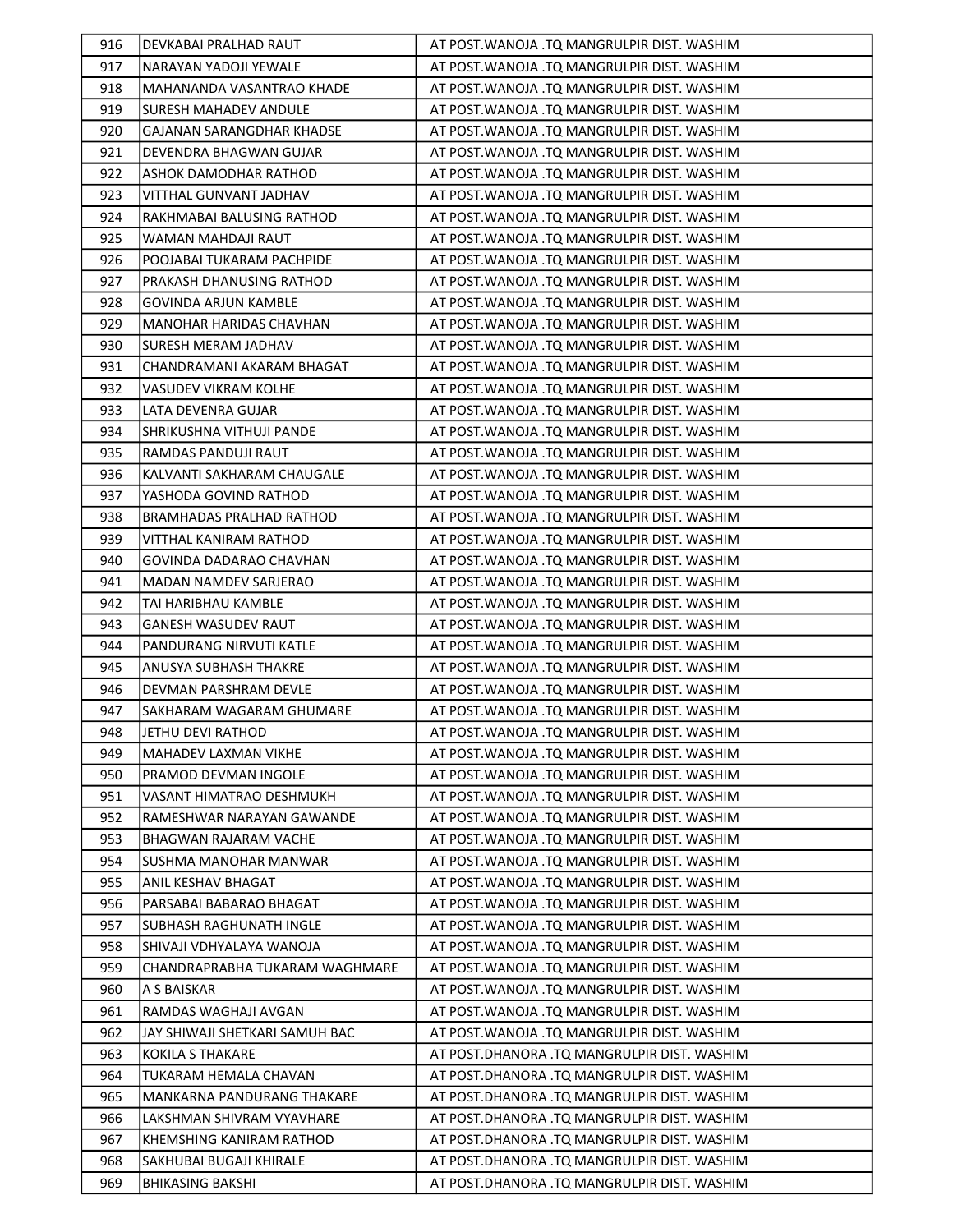| 916 | DEVKABAI PRALHAD RAUT | AT POST.WANOJA .TQ MANGRULPIR DIST. WASHIM |
|---|---|---|
| 917 | NARAYAN YADOJI YEWALE | AT POST.WANOJA .TQ MANGRULPIR DIST. WASHIM |
| 918 | MAHANANDA VASANTRAO KHADE | AT POST.WANOJA .TQ MANGRULPIR DIST. WASHIM |
| 919 | SURESH MAHADEV ANDULE | AT POST.WANOJA .TQ MANGRULPIR DIST. WASHIM |
| 920 | GAJANAN SARANGDHAR KHADSE | AT POST.WANOJA .TQ MANGRULPIR DIST. WASHIM |
| 921 | DEVENDRA BHAGWAN GUJAR | AT POST.WANOJA .TQ MANGRULPIR DIST. WASHIM |
| 922 | ASHOK DAMODHAR RATHOD | AT POST.WANOJA .TQ MANGRULPIR DIST. WASHIM |
| 923 | VITTHAL GUNVANT JADHAV | AT POST.WANOJA .TQ MANGRULPIR DIST. WASHIM |
| 924 | RAKHMABAI BALUSING RATHOD | AT POST.WANOJA .TQ MANGRULPIR DIST. WASHIM |
| 925 | WAMAN MAHDAJI RAUT | AT POST.WANOJA .TQ MANGRULPIR DIST. WASHIM |
| 926 | POOJABAI TUKARAM PACHPIDE | AT POST.WANOJA .TQ MANGRULPIR DIST. WASHIM |
| 927 | PRAKASH DHANUSING RATHOD | AT POST.WANOJA .TQ MANGRULPIR DIST. WASHIM |
| 928 | GOVINDA ARJUN KAMBLE | AT POST.WANOJA .TQ MANGRULPIR DIST. WASHIM |
| 929 | MANOHAR HARIDAS CHAVHAN | AT POST.WANOJA .TQ MANGRULPIR DIST. WASHIM |
| 930 | SURESH MERAM JADHAV | AT POST.WANOJA .TQ MANGRULPIR DIST. WASHIM |
| 931 | CHANDRAMANI AKARAM BHAGAT | AT POST.WANOJA .TQ MANGRULPIR DIST. WASHIM |
| 932 | VASUDEV VIKRAM KOLHE | AT POST.WANOJA .TQ MANGRULPIR DIST. WASHIM |
| 933 | LATA DEVENRA GUJAR | AT POST.WANOJA .TQ MANGRULPIR DIST. WASHIM |
| 934 | SHRIKUSHNA VITHUJI PANDE | AT POST.WANOJA .TQ MANGRULPIR DIST. WASHIM |
| 935 | RAMDAS PANDUJI RAUT | AT POST.WANOJA .TQ MANGRULPIR DIST. WASHIM |
| 936 | KALVANTI SAKHARAM CHAUGALE | AT POST.WANOJA .TQ MANGRULPIR DIST. WASHIM |
| 937 | YASHODA GOVIND RATHOD | AT POST.WANOJA .TQ MANGRULPIR DIST. WASHIM |
| 938 | BRAMHADAS PRALHAD RATHOD | AT POST.WANOJA .TQ MANGRULPIR DIST. WASHIM |
| 939 | VITTHAL KANIRAM RATHOD | AT POST.WANOJA .TQ MANGRULPIR DIST. WASHIM |
| 940 | GOVINDA DADARAO CHAVHAN | AT POST.WANOJA .TQ MANGRULPIR DIST. WASHIM |
| 941 | MADAN NAMDEV SARJERAO | AT POST.WANOJA .TQ MANGRULPIR DIST. WASHIM |
| 942 | TAI HARIBHAU KAMBLE | AT POST.WANOJA .TQ MANGRULPIR DIST. WASHIM |
| 943 | GANESH WASUDEV RAUT | AT POST.WANOJA .TQ MANGRULPIR DIST. WASHIM |
| 944 | PANDURANG NIRVUTI KATLE | AT POST.WANOJA .TQ MANGRULPIR DIST. WASHIM |
| 945 | ANUSYA SUBHASH THAKRE | AT POST.WANOJA .TQ MANGRULPIR DIST. WASHIM |
| 946 | DEVMAN PARSHRAM DEVLE | AT POST.WANOJA .TQ MANGRULPIR DIST. WASHIM |
| 947 | SAKHARAM WAGARAM GHUMARE | AT POST.WANOJA .TQ MANGRULPIR DIST. WASHIM |
| 948 | JETHU DEVI RATHOD | AT POST.WANOJA .TQ MANGRULPIR DIST. WASHIM |
| 949 | MAHADEV LAXMAN VIKHE | AT POST.WANOJA .TQ MANGRULPIR DIST. WASHIM |
| 950 | PRAMOD DEVMAN INGOLE | AT POST.WANOJA .TQ MANGRULPIR DIST. WASHIM |
| 951 | VASANT HIMATRAO DESHMUKH | AT POST.WANOJA .TQ MANGRULPIR DIST. WASHIM |
| 952 | RAMESHWAR NARAYAN GAWANDE | AT POST.WANOJA .TQ MANGRULPIR DIST. WASHIM |
| 953 | BHAGWAN RAJARAM VACHE | AT POST.WANOJA .TQ MANGRULPIR DIST. WASHIM |
| 954 | SUSHMA MANOHAR MANWAR | AT POST.WANOJA .TQ MANGRULPIR DIST. WASHIM |
| 955 | ANIL KESHAV BHAGAT | AT POST.WANOJA .TQ MANGRULPIR DIST. WASHIM |
| 956 | PARSABAI BABARAO BHAGAT | AT POST.WANOJA .TQ MANGRULPIR DIST. WASHIM |
| 957 | SUBHASH RAGHUNATH INGLE | AT POST.WANOJA .TQ MANGRULPIR DIST. WASHIM |
| 958 | SHIVAJI VDHYALAYA WANOJA | AT POST.WANOJA .TQ MANGRULPIR DIST. WASHIM |
| 959 | CHANDRAPRABHA TUKARAM WAGHMARE | AT POST.WANOJA .TQ MANGRULPIR DIST. WASHIM |
| 960 | A S BAISKAR | AT POST.WANOJA .TQ MANGRULPIR DIST. WASHIM |
| 961 | RAMDAS WAGHAJI AVGAN | AT POST.WANOJA .TQ MANGRULPIR DIST. WASHIM |
| 962 | JAY SHIWAJI SHETKARI SAMUH BAC | AT POST.WANOJA .TQ MANGRULPIR DIST. WASHIM |
| 963 | KOKILA S THAKARE | AT POST.DHANORA .TQ MANGRULPIR DIST. WASHIM |
| 964 | TUKARAM HEMALA CHAVAN | AT POST.DHANORA .TQ MANGRULPIR DIST. WASHIM |
| 965 | MANKARNA PANDURANG THAKARE | AT POST.DHANORA .TQ MANGRULPIR DIST. WASHIM |
| 966 | LAKSHMAN SHIVRAM VYAVHARE | AT POST.DHANORA .TQ MANGRULPIR DIST. WASHIM |
| 967 | KHEMSHING KANIRAM RATHOD | AT POST.DHANORA .TQ MANGRULPIR DIST. WASHIM |
| 968 | SAKHUBAI BUGAJI KHIRALE | AT POST.DHANORA .TQ MANGRULPIR DIST. WASHIM |
| 969 | BHIKASING BAKSHI | AT POST.DHANORA .TQ MANGRULPIR DIST. WASHIM |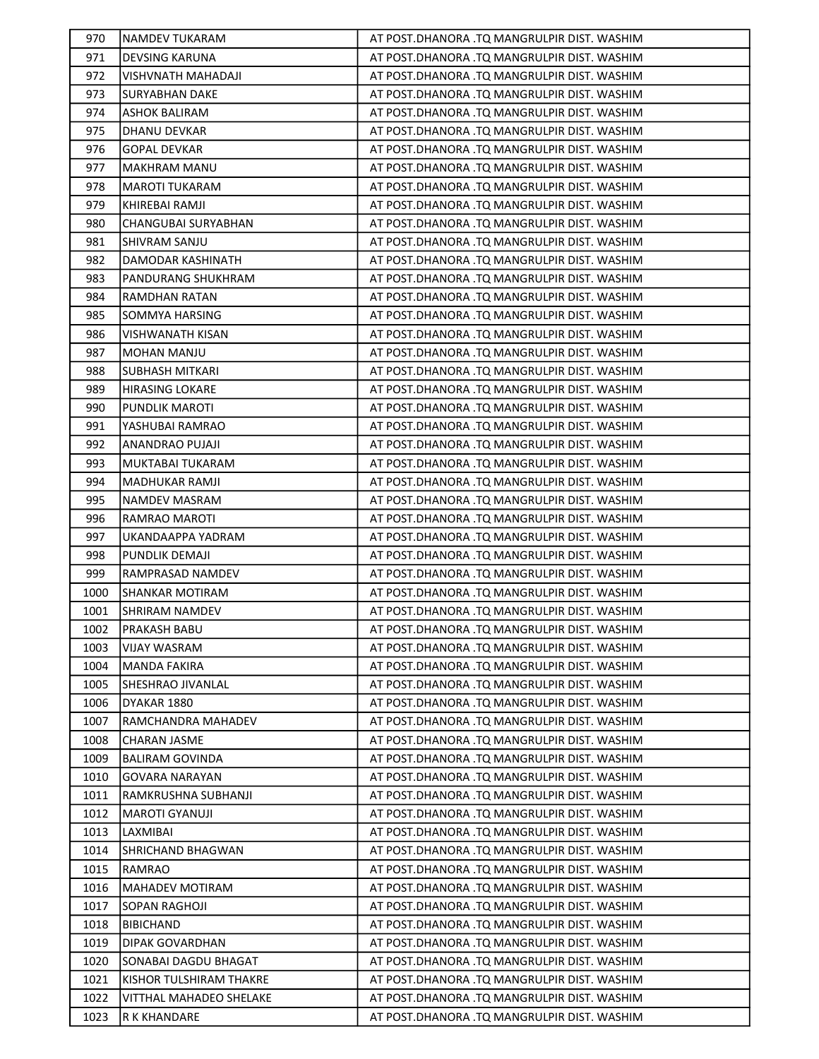| 970 | NAMDEV TUKARAM | AT POST.DHANORA .TQ MANGRULPIR DIST. WASHIM |
|---|---|---|
| 971 | DEVSING KARUNA | AT POST.DHANORA .TQ MANGRULPIR DIST. WASHIM |
| 972 | VISHVNATH MAHADAJI | AT POST.DHANORA .TQ MANGRULPIR DIST. WASHIM |
| 973 | SURYABHAN DAKE | AT POST.DHANORA .TQ MANGRULPIR DIST. WASHIM |
| 974 | ASHOK BALIRAM | AT POST.DHANORA .TQ MANGRULPIR DIST. WASHIM |
| 975 | DHANU DEVKAR | AT POST.DHANORA .TQ MANGRULPIR DIST. WASHIM |
| 976 | GOPAL DEVKAR | AT POST.DHANORA .TQ MANGRULPIR DIST. WASHIM |
| 977 | MAKHRAM MANU | AT POST.DHANORA .TQ MANGRULPIR DIST. WASHIM |
| 978 | MAROTI TUKARAM | AT POST.DHANORA .TQ MANGRULPIR DIST. WASHIM |
| 979 | KHIREBAI RAMJI | AT POST.DHANORA .TQ MANGRULPIR DIST. WASHIM |
| 980 | CHANGUBAI SURYABHAN | AT POST.DHANORA .TQ MANGRULPIR DIST. WASHIM |
| 981 | SHIVRAM SANJU | AT POST.DHANORA .TQ MANGRULPIR DIST. WASHIM |
| 982 | DAMODAR KASHINATH | AT POST.DHANORA .TQ MANGRULPIR DIST. WASHIM |
| 983 | PANDURANG SHUKHRAM | AT POST.DHANORA .TQ MANGRULPIR DIST. WASHIM |
| 984 | RAMDHAN RATAN | AT POST.DHANORA .TQ MANGRULPIR DIST. WASHIM |
| 985 | SOMMYA HARSING | AT POST.DHANORA .TQ MANGRULPIR DIST. WASHIM |
| 986 | VISHWANATH KISAN | AT POST.DHANORA .TQ MANGRULPIR DIST. WASHIM |
| 987 | MOHAN MANJU | AT POST.DHANORA .TQ MANGRULPIR DIST. WASHIM |
| 988 | SUBHASH MITKARI | AT POST.DHANORA .TQ MANGRULPIR DIST. WASHIM |
| 989 | HIRASING LOKARE | AT POST.DHANORA .TQ MANGRULPIR DIST. WASHIM |
| 990 | PUNDLIK MAROTI | AT POST.DHANORA .TQ MANGRULPIR DIST. WASHIM |
| 991 | YASHUBAI RAMRAO | AT POST.DHANORA .TQ MANGRULPIR DIST. WASHIM |
| 992 | ANANDRAO PUJAJI | AT POST.DHANORA .TQ MANGRULPIR DIST. WASHIM |
| 993 | MUKTABAI TUKARAM | AT POST.DHANORA .TQ MANGRULPIR DIST. WASHIM |
| 994 | MADHUKAR RAMJI | AT POST.DHANORA .TQ MANGRULPIR DIST. WASHIM |
| 995 | NAMDEV MASRAM | AT POST.DHANORA .TQ MANGRULPIR DIST. WASHIM |
| 996 | RAMRAO MAROTI | AT POST.DHANORA .TQ MANGRULPIR DIST. WASHIM |
| 997 | UKANDAAPPA YADRAM | AT POST.DHANORA .TQ MANGRULPIR DIST. WASHIM |
| 998 | PUNDLIK DEMAJI | AT POST.DHANORA .TQ MANGRULPIR DIST. WASHIM |
| 999 | RAMPRASAD NAMDEV | AT POST.DHANORA .TQ MANGRULPIR DIST. WASHIM |
| 1000 | SHANKAR MOTIRAM | AT POST.DHANORA .TQ MANGRULPIR DIST. WASHIM |
| 1001 | SHRIRAM NAMDEV | AT POST.DHANORA .TQ MANGRULPIR DIST. WASHIM |
| 1002 | PRAKASH BABU | AT POST.DHANORA .TQ MANGRULPIR DIST. WASHIM |
| 1003 | VIJAY WASRAM | AT POST.DHANORA .TQ MANGRULPIR DIST. WASHIM |
| 1004 | MANDA FAKIRA | AT POST.DHANORA .TQ MANGRULPIR DIST. WASHIM |
| 1005 | SHESHRAO JIVANLAL | AT POST.DHANORA .TQ MANGRULPIR DIST. WASHIM |
| 1006 | DYAKAR 1880 | AT POST.DHANORA .TQ MANGRULPIR DIST. WASHIM |
| 1007 | RAMCHANDRA MAHADEV | AT POST.DHANORA .TQ MANGRULPIR DIST. WASHIM |
| 1008 | CHARAN JASME | AT POST.DHANORA .TQ MANGRULPIR DIST. WASHIM |
| 1009 | BALIRAM GOVINDA | AT POST.DHANORA .TQ MANGRULPIR DIST. WASHIM |
| 1010 | GOVARA NARAYAN | AT POST.DHANORA .TQ MANGRULPIR DIST. WASHIM |
| 1011 | RAMKRUSHNA SUBHANJI | AT POST.DHANORA .TQ MANGRULPIR DIST. WASHIM |
| 1012 | MAROTI GYANUJI | AT POST.DHANORA .TQ MANGRULPIR DIST. WASHIM |
| 1013 | LAXMIBAI | AT POST.DHANORA .TQ MANGRULPIR DIST. WASHIM |
| 1014 | SHRICHAND BHAGWAN | AT POST.DHANORA .TQ MANGRULPIR DIST. WASHIM |
| 1015 | RAMRAO | AT POST.DHANORA .TQ MANGRULPIR DIST. WASHIM |
| 1016 | MAHADEV MOTIRAM | AT POST.DHANORA .TQ MANGRULPIR DIST. WASHIM |
| 1017 | SOPAN RAGHOJI | AT POST.DHANORA .TQ MANGRULPIR DIST. WASHIM |
| 1018 | BIBICHAND | AT POST.DHANORA .TQ MANGRULPIR DIST. WASHIM |
| 1019 | DIPAK GOVARDHAN | AT POST.DHANORA .TQ MANGRULPIR DIST. WASHIM |
| 1020 | SONABAI DAGDU BHAGAT | AT POST.DHANORA .TQ MANGRULPIR DIST. WASHIM |
| 1021 | KISHOR TULSHIRAM THAKRE | AT POST.DHANORA .TQ MANGRULPIR DIST. WASHIM |
| 1022 | VITTHAL MAHADEO SHELAKE | AT POST.DHANORA .TQ MANGRULPIR DIST. WASHIM |
| 1023 | R K KHANDARE | AT POST.DHANORA .TQ MANGRULPIR DIST. WASHIM |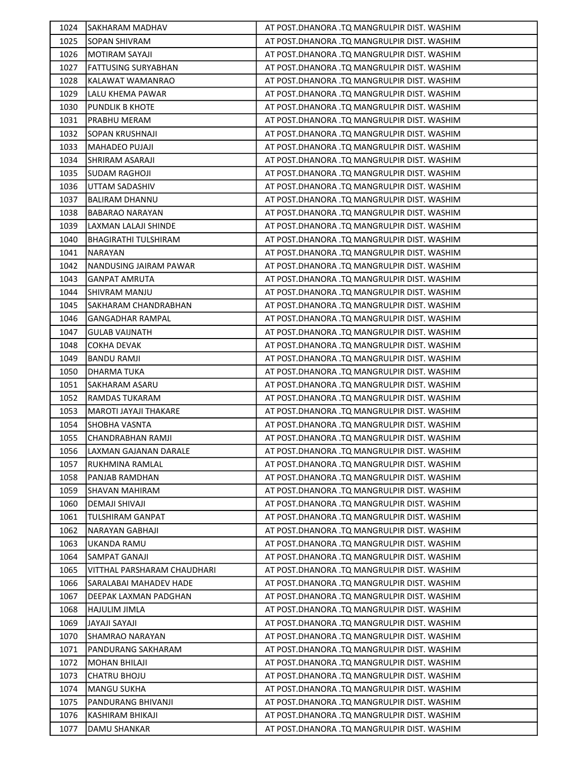| 1024 | SAKHARAM MADHAV | AT POST.DHANORA .TQ MANGRULPIR DIST. WASHIM |
|---|---|---|
| 1025 | SOPAN SHIVRAM | AT POST.DHANORA .TQ MANGRULPIR DIST. WASHIM |
| 1026 | MOTIRAM SAYAJI | AT POST.DHANORA .TQ MANGRULPIR DIST. WASHIM |
| 1027 | FATTUSING SURYABHAN | AT POST.DHANORA .TQ MANGRULPIR DIST. WASHIM |
| 1028 | KALAWAT WAMANRAO | AT POST.DHANORA .TQ MANGRULPIR DIST. WASHIM |
| 1029 | LALU KHEMA PAWAR | AT POST.DHANORA .TQ MANGRULPIR DIST. WASHIM |
| 1030 | PUNDLIK B KHOTE | AT POST.DHANORA .TQ MANGRULPIR DIST. WASHIM |
| 1031 | PRABHU MERAM | AT POST.DHANORA .TQ MANGRULPIR DIST. WASHIM |
| 1032 | SOPAN KRUSHNAJI | AT POST.DHANORA .TQ MANGRULPIR DIST. WASHIM |
| 1033 | MAHADEO PUJAJI | AT POST.DHANORA .TQ MANGRULPIR DIST. WASHIM |
| 1034 | SHRIRAM ASARAJI | AT POST.DHANORA .TQ MANGRULPIR DIST. WASHIM |
| 1035 | SUDAM RAGHOJI | AT POST.DHANORA .TQ MANGRULPIR DIST. WASHIM |
| 1036 | UTTAM SADASHIV | AT POST.DHANORA .TQ MANGRULPIR DIST. WASHIM |
| 1037 | BALIRAM DHANNU | AT POST.DHANORA .TQ MANGRULPIR DIST. WASHIM |
| 1038 | BABARAO NARAYAN | AT POST.DHANORA .TQ MANGRULPIR DIST. WASHIM |
| 1039 | LAXMAN LALAJI SHINDE | AT POST.DHANORA .TQ MANGRULPIR DIST. WASHIM |
| 1040 | BHAGIRATHI TULSHIRAM | AT POST.DHANORA .TQ MANGRULPIR DIST. WASHIM |
| 1041 | NARAYAN | AT POST.DHANORA .TQ MANGRULPIR DIST. WASHIM |
| 1042 | NANDUSING JAIRAM PAWAR | AT POST.DHANORA .TQ MANGRULPIR DIST. WASHIM |
| 1043 | GANPAT AMRUTA | AT POST.DHANORA .TQ MANGRULPIR DIST. WASHIM |
| 1044 | SHIVRAM MANJU | AT POST.DHANORA .TQ MANGRULPIR DIST. WASHIM |
| 1045 | SAKHARAM CHANDRABHAN | AT POST.DHANORA .TQ MANGRULPIR DIST. WASHIM |
| 1046 | GANGADHAR RAMPAL | AT POST.DHANORA .TQ MANGRULPIR DIST. WASHIM |
| 1047 | GULAB VAIJNATH | AT POST.DHANORA .TQ MANGRULPIR DIST. WASHIM |
| 1048 | COKHA DEVAK | AT POST.DHANORA .TQ MANGRULPIR DIST. WASHIM |
| 1049 | BANDU RAMJI | AT POST.DHANORA .TQ MANGRULPIR DIST. WASHIM |
| 1050 | DHARMA TUKA | AT POST.DHANORA .TQ MANGRULPIR DIST. WASHIM |
| 1051 | SAKHARAM ASARU | AT POST.DHANORA .TQ MANGRULPIR DIST. WASHIM |
| 1052 | RAMDAS TUKARAM | AT POST.DHANORA .TQ MANGRULPIR DIST. WASHIM |
| 1053 | MAROTI JAYAJI THAKARE | AT POST.DHANORA .TQ MANGRULPIR DIST. WASHIM |
| 1054 | SHOBHA VASNTA | AT POST.DHANORA .TQ MANGRULPIR DIST. WASHIM |
| 1055 | CHANDRABHAN RAMJI | AT POST.DHANORA .TQ MANGRULPIR DIST. WASHIM |
| 1056 | LAXMAN GAJANAN DARALE | AT POST.DHANORA .TQ MANGRULPIR DIST. WASHIM |
| 1057 | RUKHMINA RAMLAL | AT POST.DHANORA .TQ MANGRULPIR DIST. WASHIM |
| 1058 | PANJAB RAMDHAN | AT POST.DHANORA .TQ MANGRULPIR DIST. WASHIM |
| 1059 | SHAVAN MAHIRAM | AT POST.DHANORA .TQ MANGRULPIR DIST. WASHIM |
| 1060 | DEMAJI SHIVAJI | AT POST.DHANORA .TQ MANGRULPIR DIST. WASHIM |
| 1061 | TULSHIRAM GANPAT | AT POST.DHANORA .TQ MANGRULPIR DIST. WASHIM |
| 1062 | NARAYAN GABHAJI | AT POST.DHANORA .TQ MANGRULPIR DIST. WASHIM |
| 1063 | UKANDA RAMU | AT POST.DHANORA .TQ MANGRULPIR DIST. WASHIM |
| 1064 | SAMPAT GANAJI | AT POST.DHANORA .TQ MANGRULPIR DIST. WASHIM |
| 1065 | VITTHAL PARSHARAM CHAUDHARI | AT POST.DHANORA .TQ MANGRULPIR DIST. WASHIM |
| 1066 | SARALABAI MAHADEV HADE | AT POST.DHANORA .TQ MANGRULPIR DIST. WASHIM |
| 1067 | DEEPAK LAXMAN PADGHAN | AT POST.DHANORA .TQ MANGRULPIR DIST. WASHIM |
| 1068 | HAJULIM JIMLA | AT POST.DHANORA .TQ MANGRULPIR DIST. WASHIM |
| 1069 | JAYAJI SAYAJI | AT POST.DHANORA .TQ MANGRULPIR DIST. WASHIM |
| 1070 | SHAMRAO NARAYAN | AT POST.DHANORA .TQ MANGRULPIR DIST. WASHIM |
| 1071 | PANDURANG SAKHARAM | AT POST.DHANORA .TQ MANGRULPIR DIST. WASHIM |
| 1072 | MOHAN BHILAJI | AT POST.DHANORA .TQ MANGRULPIR DIST. WASHIM |
| 1073 | CHATRU BHOJU | AT POST.DHANORA .TQ MANGRULPIR DIST. WASHIM |
| 1074 | MANGU SUKHA | AT POST.DHANORA .TQ MANGRULPIR DIST. WASHIM |
| 1075 | PANDURANG BHIVANJI | AT POST.DHANORA .TQ MANGRULPIR DIST. WASHIM |
| 1076 | KASHIRAM BHIKAJI | AT POST.DHANORA .TQ MANGRULPIR DIST. WASHIM |
| 1077 | DAMU SHANKAR | AT POST.DHANORA .TQ MANGRULPIR DIST. WASHIM |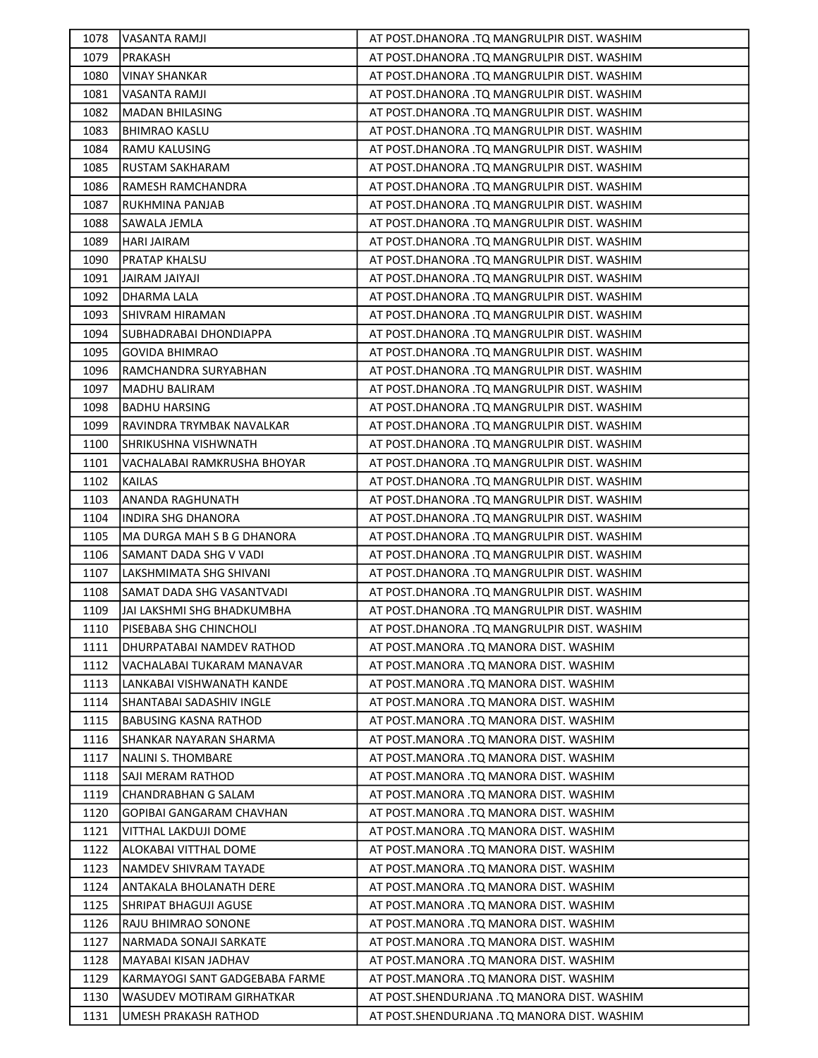| 1078 | VASANTA RAMJI | AT POST.DHANORA .TQ MANGRULPIR DIST. WASHIM |
|---|---|---|
| 1079 | PRAKASH | AT POST.DHANORA .TQ MANGRULPIR DIST. WASHIM |
| 1080 | VINAY SHANKAR | AT POST.DHANORA .TQ MANGRULPIR DIST. WASHIM |
| 1081 | VASANTA RAMJI | AT POST.DHANORA .TQ MANGRULPIR DIST. WASHIM |
| 1082 | MADAN BHILASING | AT POST.DHANORA .TQ MANGRULPIR DIST. WASHIM |
| 1083 | BHIMRAO KASLU | AT POST.DHANORA .TQ MANGRULPIR DIST. WASHIM |
| 1084 | RAMU KALUSING | AT POST.DHANORA .TQ MANGRULPIR DIST. WASHIM |
| 1085 | RUSTAM SAKHARAM | AT POST.DHANORA .TQ MANGRULPIR DIST. WASHIM |
| 1086 | RAMESH RAMCHANDRA | AT POST.DHANORA .TQ MANGRULPIR DIST. WASHIM |
| 1087 | RUKHMINA PANJAB | AT POST.DHANORA .TQ MANGRULPIR DIST. WASHIM |
| 1088 | SAWALA JEMLA | AT POST.DHANORA .TQ MANGRULPIR DIST. WASHIM |
| 1089 | HARI JAIRAM | AT POST.DHANORA .TQ MANGRULPIR DIST. WASHIM |
| 1090 | PRATAP KHALSU | AT POST.DHANORA .TQ MANGRULPIR DIST. WASHIM |
| 1091 | JAIRAM JAIYAJI | AT POST.DHANORA .TQ MANGRULPIR DIST. WASHIM |
| 1092 | DHARMA LALA | AT POST.DHANORA .TQ MANGRULPIR DIST. WASHIM |
| 1093 | SHIVRAM HIRAMAN | AT POST.DHANORA .TQ MANGRULPIR DIST. WASHIM |
| 1094 | SUBHADRABAI DHONDIAPPA | AT POST.DHANORA .TQ MANGRULPIR DIST. WASHIM |
| 1095 | GOVIDA BHIMRAO | AT POST.DHANORA .TQ MANGRULPIR DIST. WASHIM |
| 1096 | RAMCHANDRA SURYABHAN | AT POST.DHANORA .TQ MANGRULPIR DIST. WASHIM |
| 1097 | MADHU BALIRAM | AT POST.DHANORA .TQ MANGRULPIR DIST. WASHIM |
| 1098 | BADHU HARSING | AT POST.DHANORA .TQ MANGRULPIR DIST. WASHIM |
| 1099 | RAVINDRA TRYMBAK NAVALKAR | AT POST.DHANORA .TQ MANGRULPIR DIST. WASHIM |
| 1100 | SHRIKUSHNA VISHWNATH | AT POST.DHANORA .TQ MANGRULPIR DIST. WASHIM |
| 1101 | VACHALABAI RAMKRUSHA BHOYAR | AT POST.DHANORA .TQ MANGRULPIR DIST. WASHIM |
| 1102 | KAILAS | AT POST.DHANORA .TQ MANGRULPIR DIST. WASHIM |
| 1103 | ANANDA RAGHUNATH | AT POST.DHANORA .TQ MANGRULPIR DIST. WASHIM |
| 1104 | INDIRA SHG DHANORA | AT POST.DHANORA .TQ MANGRULPIR DIST. WASHIM |
| 1105 | MA DURGA MAH S B G DHANORA | AT POST.DHANORA .TQ MANGRULPIR DIST. WASHIM |
| 1106 | SAMANT DADA SHG V VADI | AT POST.DHANORA .TQ MANGRULPIR DIST. WASHIM |
| 1107 | LAKSHMIMATA SHG SHIVANI | AT POST.DHANORA .TQ MANGRULPIR DIST. WASHIM |
| 1108 | SAMAT DADA SHG VASANTVADI | AT POST.DHANORA .TQ MANGRULPIR DIST. WASHIM |
| 1109 | JAI LAKSHMI SHG BHADKUMBHA | AT POST.DHANORA .TQ MANGRULPIR DIST. WASHIM |
| 1110 | PISEBABA SHG CHINCHOLI | AT POST.DHANORA .TQ MANGRULPIR DIST. WASHIM |
| 1111 | DHURPATABAI NAMDEV RATHOD | AT POST.MANORA .TQ MANORA DIST. WASHIM |
| 1112 | VACHALABAI TUKARAM MANAVAR | AT POST.MANORA .TQ MANORA DIST. WASHIM |
| 1113 | LANKABAI VISHWANATH KANDE | AT POST.MANORA .TQ MANORA DIST. WASHIM |
| 1114 | SHANTABAI SADASHIV INGLE | AT POST.MANORA .TQ MANORA DIST. WASHIM |
| 1115 | BABUSING KASNA RATHOD | AT POST.MANORA .TQ MANORA DIST. WASHIM |
| 1116 | SHANKAR NAYARAN SHARMA | AT POST.MANORA .TQ MANORA DIST. WASHIM |
| 1117 | NALINI S. THOMBARE | AT POST.MANORA .TQ MANORA DIST. WASHIM |
| 1118 | SAJI MERAM RATHOD | AT POST.MANORA .TQ MANORA DIST. WASHIM |
| 1119 | CHANDRABHAN G SALAM | AT POST.MANORA .TQ MANORA DIST. WASHIM |
| 1120 | GOPIBAI GANGARAM CHAVHAN | AT POST.MANORA .TQ MANORA DIST. WASHIM |
| 1121 | VITTHAL LAKDUJI DOME | AT POST.MANORA .TQ MANORA DIST. WASHIM |
| 1122 | ALOKABAI VITTHAL DOME | AT POST.MANORA .TQ MANORA DIST. WASHIM |
| 1123 | NAMDEV SHIVRAM TAYADE | AT POST.MANORA .TQ MANORA DIST. WASHIM |
| 1124 | ANTAKALA BHOLANATH DERE | AT POST.MANORA .TQ MANORA DIST. WASHIM |
| 1125 | SHRIPAT BHAGUJI AGUSE | AT POST.MANORA .TQ MANORA DIST. WASHIM |
| 1126 | RAJU BHIMRAO SONONE | AT POST.MANORA .TQ MANORA DIST. WASHIM |
| 1127 | NARMADA SONAJI SARKATE | AT POST.MANORA .TQ MANORA DIST. WASHIM |
| 1128 | MAYABAI KISAN JADHAV | AT POST.MANORA .TQ MANORA DIST. WASHIM |
| 1129 | KARMAYOGI SANT GADGEBABA FARME | AT POST.MANORA .TQ MANORA DIST. WASHIM |
| 1130 | WASUDEV MOTIRAM GIRHATKAR | AT POST.SHENDURJANA .TQ MANORA DIST. WASHIM |
| 1131 | UMESH PRAKASH RATHOD | AT POST.SHENDURJANA .TQ MANORA DIST. WASHIM |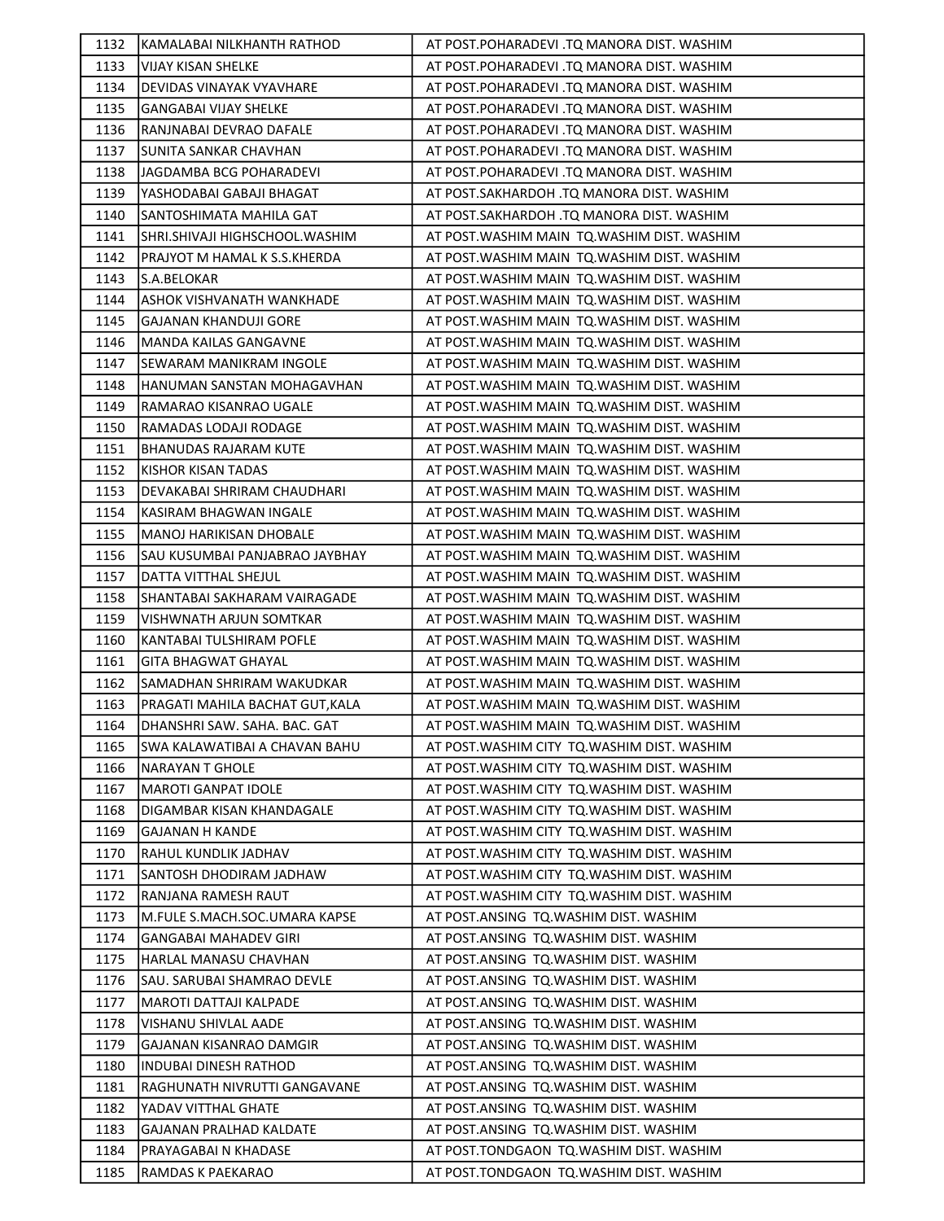| 1132 | KAMALABAI NILKHANTH RATHOD | AT POST.POHARADEVI .TQ MANORA DIST. WASHIM |
|---|---|---|
| 1133 | VIJAY KISAN SHELKE | AT POST.POHARADEVI .TQ MANORA DIST. WASHIM |
| 1134 | DEVIDAS VINAYAK VYAVHARE | AT POST.POHARADEVI .TQ MANORA DIST. WASHIM |
| 1135 | GANGABAI VIJAY SHELKE | AT POST.POHARADEVI .TQ MANORA DIST. WASHIM |
| 1136 | RANJNABAI DEVRAO DAFALE | AT POST.POHARADEVI .TQ MANORA DIST. WASHIM |
| 1137 | SUNITA SANKAR CHAVHAN | AT POST.POHARADEVI .TQ MANORA DIST. WASHIM |
| 1138 | JAGDAMBA BCG POHARADEVI | AT POST.POHARADEVI .TQ MANORA DIST. WASHIM |
| 1139 | YASHODABAI GABAJI BHAGAT | AT POST.SAKHARDOH .TQ MANORA DIST. WASHIM |
| 1140 | SANTOSHIMATA MAHILA GAT | AT POST.SAKHARDOH .TQ MANORA DIST. WASHIM |
| 1141 | SHRI.SHIVAJI HIGHSCHOOL.WASHIM | AT POST.WASHIM MAIN TQ.WASHIM DIST. WASHIM |
| 1142 | PRAJYOT M HAMAL K S.S.KHERDA | AT POST.WASHIM MAIN TQ.WASHIM DIST. WASHIM |
| 1143 | S.A.BELOKAR | AT POST.WASHIM MAIN TQ.WASHIM DIST. WASHIM |
| 1144 | ASHOK VISHVANATH WANKHADE | AT POST.WASHIM MAIN TQ.WASHIM DIST. WASHIM |
| 1145 | GAJANAN KHANDUJI GORE | AT POST.WASHIM MAIN TQ.WASHIM DIST. WASHIM |
| 1146 | MANDA KAILAS GANGAVNE | AT POST.WASHIM MAIN TQ.WASHIM DIST. WASHIM |
| 1147 | SEWARAM MANIKRAM INGOLE | AT POST.WASHIM MAIN TQ.WASHIM DIST. WASHIM |
| 1148 | HANUMAN SANSTAN MOHAGAVHAN | AT POST.WASHIM MAIN TQ.WASHIM DIST. WASHIM |
| 1149 | RAMARAO KISANRAO UGALE | AT POST.WASHIM MAIN TQ.WASHIM DIST. WASHIM |
| 1150 | RAMADAS LODAJI RODAGE | AT POST.WASHIM MAIN TQ.WASHIM DIST. WASHIM |
| 1151 | BHANUDAS RAJARAM KUTE | AT POST.WASHIM MAIN TQ.WASHIM DIST. WASHIM |
| 1152 | KISHOR KISAN TADAS | AT POST.WASHIM MAIN TQ.WASHIM DIST. WASHIM |
| 1153 | DEVAKABAI SHRIRAM CHAUDHARI | AT POST.WASHIM MAIN TQ.WASHIM DIST. WASHIM |
| 1154 | KASIRAM BHAGWAN INGALE | AT POST.WASHIM MAIN TQ.WASHIM DIST. WASHIM |
| 1155 | MANOJ HARIKISAN DHOBALE | AT POST.WASHIM MAIN TQ.WASHIM DIST. WASHIM |
| 1156 | SAU KUSUMBAI PANJABRAO JAYBHAY | AT POST.WASHIM MAIN TQ.WASHIM DIST. WASHIM |
| 1157 | DATTA VITTHAL SHEJUL | AT POST.WASHIM MAIN TQ.WASHIM DIST. WASHIM |
| 1158 | SHANTABAI SAKHARAM VAIRAGADE | AT POST.WASHIM MAIN TQ.WASHIM DIST. WASHIM |
| 1159 | VISHWNATH ARJUN SOMTKAR | AT POST.WASHIM MAIN TQ.WASHIM DIST. WASHIM |
| 1160 | KANTABAI TULSHIRAM POFLE | AT POST.WASHIM MAIN TQ.WASHIM DIST. WASHIM |
| 1161 | GITA BHAGWAT GHAYAL | AT POST.WASHIM MAIN TQ.WASHIM DIST. WASHIM |
| 1162 | SAMADHAN SHRIRAM WAKUDKAR | AT POST.WASHIM MAIN TQ.WASHIM DIST. WASHIM |
| 1163 | PRAGATI MAHILA BACHAT GUT,KALA | AT POST.WASHIM MAIN TQ.WASHIM DIST. WASHIM |
| 1164 | DHANSHRI SAW. SAHA. BAC. GAT | AT POST.WASHIM MAIN TQ.WASHIM DIST. WASHIM |
| 1165 | SWA KALAWATIBAI A CHAVAN BAHU | AT POST.WASHIM CITY TQ.WASHIM DIST. WASHIM |
| 1166 | NARAYAN T GHOLE | AT POST.WASHIM CITY TQ.WASHIM DIST. WASHIM |
| 1167 | MAROTI GANPAT IDOLE | AT POST.WASHIM CITY TQ.WASHIM DIST. WASHIM |
| 1168 | DIGAMBAR KISAN KHANDAGALE | AT POST.WASHIM CITY TQ.WASHIM DIST. WASHIM |
| 1169 | GAJANAN H KANDE | AT POST.WASHIM CITY TQ.WASHIM DIST. WASHIM |
| 1170 | RAHUL KUNDLIK JADHAV | AT POST.WASHIM CITY TQ.WASHIM DIST. WASHIM |
| 1171 | SANTOSH DHODIRAM JADHAW | AT POST.WASHIM CITY TQ.WASHIM DIST. WASHIM |
| 1172 | RANJANA RAMESH RAUT | AT POST.WASHIM CITY TQ.WASHIM DIST. WASHIM |
| 1173 | M.FULE S.MACH.SOC.UMARA KAPSE | AT POST.ANSING TQ.WASHIM DIST. WASHIM |
| 1174 | GANGABAI MAHADEV GIRI | AT POST.ANSING TQ.WASHIM DIST. WASHIM |
| 1175 | HARLAL MANASU CHAVHAN | AT POST.ANSING TQ.WASHIM DIST. WASHIM |
| 1176 | SAU. SARUBAI SHAMRAO DEVLE | AT POST.ANSING TQ.WASHIM DIST. WASHIM |
| 1177 | MAROTI DATTAJI KALPADE | AT POST.ANSING TQ.WASHIM DIST. WASHIM |
| 1178 | VISHANU SHIVLAL AADE | AT POST.ANSING TQ.WASHIM DIST. WASHIM |
| 1179 | GAJANAN KISANRAO DAMGIR | AT POST.ANSING TQ.WASHIM DIST. WASHIM |
| 1180 | INDUBAI DINESH RATHOD | AT POST.ANSING TQ.WASHIM DIST. WASHIM |
| 1181 | RAGHUNATH NIVRUTTI GANGAVANE | AT POST.ANSING TQ.WASHIM DIST. WASHIM |
| 1182 | YADAV VITTHAL GHATE | AT POST.ANSING TQ.WASHIM DIST. WASHIM |
| 1183 | GAJANAN PRALHAD KALDATE | AT POST.ANSING TQ.WASHIM DIST. WASHIM |
| 1184 | PRAYAGABAI N KHADASE | AT POST.TONDGAON TQ.WASHIM DIST. WASHIM |
| 1185 | RAMDAS K PAEKARAO | AT POST.TONDGAON TQ.WASHIM DIST. WASHIM |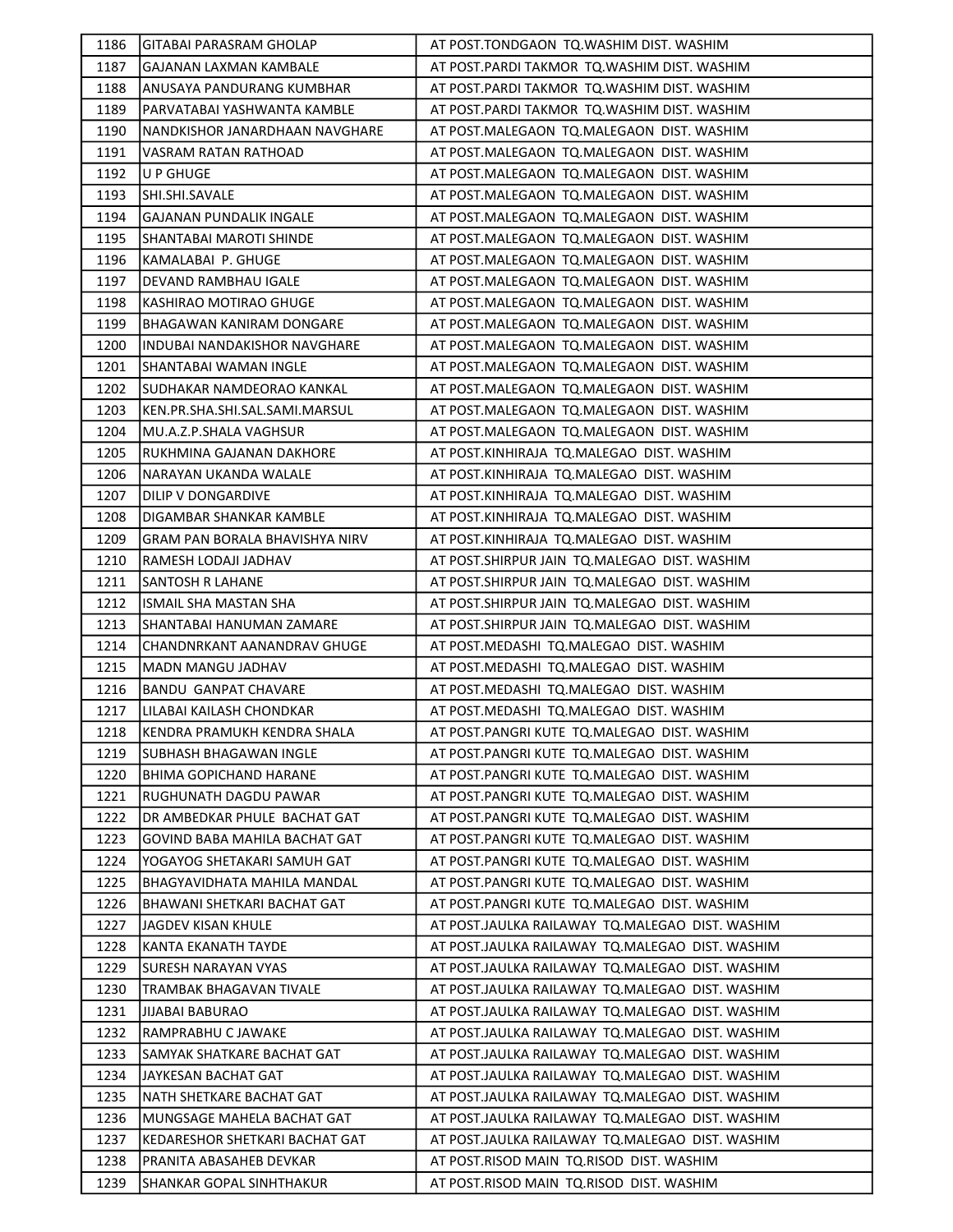| 1186 | GITABAI PARASRAM GHOLAP | AT POST.TONDGAON TQ.WASHIM DIST. WASHIM |
|---|---|---|
| 1187 | GAJANAN LAXMAN KAMBALE | AT POST.PARDI TAKMOR TQ.WASHIM DIST. WASHIM |
| 1188 | ANUSAYA PANDURANG KUMBHAR | AT POST.PARDI TAKMOR TQ.WASHIM DIST. WASHIM |
| 1189 | PARVATABAI YASHWANTA KAMBLE | AT POST.PARDI TAKMOR TQ.WASHIM DIST. WASHIM |
| 1190 | NANDKISHOR JANARDHAAN NAVGHARE | AT POST.MALEGAON TQ.MALEGAON DIST. WASHIM |
| 1191 | VASRAM RATAN RATHOAD | AT POST.MALEGAON TQ.MALEGAON DIST. WASHIM |
| 1192 | U P GHUGE | AT POST.MALEGAON TQ.MALEGAON DIST. WASHIM |
| 1193 | SHI.SHI.SAVALE | AT POST.MALEGAON TQ.MALEGAON DIST. WASHIM |
| 1194 | GAJANAN PUNDALIK INGALE | AT POST.MALEGAON TQ.MALEGAON DIST. WASHIM |
| 1195 | SHANTABAI MAROTI SHINDE | AT POST.MALEGAON TQ.MALEGAON DIST. WASHIM |
| 1196 | KAMALABAI P. GHUGE | AT POST.MALEGAON TQ.MALEGAON DIST. WASHIM |
| 1197 | DEVAND RAMBHAU IGALE | AT POST.MALEGAON TQ.MALEGAON DIST. WASHIM |
| 1198 | KASHIRAO MOTIRAO GHUGE | AT POST.MALEGAON TQ.MALEGAON DIST. WASHIM |
| 1199 | BHAGAWAN KANIRAM DONGARE | AT POST.MALEGAON TQ.MALEGAON DIST. WASHIM |
| 1200 | INDUBAI NANDAKISHOR NAVGHARE | AT POST.MALEGAON TQ.MALEGAON DIST. WASHIM |
| 1201 | SHANTABAI WAMAN INGLE | AT POST.MALEGAON TQ.MALEGAON DIST. WASHIM |
| 1202 | SUDHAKAR NAMDEORAO KANKAL | AT POST.MALEGAON TQ.MALEGAON DIST. WASHIM |
| 1203 | KEN.PR.SHA.SHI.SAL.SAMI.MARSUL | AT POST.MALEGAON TQ.MALEGAON DIST. WASHIM |
| 1204 | MU.A.Z.P.SHALA VAGHSUR | AT POST.MALEGAON TQ.MALEGAON DIST. WASHIM |
| 1205 | RUKHMINA GAJANAN DAKHORE | AT POST.KINHIRAJA TQ.MALEGAO DIST. WASHIM |
| 1206 | NARAYAN UKANDA WALALE | AT POST.KINHIRAJA TQ.MALEGAO DIST. WASHIM |
| 1207 | DILIP V DONGARDIVE | AT POST.KINHIRAJA TQ.MALEGAO DIST. WASHIM |
| 1208 | DIGAMBAR SHANKAR KAMBLE | AT POST.KINHIRAJA TQ.MALEGAO DIST. WASHIM |
| 1209 | GRAM PAN BORALA BHAVISHYA NIRV | AT POST.KINHIRAJA TQ.MALEGAO DIST. WASHIM |
| 1210 | RAMESH LODAJI JADHAV | AT POST.SHIRPUR JAIN TQ.MALEGAO DIST. WASHIM |
| 1211 | SANTOSH R LAHANE | AT POST.SHIRPUR JAIN TQ.MALEGAO DIST. WASHIM |
| 1212 | ISMAIL SHA MASTAN SHA | AT POST.SHIRPUR JAIN TQ.MALEGAO DIST. WASHIM |
| 1213 | SHANTABAI HANUMAN ZAMARE | AT POST.SHIRPUR JAIN TQ.MALEGAO DIST. WASHIM |
| 1214 | CHANDNRKANT AANANDRAV GHUGE | AT POST.MEDASHI TQ.MALEGAO DIST. WASHIM |
| 1215 | MADN MANGU JADHAV | AT POST.MEDASHI TQ.MALEGAO DIST. WASHIM |
| 1216 | BANDU GANPAT CHAVARE | AT POST.MEDASHI TQ.MALEGAO DIST. WASHIM |
| 1217 | LILABAI KAILASH CHONDKAR | AT POST.MEDASHI TQ.MALEGAO DIST. WASHIM |
| 1218 | KENDRA PRAMUKH KENDRA SHALA | AT POST.PANGRI KUTE TQ.MALEGAO DIST. WASHIM |
| 1219 | SUBHASH BHAGAWAN INGLE | AT POST.PANGRI KUTE TQ.MALEGAO DIST. WASHIM |
| 1220 | BHIMA GOPICHAND HARANE | AT POST.PANGRI KUTE TQ.MALEGAO DIST. WASHIM |
| 1221 | RUGHUNATH DAGDU PAWAR | AT POST.PANGRI KUTE TQ.MALEGAO DIST. WASHIM |
| 1222 | DR AMBEDKAR PHULE BACHAT GAT | AT POST.PANGRI KUTE TQ.MALEGAO DIST. WASHIM |
| 1223 | GOVIND BABA MAHILA BACHAT GAT | AT POST.PANGRI KUTE TQ.MALEGAO DIST. WASHIM |
| 1224 | YOGAYOG SHETAKARI SAMUH GAT | AT POST.PANGRI KUTE TQ.MALEGAO DIST. WASHIM |
| 1225 | BHAGYAVIDHATA MAHILA MANDAL | AT POST.PANGRI KUTE TQ.MALEGAO DIST. WASHIM |
| 1226 | BHAWANI SHETKARI BACHAT GAT | AT POST.PANGRI KUTE TQ.MALEGAO DIST. WASHIM |
| 1227 | JAGDEV KISAN KHULE | AT POST.JAULKA RAILAWAY TQ.MALEGAO DIST. WASHIM |
| 1228 | KANTA EKANATH TAYDE | AT POST.JAULKA RAILAWAY TQ.MALEGAO DIST. WASHIM |
| 1229 | SURESH NARAYAN VYAS | AT POST.JAULKA RAILAWAY TQ.MALEGAO DIST. WASHIM |
| 1230 | TRAMBAK BHAGAVAN TIVALE | AT POST.JAULKA RAILAWAY TQ.MALEGAO DIST. WASHIM |
| 1231 | JIJABAI BABURAO | AT POST.JAULKA RAILAWAY TQ.MALEGAO DIST. WASHIM |
| 1232 | RAMPRABHU C JAWAKE | AT POST.JAULKA RAILAWAY TQ.MALEGAO DIST. WASHIM |
| 1233 | SAMYAK SHATKARE BACHAT GAT | AT POST.JAULKA RAILAWAY TQ.MALEGAO DIST. WASHIM |
| 1234 | JAYKESAN BACHAT GAT | AT POST.JAULKA RAILAWAY TQ.MALEGAO DIST. WASHIM |
| 1235 | NATH SHETKARE BACHAT GAT | AT POST.JAULKA RAILAWAY TQ.MALEGAO DIST. WASHIM |
| 1236 | MUNGSAGE MAHELA BACHAT GAT | AT POST.JAULKA RAILAWAY TQ.MALEGAO DIST. WASHIM |
| 1237 | KEDARESHOR SHETKARI BACHAT GAT | AT POST.JAULKA RAILAWAY TQ.MALEGAO DIST. WASHIM |
| 1238 | PRANITA ABASAHEB DEVKAR | AT POST.RISOD MAIN TQ.RISOD DIST. WASHIM |
| 1239 | SHANKAR GOPAL SINHTHAKUR | AT POST.RISOD MAIN TQ.RISOD DIST. WASHIM |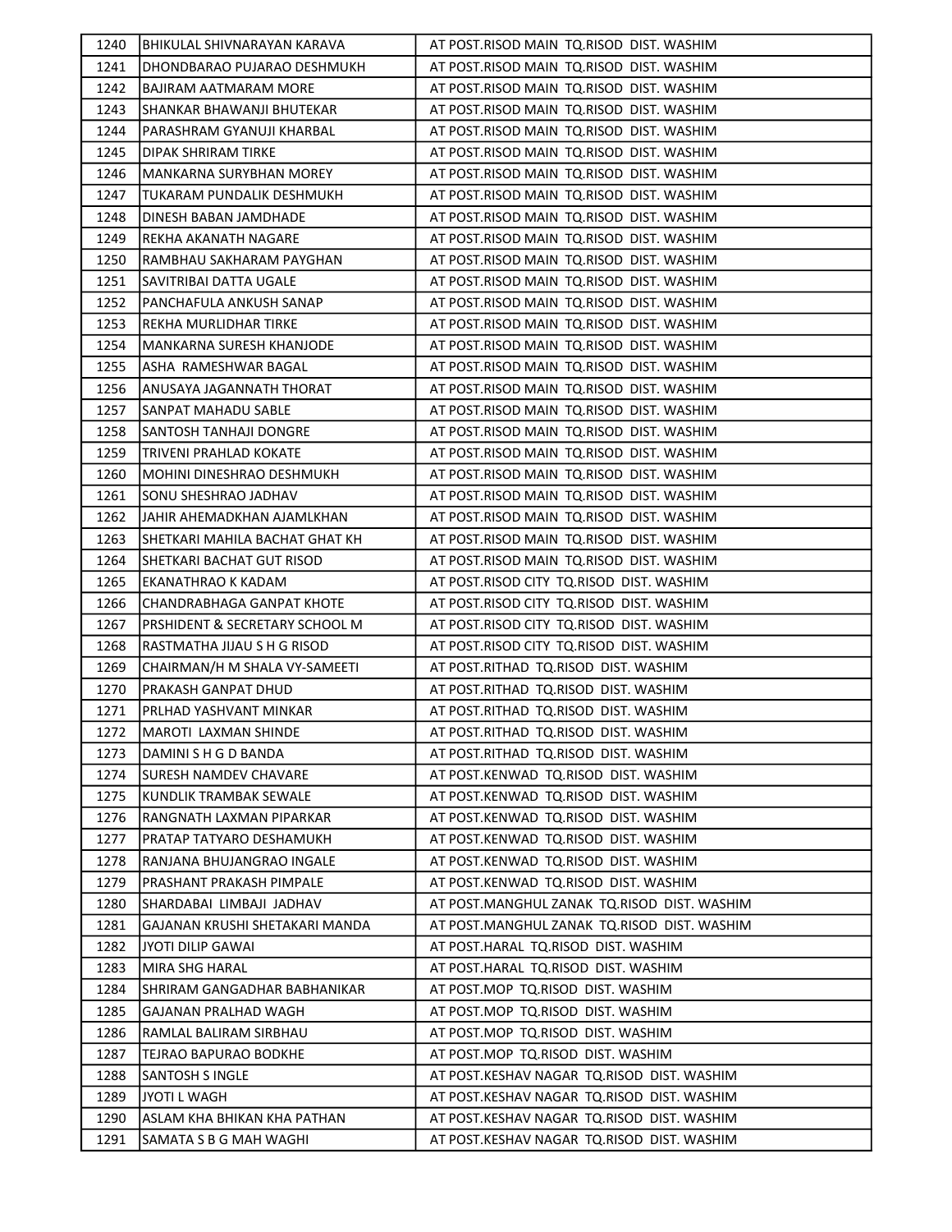| | | |
|---|---|---|
| 1240 | BHIKULAL SHIVNARAYAN KARAVA | AT POST.RISOD MAIN TQ.RISOD DIST. WASHIM |
| 1241 | DHONDBARAO PUJARAO DESHMUKH | AT POST.RISOD MAIN TQ.RISOD DIST. WASHIM |
| 1242 | BAJIRAM AATMARAM MORE | AT POST.RISOD MAIN TQ.RISOD DIST. WASHIM |
| 1243 | SHANKAR BHAWANJI BHUTEKAR | AT POST.RISOD MAIN TQ.RISOD DIST. WASHIM |
| 1244 | PARASHRAM GYANUJI KHARBAL | AT POST.RISOD MAIN TQ.RISOD DIST. WASHIM |
| 1245 | DIPAK SHRIRAM TIRKE | AT POST.RISOD MAIN TQ.RISOD DIST. WASHIM |
| 1246 | MANKARNA SURYBHAN MOREY | AT POST.RISOD MAIN TQ.RISOD DIST. WASHIM |
| 1247 | TUKARAM PUNDALIK DESHMUKH | AT POST.RISOD MAIN TQ.RISOD DIST. WASHIM |
| 1248 | DINESH BABAN JAMDHADE | AT POST.RISOD MAIN TQ.RISOD DIST. WASHIM |
| 1249 | REKHA AKANATH NAGARE | AT POST.RISOD MAIN TQ.RISOD DIST. WASHIM |
| 1250 | RAMBHAU SAKHARAM PAYGHAN | AT POST.RISOD MAIN TQ.RISOD DIST. WASHIM |
| 1251 | SAVITRIBAI DATTA UGALE | AT POST.RISOD MAIN TQ.RISOD DIST. WASHIM |
| 1252 | PANCHAFULA ANKUSH SANAP | AT POST.RISOD MAIN TQ.RISOD DIST. WASHIM |
| 1253 | REKHA MURLIDHAR TIRKE | AT POST.RISOD MAIN TQ.RISOD DIST. WASHIM |
| 1254 | MANKARNA SURESH KHANJODE | AT POST.RISOD MAIN TQ.RISOD DIST. WASHIM |
| 1255 | ASHA RAMESHWAR BAGAL | AT POST.RISOD MAIN TQ.RISOD DIST. WASHIM |
| 1256 | ANUSAYA JAGANNATH THORAT | AT POST.RISOD MAIN TQ.RISOD DIST. WASHIM |
| 1257 | SANPAT MAHADU SABLE | AT POST.RISOD MAIN TQ.RISOD DIST. WASHIM |
| 1258 | SANTOSH TANHAJI DONGRE | AT POST.RISOD MAIN TQ.RISOD DIST. WASHIM |
| 1259 | TRIVENI PRAHLAD KOKATE | AT POST.RISOD MAIN TQ.RISOD DIST. WASHIM |
| 1260 | MOHINI DINESHRAO DESHMUKH | AT POST.RISOD MAIN TQ.RISOD DIST. WASHIM |
| 1261 | SONU SHESHRAO JADHAV | AT POST.RISOD MAIN TQ.RISOD DIST. WASHIM |
| 1262 | JAHIR AHEMADKHAN AJAMLKHAN | AT POST.RISOD MAIN TQ.RISOD DIST. WASHIM |
| 1263 | SHETKARI MAHILA BACHAT GHAT KH | AT POST.RISOD MAIN TQ.RISOD DIST. WASHIM |
| 1264 | SHETKARI BACHAT GUT RISOD | AT POST.RISOD MAIN TQ.RISOD DIST. WASHIM |
| 1265 | EKANATHRAO K KADAM | AT POST.RISOD CITY TQ.RISOD DIST. WASHIM |
| 1266 | CHANDRABHAGA GANPAT KHOTE | AT POST.RISOD CITY TQ.RISOD DIST. WASHIM |
| 1267 | PRSHIDENT & SECRETARY SCHOOL M | AT POST.RISOD CITY TQ.RISOD DIST. WASHIM |
| 1268 | RASTMATHA JIJAU S H G RISOD | AT POST.RISOD CITY TQ.RISOD DIST. WASHIM |
| 1269 | CHAIRMAN/H M SHALA VY-SAMEETI | AT POST.RITHAD TQ.RISOD DIST. WASHIM |
| 1270 | PRAKASH GANPAT DHUD | AT POST.RITHAD TQ.RISOD DIST. WASHIM |
| 1271 | PRLHAD YASHVANT MINKAR | AT POST.RITHAD TQ.RISOD DIST. WASHIM |
| 1272 | MAROTI LAXMAN SHINDE | AT POST.RITHAD TQ.RISOD DIST. WASHIM |
| 1273 | DAMINI S H G D BANDA | AT POST.RITHAD TQ.RISOD DIST. WASHIM |
| 1274 | SURESH NAMDEV CHAVARE | AT POST.KENWAD TQ.RISOD DIST. WASHIM |
| 1275 | KUNDLIK TRAMBAK SEWALE | AT POST.KENWAD TQ.RISOD DIST. WASHIM |
| 1276 | RANGNATH LAXMAN PIPARKAR | AT POST.KENWAD TQ.RISOD DIST. WASHIM |
| 1277 | PRATAP TATYARO DESHAMUKH | AT POST.KENWAD TQ.RISOD DIST. WASHIM |
| 1278 | RANJANA BHUJANGRAO INGALE | AT POST.KENWAD TQ.RISOD DIST. WASHIM |
| 1279 | PRASHANT PRAKASH PIMPALE | AT POST.KENWAD TQ.RISOD DIST. WASHIM |
| 1280 | SHARDABAI LIMBAJI JADHAV | AT POST.MANGHUL ZANAK TQ.RISOD DIST. WASHIM |
| 1281 | GAJANAN KRUSHI SHETAKARI MANDA | AT POST.MANGHUL ZANAK TQ.RISOD DIST. WASHIM |
| 1282 | JYOTI DILIP GAWAI | AT POST.HARAL TQ.RISOD DIST. WASHIM |
| 1283 | MIRA SHG HARAL | AT POST.HARAL TQ.RISOD DIST. WASHIM |
| 1284 | SHRIRAM GANGADHAR BABHANIKAR | AT POST.MOP TQ.RISOD DIST. WASHIM |
| 1285 | GAJANAN PRALHAD WAGH | AT POST.MOP TQ.RISOD DIST. WASHIM |
| 1286 | RAMLAL BALIRAM SIRBHAU | AT POST.MOP TQ.RISOD DIST. WASHIM |
| 1287 | TEJRAO BAPURAO BODKHE | AT POST.MOP TQ.RISOD DIST. WASHIM |
| 1288 | SANTOSH S INGLE | AT POST.KESHAV NAGAR TQ.RISOD DIST. WASHIM |
| 1289 | JYOTI L WAGH | AT POST.KESHAV NAGAR TQ.RISOD DIST. WASHIM |
| 1290 | ASLAM KHA BHIKAN KHA PATHAN | AT POST.KESHAV NAGAR TQ.RISOD DIST. WASHIM |
| 1291 | SAMATA S B G MAH WAGHI | AT POST.KESHAV NAGAR TQ.RISOD DIST. WASHIM |